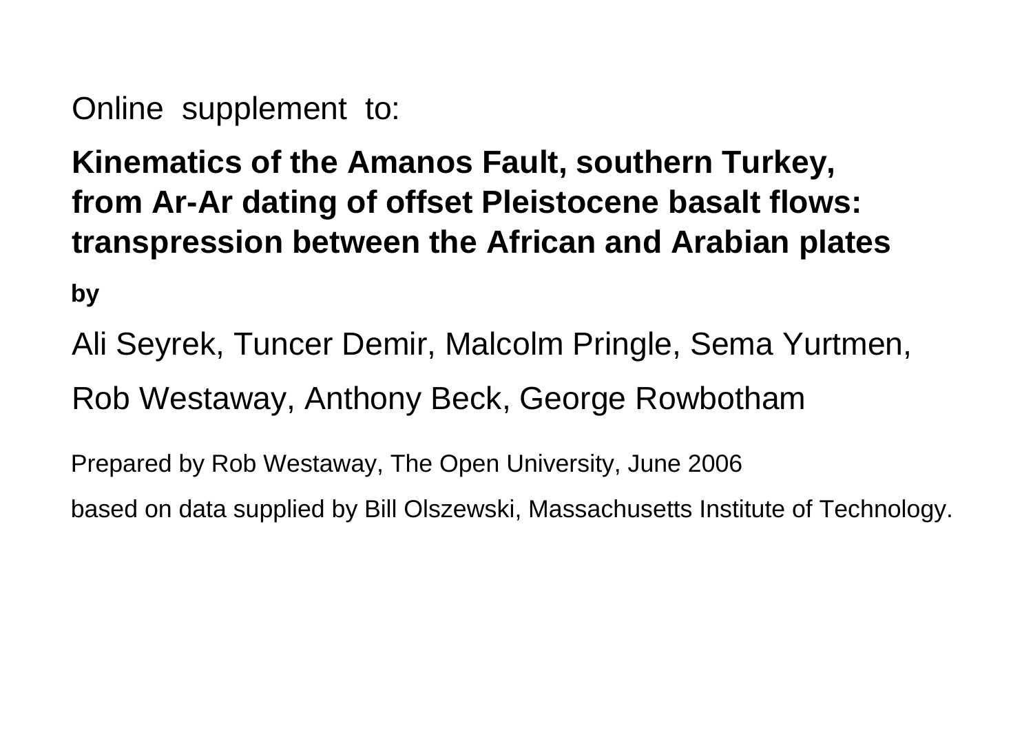Online supplement to:

# Kinematics of the Amanos Fault, southern Turkey, from Ar-Ar dating of offset Pleistocene basalt flows: transpression between the African and Arabian plates

**by**

Ali Seyrek, Tuncer Demir, Malcolm Pringle, Sema Yurtmen,

Rob Westaway, Anthony Beck, George Rowbotham

Prepared by Rob Westaway, The Open University, June 2006

based on data supplied by Bill Olszewski, Massachusetts Institute of Technology.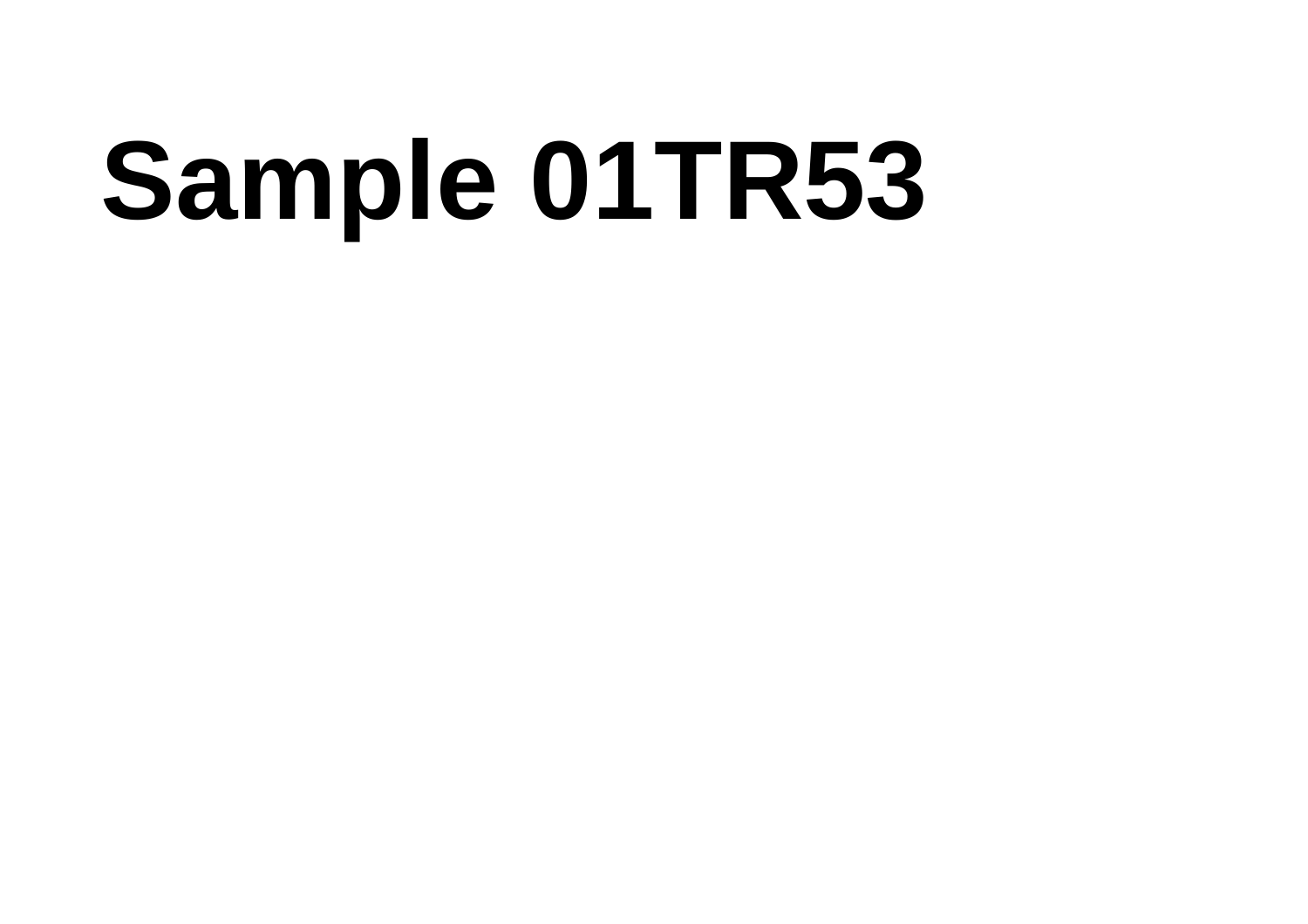# Sample 01TR53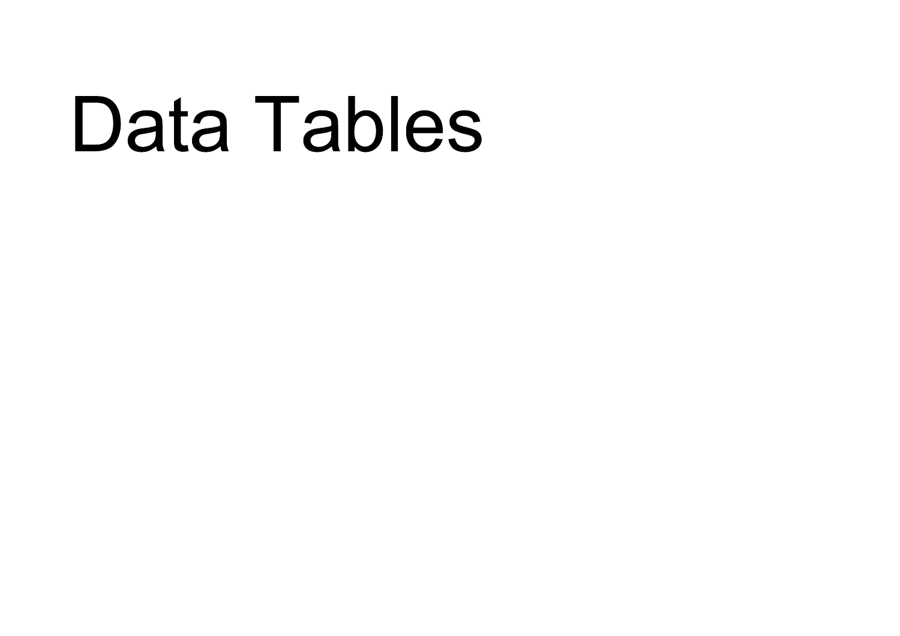# Data Tables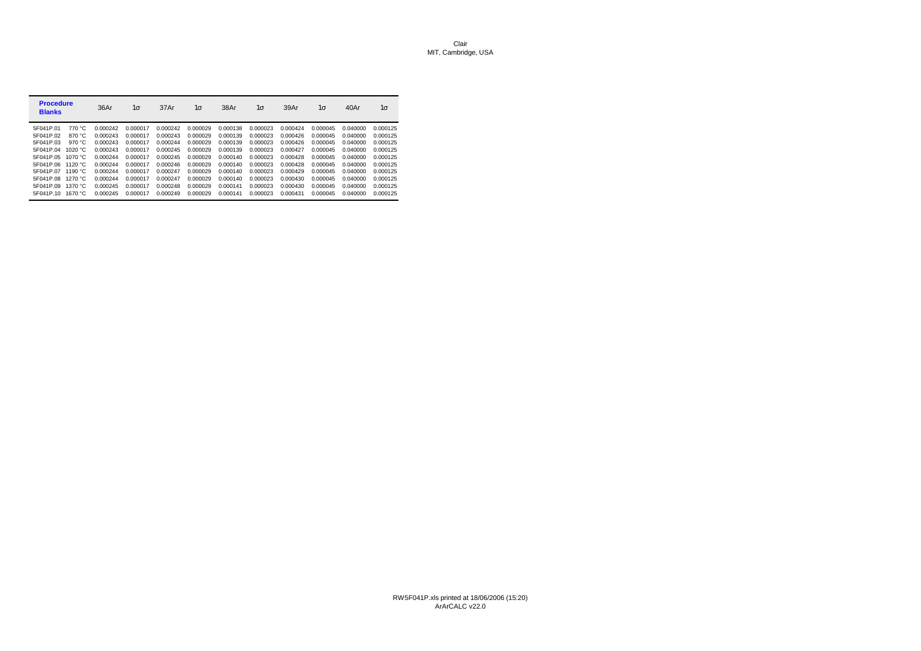Clair
MIT, Cambridge, USA

| **Procedure Blanks** | | 36Ar | 1σ | 37Ar | 1σ | 38Ar | 1σ | 39Ar | 1σ | 40Ar | 1σ |
|---|---|---|---|---|---|---|---|---|---|---|---|
| 5F041P.01 | 770 °C | 0.000242 | 0.000017 | 0.000242 | 0.000029 | 0.000138 | 0.000023 | 0.000424 | 0.000045 | 0.040000 | 0.000125 |
| 5F041P.02 | 870 °C | 0.000243 | 0.000017 | 0.000243 | 0.000029 | 0.000139 | 0.000023 | 0.000426 | 0.000045 | 0.040000 | 0.000125 |
| 5F041P.03 | 970 °C | 0.000243 | 0.000017 | 0.000244 | 0.000029 | 0.000139 | 0.000023 | 0.000426 | 0.000045 | 0.040000 | 0.000125 |
| 5F041P.04 | 1020 °C | 0.000243 | 0.000017 | 0.000245 | 0.000029 | 0.000139 | 0.000023 | 0.000427 | 0.000045 | 0.040000 | 0.000125 |
| 5F041P.05 | 1070 °C | 0.000244 | 0.000017 | 0.000245 | 0.000029 | 0.000140 | 0.000023 | 0.000428 | 0.000045 | 0.040000 | 0.000125 |
| 5F041P.06 | 1120 °C | 0.000244 | 0.000017 | 0.000246 | 0.000029 | 0.000140 | 0.000023 | 0.000428 | 0.000045 | 0.040000 | 0.000125 |
| 5F041P.07 | 1190 °C | 0.000244 | 0.000017 | 0.000247 | 0.000029 | 0.000140 | 0.000023 | 0.000429 | 0.000045 | 0.040000 | 0.000125 |
| 5F041P.08 | 1270 °C | 0.000244 | 0.000017 | 0.000247 | 0.000029 | 0.000140 | 0.000023 | 0.000430 | 0.000045 | 0.040000 | 0.000125 |
| 5F041P.09 | 1370 °C | 0.000245 | 0.000017 | 0.000248 | 0.000029 | 0.000141 | 0.000023 | 0.000430 | 0.000045 | 0.040000 | 0.000125 |
| 5F041P.10 | 1670 °C | 0.000245 | 0.000017 | 0.000249 | 0.000029 | 0.000141 | 0.000023 | 0.000431 | 0.000045 | 0.040000 | 0.000125 |

RW5F041P.xls printed at 18/06/2006 (15:20)
ArArCALC v22.0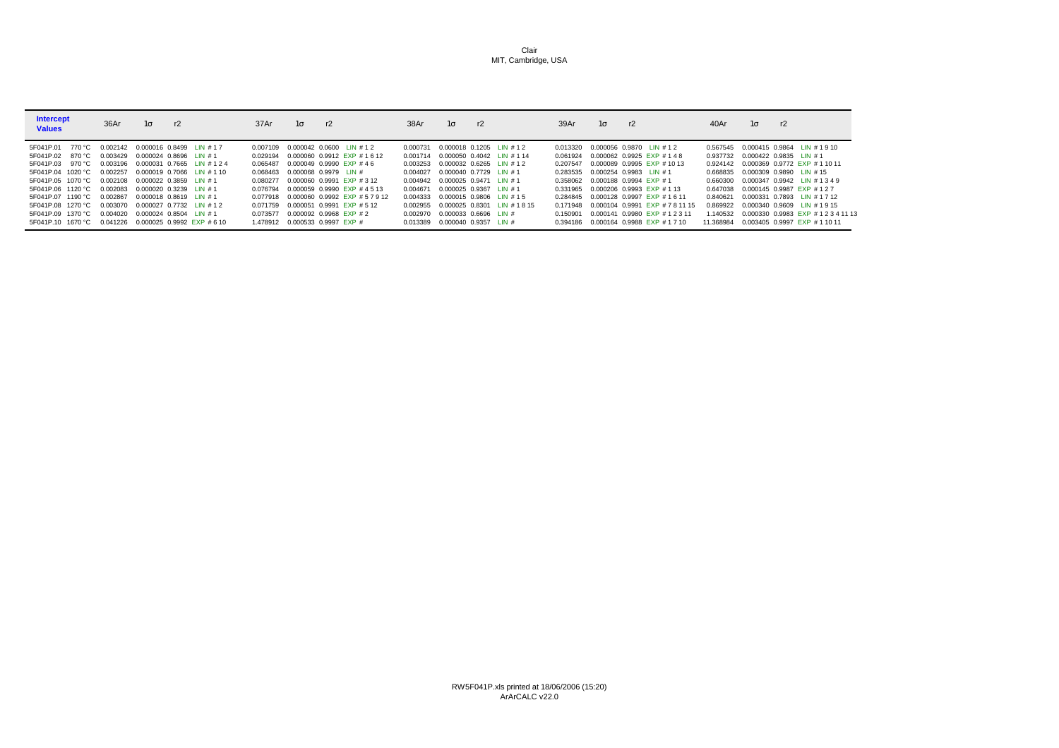Clair
MIT, Cambridge, USA

| Intercept Values | | 36Ar | 1σ | r2 | | 37Ar | 1σ | r2 | | 38Ar | 1σ | r2 | | 39Ar | 1σ | r2 | | 40Ar | 1σ | r2 | |
|---|---|---|---|---|---|---|---|---|---|---|---|---|---|---|---|---|---|---|---|---|---|
| 5F041P.01 | 770 °C | 0.002142 | 0.000016 | 0.8499 | LIN # 1 7 | 0.007109 | 0.000042 | 0.0600 | LIN # 1 2 | 0.000731 | 0.000018 | 0.1205 | LIN # 1 2 | 0.013320 | 0.000056 | 0.9870 | LIN # 1 2 | 0.567545 | 0.000415 | 0.9864 | LIN # 1 9 10 |
| 5F041P.02 | 870 °C | 0.003429 | 0.000024 | 0.8696 | LIN # 1 | 0.029194 | 0.000060 | 0.9912 | EXP # 1 6 12 | 0.001714 | 0.000050 | 0.4042 | LIN # 1 14 | 0.061924 | 0.000062 | 0.9925 | EXP # 1 4 8 | 0.937732 | 0.000422 | 0.9835 | LIN # 1 |
| 5F041P.03 | 970 °C | 0.003196 | 0.000031 | 0.7665 | LIN # 1 2 4 | 0.065487 | 0.000049 | 0.9990 | EXP # 4 6 | 0.003253 | 0.000032 | 0.6265 | LIN # 1 2 | 0.207547 | 0.000089 | 0.9995 | EXP # 10 13 | 0.924142 | 0.000369 | 0.9772 | EXP # 1 10 11 |
| 5F041P.04 | 1020 °C | 0.002257 | 0.000019 | 0.7066 | LIN # 1 10 | 0.068463 | 0.000068 | 0.9979 | LIN # | 0.004027 | 0.000040 | 0.7729 | LIN # 1 | 0.283535 | 0.000254 | 0.9983 | LIN # 1 | 0.668835 | 0.000309 | 0.9890 | LIN # 15 |
| 5F041P.05 | 1070 °C | 0.002108 | 0.000022 | 0.3859 | LIN # 1 | 0.080277 | 0.000060 | 0.9991 | EXP # 3 12 | 0.004942 | 0.000025 | 0.9471 | LIN # 1 | 0.358062 | 0.000188 | 0.9994 | EXP # 1 | 0.660300 | 0.000347 | 0.9942 | LIN # 1 3 4 9 |
| 5F041P.06 | 1120 °C | 0.002083 | 0.000020 | 0.3239 | LIN # 1 | 0.076794 | 0.000059 | 0.9990 | EXP # 4 5 13 | 0.004671 | 0.000025 | 0.9367 | LIN # 1 | 0.331965 | 0.000206 | 0.9993 | EXP # 1 13 | 0.647038 | 0.000145 | 0.9987 | EXP # 1 2 7 |
| 5F041P.07 | 1190 °C | 0.002867 | 0.000018 | 0.8619 | LIN # 1 | 0.077918 | 0.000060 | 0.9992 | EXP # 5 7 9 12 | 0.004333 | 0.000015 | 0.9806 | LIN # 1 5 | 0.284845 | 0.000128 | 0.9997 | EXP # 1 6 11 | 0.840621 | 0.000331 | 0.7893 | LIN # 1 7 12 |
| 5F041P.08 | 1270 °C | 0.003070 | 0.000027 | 0.7732 | LIN # 1 2 | 0.071759 | 0.000051 | 0.9991 | EXP # 5 12 | 0.002955 | 0.000025 | 0.8301 | LIN # 1 8 15 | 0.171948 | 0.000104 | 0.9991 | EXP # 7 8 11 15 | 0.869922 | 0.000340 | 0.9609 | LIN # 1 9 15 |
| 5F041P.09 | 1370 °C | 0.004020 | 0.000024 | 0.8504 | LIN # 1 | 0.073577 | 0.000092 | 0.9968 | EXP # 2 | 0.002970 | 0.000033 | 0.6696 | LIN # | 0.150901 | 0.000141 | 0.9980 | EXP # 1 2 3 11 | 1.140532 | 0.000330 | 0.9983 | EXP # 1 2 3 4 11 13 |
| 5F041P.10 | 1670 °C | 0.041226 | 0.000025 | 0.9992 | EXP # 6 10 | 1.478912 | 0.000533 | 0.9997 | EXP # | 0.013389 | 0.000040 | 0.9357 | LIN # | 0.394186 | 0.000164 | 0.9988 | EXP # 1 7 10 | 11.368984 | 0.003405 | 0.9997 | EXP # 1 10 11 |

RW5F041P.xls printed at 18/06/2006 (15:20)
ArArCALC v22.0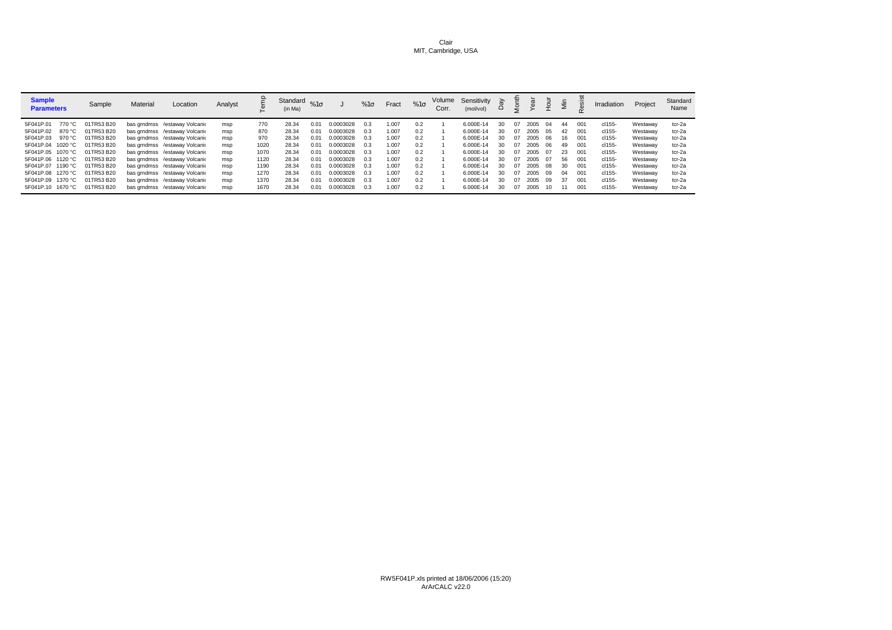Clair
MIT, Cambridge, USA

| Sample Parameters | | Sample | Material | Location | Analyst | Temp | Standard (in Ma) | %1σ | J | %1σ | Fract | %1σ | Volume Corr. | Sensitivity (mol/vol) | Day | Month | Year | Hour | Min | Resist | Irradiation | Project | Standard Name |
|---|---|---|---|---|---|---|---|---|---|---|---|---|---|---|---|---|---|---|---|---|---|---|---|
| 5F041P.01 | 770 °C | 01TR53 B20 | bas grndmss | /estaway Volcani | msp | 770 | 28.34 | 0.01 | 0.0003028 | 0.3 | 1.007 | 0.2 | 1 | 6.000E-14 | 30 | 07 | 2005 | 04 | 44 | 001 | cl155- | Westaway | tcr-2a |
| 5F041P.02 | 870 °C | 01TR53 B20 | bas grndmss | /estaway Volcani | msp | 870 | 28.34 | 0.01 | 0.0003028 | 0.3 | 1.007 | 0.2 | 1 | 6.000E-14 | 30 | 07 | 2005 | 05 | 42 | 001 | cl155- | Westaway | tcr-2a |
| 5F041P.03 | 970 °C | 01TR53 B20 | bas grndmss | /estaway Volcani | msp | 970 | 28.34 | 0.01 | 0.0003028 | 0.3 | 1.007 | 0.2 | 1 | 6.000E-14 | 30 | 07 | 2005 | 06 | 16 | 001 | cl155- | Westaway | tcr-2a |
| 5F041P.04 | 1020 °C | 01TR53 B20 | bas grndmss | /estaway Volcani | msp | 1020 | 28.34 | 0.01 | 0.0003028 | 0.3 | 1.007 | 0.2 | 1 | 6.000E-14 | 30 | 07 | 2005 | 06 | 49 | 001 | cl155- | Westaway | tcr-2a |
| 5F041P.05 | 1070 °C | 01TR53 B20 | bas grndmss | /estaway Volcani | msp | 1070 | 28.34 | 0.01 | 0.0003028 | 0.3 | 1.007 | 0.2 | 1 | 6.000E-14 | 30 | 07 | 2005 | 07 | 23 | 001 | cl155- | Westaway | tcr-2a |
| 5F041P.06 | 1120 °C | 01TR53 B20 | bas grndmss | /estaway Volcani | msp | 1120 | 28.34 | 0.01 | 0.0003028 | 0.3 | 1.007 | 0.2 | 1 | 6.000E-14 | 30 | 07 | 2005 | 07 | 56 | 001 | cl155- | Westaway | tcr-2a |
| 5F041P.07 | 1190 °C | 01TR53 B20 | bas grndmss | /estaway Volcani | msp | 1190 | 28.34 | 0.01 | 0.0003028 | 0.3 | 1.007 | 0.2 | 1 | 6.000E-14 | 30 | 07 | 2005 | 08 | 30 | 001 | cl155- | Westaway | tcr-2a |
| 5F041P.08 | 1270 °C | 01TR53 B20 | bas grndmss | /estaway Volcani | msp | 1270 | 28.34 | 0.01 | 0.0003028 | 0.3 | 1.007 | 0.2 | 1 | 6.000E-14 | 30 | 07 | 2005 | 09 | 04 | 001 | cl155- | Westaway | tcr-2a |
| 5F041P.09 | 1370 °C | 01TR53 B20 | bas grndmss | /estaway Volcani | msp | 1370 | 28.34 | 0.01 | 0.0003028 | 0.3 | 1.007 | 0.2 | 1 | 6.000E-14 | 30 | 07 | 2005 | 09 | 37 | 001 | cl155- | Westaway | tcr-2a |
| 5F041P.10 | 1670 °C | 01TR53 B20 | bas grndmss | /estaway Volcani | msp | 1670 | 28.34 | 0.01 | 0.0003028 | 0.3 | 1.007 | 0.2 | 1 | 6.000E-14 | 30 | 07 | 2005 | 10 | 11 | 001 | cl155- | Westaway | tcr-2a |

RW5F041P.xls printed at 18/06/2006 (15:20)
ArArCALC v22.0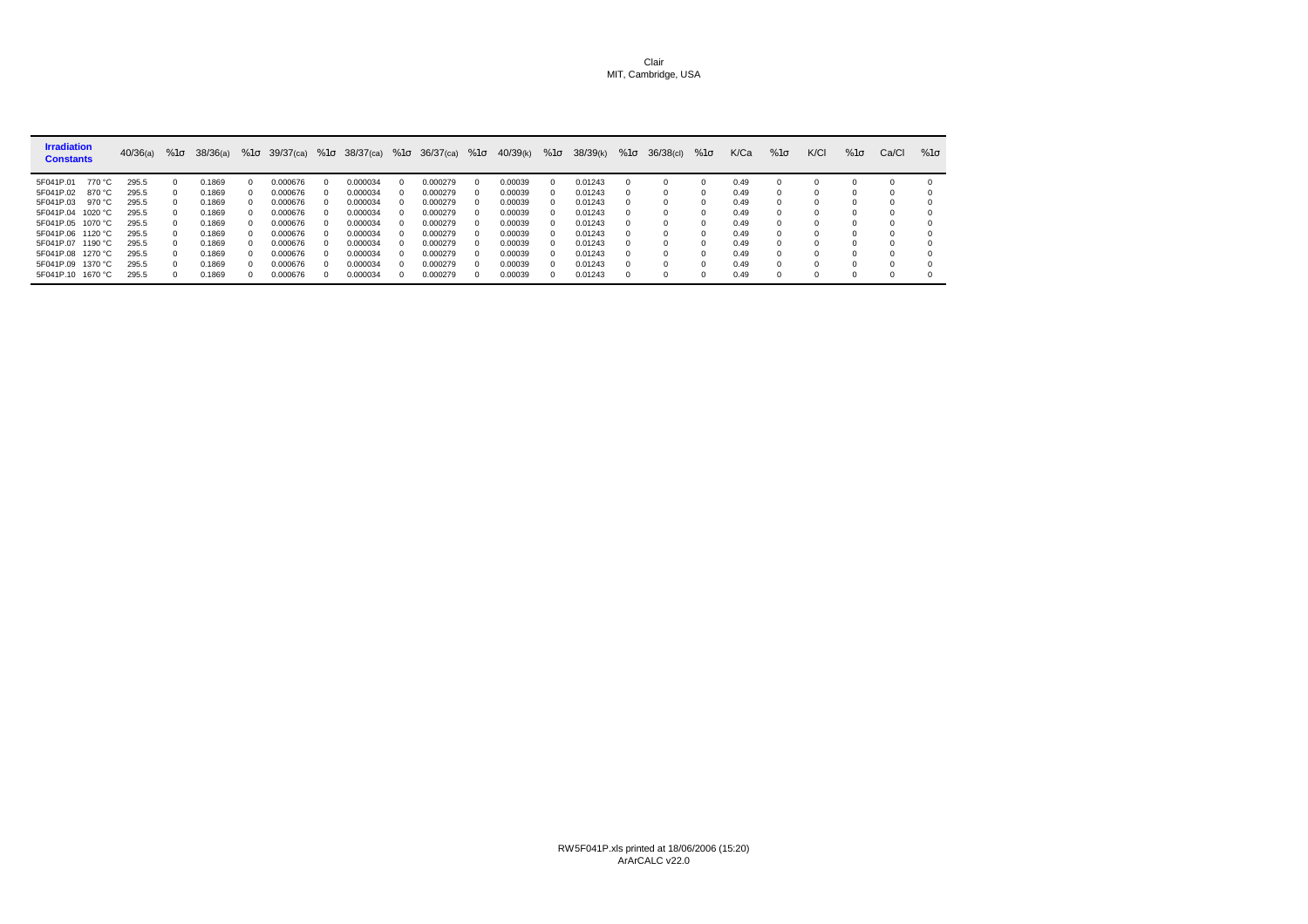Clair
MIT, Cambridge, USA

| **Irradiation Constants** | | 40/36(a) | %1σ | 38/36(a) | %1σ | 39/37(ca) | %1σ | 38/37(ca) | %1σ | 36/37(ca) | %1σ | 40/39(k) | %1σ | 38/39(k) | %1σ | 36/38(cl) | %1σ | K/Ca | %1σ | K/Cl | %1σ | Ca/Cl | %1σ |
|---|---|---|---|---|---|---|---|---|---|---|---|---|---|---|---|---|---|---|---|---|---|---|---|
| 5F041P.01 | 770 °C | 295.5 | 0 | 0.1869 | 0 | 0.000676 | 0 | 0.000034 | 0 | 0.000279 | 0 | 0.00039 | 0 | 0.01243 | 0 | 0 | 0 | 0.49 | 0 | 0 | 0 | 0 | 0 |
| 5F041P.02 | 870 °C | 295.5 | 0 | 0.1869 | 0 | 0.000676 | 0 | 0.000034 | 0 | 0.000279 | 0 | 0.00039 | 0 | 0.01243 | 0 | 0 | 0 | 0.49 | 0 | 0 | 0 | 0 | 0 |
| 5F041P.03 | 970 °C | 295.5 | 0 | 0.1869 | 0 | 0.000676 | 0 | 0.000034 | 0 | 0.000279 | 0 | 0.00039 | 0 | 0.01243 | 0 | 0 | 0 | 0.49 | 0 | 0 | 0 | 0 | 0 |
| 5F041P.04 | 1020 °C | 295.5 | 0 | 0.1869 | 0 | 0.000676 | 0 | 0.000034 | 0 | 0.000279 | 0 | 0.00039 | 0 | 0.01243 | 0 | 0 | 0 | 0.49 | 0 | 0 | 0 | 0 | 0 |
| 5F041P.05 | 1070 °C | 295.5 | 0 | 0.1869 | 0 | 0.000676 | 0 | 0.000034 | 0 | 0.000279 | 0 | 0.00039 | 0 | 0.01243 | 0 | 0 | 0 | 0.49 | 0 | 0 | 0 | 0 | 0 |
| 5F041P.06 | 1120 °C | 295.5 | 0 | 0.1869 | 0 | 0.000676 | 0 | 0.000034 | 0 | 0.000279 | 0 | 0.00039 | 0 | 0.01243 | 0 | 0 | 0 | 0.49 | 0 | 0 | 0 | 0 | 0 |
| 5F041P.07 | 1190 °C | 295.5 | 0 | 0.1869 | 0 | 0.000676 | 0 | 0.000034 | 0 | 0.000279 | 0 | 0.00039 | 0 | 0.01243 | 0 | 0 | 0 | 0.49 | 0 | 0 | 0 | 0 | 0 |
| 5F041P.08 | 1270 °C | 295.5 | 0 | 0.1869 | 0 | 0.000676 | 0 | 0.000034 | 0 | 0.000279 | 0 | 0.00039 | 0 | 0.01243 | 0 | 0 | 0 | 0.49 | 0 | 0 | 0 | 0 | 0 |
| 5F041P.09 | 1370 °C | 295.5 | 0 | 0.1869 | 0 | 0.000676 | 0 | 0.000034 | 0 | 0.000279 | 0 | 0.00039 | 0 | 0.01243 | 0 | 0 | 0 | 0.49 | 0 | 0 | 0 | 0 | 0 |
| 5F041P.10 | 1670 °C | 295.5 | 0 | 0.1869 | 0 | 0.000676 | 0 | 0.000034 | 0 | 0.000279 | 0 | 0.00039 | 0 | 0.01243 | 0 | 0 | 0 | 0.49 | 0 | 0 | 0 | 0 | 0 |

RW5F041P.xls printed at 18/06/2006 (15:20)
ArArCALC v22.0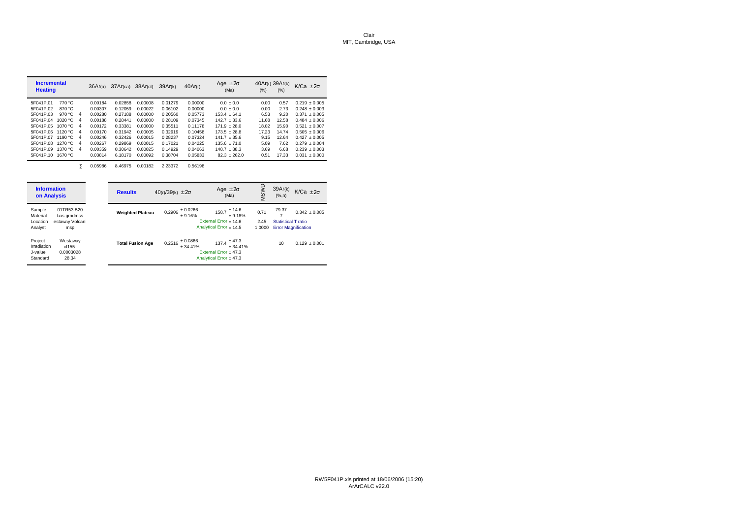Clair
MIT, Cambridge, USA

| Incremental Heating | | | $^{36}Ar_{(a)}$ | $^{37}Ar_{(ca)}$ | $^{38}Ar_{(cl)}$ | $^{39}Ar_{(k)}$ | $^{40}Ar_{(r)}$ | Age ± 2σ (Ma) | $^{40}Ar_{(r)}$ (%) | $^{39}Ar_{(k)}$ (%) | K/Ca ± 2σ |
|---|---|---|---|---|---|---|---|---|---|---|---|
| 5F041P.01 | 770 °C | | 0.00184 | 0.02858 | 0.00008 | 0.01279 | 0.00000 | 0.0 ± 0.0 | 0.00 | 0.57 | 0.219 ± 0.005 |
| 5F041P.02 | 870 °C | | 0.00307 | 0.12059 | 0.00022 | 0.06102 | 0.00000 | 0.0 ± 0.0 | 0.00 | 2.73 | 0.248 ± 0.003 |
| 5F041P.03 | 970 °C | 4 | 0.00280 | 0.27188 | 0.00000 | 0.20560 | 0.05773 | 153.4 ± 64.1 | 6.53 | 9.20 | 0.371 ± 0.005 |
| 5F041P.04 | 1020 °C | 4 | 0.00188 | 0.28441 | 0.00000 | 0.28109 | 0.07345 | 142.7 ± 33.6 | 11.68 | 12.58 | 0.484 ± 0.006 |
| 5F041P.05 | 1070 °C | 4 | 0.00172 | 0.33381 | 0.00000 | 0.35511 | 0.11178 | 171.9 ± 28.0 | 18.02 | 15.90 | 0.521 ± 0.007 |
| 5F041P.06 | 1120 °C | 4 | 0.00170 | 0.31942 | 0.00005 | 0.32919 | 0.10458 | 173.5 ± 28.8 | 17.23 | 14.74 | 0.505 ± 0.006 |
| 5F041P.07 | 1190 °C | 4 | 0.00246 | 0.32426 | 0.00015 | 0.28237 | 0.07324 | 141.7 ± 35.6 | 9.15 | 12.64 | 0.427 ± 0.005 |
| 5F041P.08 | 1270 °C | 4 | 0.00267 | 0.29869 | 0.00015 | 0.17021 | 0.04225 | 135.6 ± 71.0 | 5.09 | 7.62 | 0.279 ± 0.004 |
| 5F041P.09 | 1370 °C | 4 | 0.00359 | 0.30642 | 0.00025 | 0.14929 | 0.04063 | 148.7 ± 88.3 | 3.69 | 6.68 | 0.239 ± 0.003 |
| 5F041P.10 | 1670 °C | | 0.03814 | 6.18170 | 0.00092 | 0.38704 | 0.05833 | 82.3 ± 262.0 | 0.51 | 17.33 | 0.031 ± 0.000 |
| | | Σ | 0.05986 | 8.46975 | 0.00182 | 2.23372 | 0.56198 | | | | |

| Information on Analysis | |
|---|---|
| Sample | 01TR53 B20 |
| Material | bas grndmss |
| Location | estaway Volcan |
| Analyst | msp |
| Project | Westaway |
| Irradiation | cl155- |
| J-value | 0.0003028 |
| Standard | 28.34 |

| Results | $^{40}(r)/^{39}(k)$ ± 2σ | Age ± 2σ (Ma) | MSWD | $^{39}Ar_{(k)}$ (%,n) | K/Ca ± 2σ |
|---|---|---|---|---|---|
| Weighted Plateau | 0.2906 ± 0.0266 ± 9.16% | 158.7 ± 14.6 ± 9.18%<br>External Error ± 14.6<br>Analytical Error ± 14.5 | 0.71<br>2.45 Statistical T ratio<br>1.0000 Error Magnification | 79.37<br>7 | 0.342 ± 0.085 |
| Total Fusion Age | 0.2516 ± 0.0866 ± 34.41% | 137.4 ± 47.3 ± 34.41%<br>External Error ± 47.3<br>Analytical Error ± 47.3 | | 10 | 0.129 ± 0.001 |

RW5F041P.xls printed at 18/06/2006 (15:20)
ArArCALC v22.0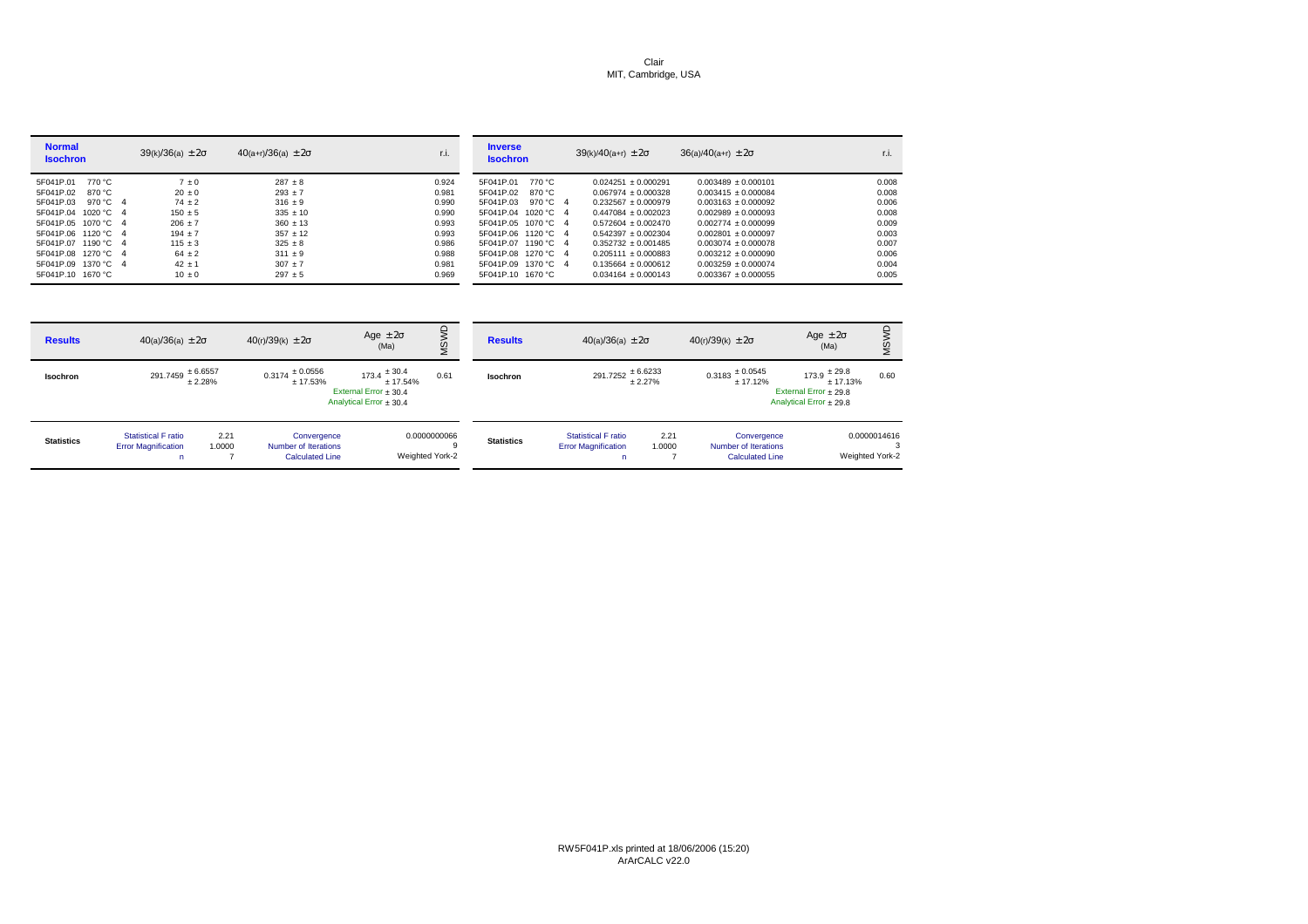Clair
MIT, Cambridge, USA

| Normal Isochron | | | $39_{(k)}/36_{(a)} \pm 2\sigma$ | $40_{(a+r)}/36_{(a)} \pm 2\sigma$ | r.i. |
|---|---|---|---|---|---|
| 5F041P.01 | 770 °C | | 7 ± 0 | 287 ± 8 | 0.924 |
| 5F041P.02 | 870 °C | | 20 ± 0 | 293 ± 7 | 0.981 |
| 5F041P.03 | 970 °C | 4 | 74 ± 2 | 316 ± 9 | 0.990 |
| 5F041P.04 | 1020 °C | 4 | 150 ± 5 | 335 ± 10 | 0.990 |
| 5F041P.05 | 1070 °C | 4 | 206 ± 7 | 360 ± 13 | 0.993 |
| 5F041P.06 | 1120 °C | 4 | 194 ± 7 | 357 ± 12 | 0.993 |
| 5F041P.07 | 1190 °C | 4 | 115 ± 3 | 325 ± 8 | 0.986 |
| 5F041P.08 | 1270 °C | 4 | 64 ± 2 | 311 ± 9 | 0.988 |
| 5F041P.09 | 1370 °C | 4 | 42 ± 1 | 307 ± 7 | 0.981 |
| 5F041P.10 | 1670 °C | | 10 ± 0 | 297 ± 5 | 0.969 |

| Inverse Isochron | | | $39_{(k)}/40_{(a+r)} \pm 2\sigma$ | $36_{(a)}/40_{(a+r)} \pm 2\sigma$ | r.i. |
|---|---|---|---|---|---|
| 5F041P.01 | 770 °C | | 0.024251 ± 0.000291 | 0.003489 ± 0.000101 | 0.008 |
| 5F041P.02 | 870 °C | | 0.067974 ± 0.000328 | 0.003415 ± 0.000084 | 0.008 |
| 5F041P.03 | 970 °C | 4 | 0.232567 ± 0.000979 | 0.003163 ± 0.000092 | 0.006 |
| 5F041P.04 | 1020 °C | 4 | 0.447084 ± 0.002023 | 0.002989 ± 0.000093 | 0.008 |
| 5F041P.05 | 1070 °C | 4 | 0.572604 ± 0.002470 | 0.002774 ± 0.000099 | 0.009 |
| 5F041P.06 | 1120 °C | 4 | 0.542397 ± 0.002304 | 0.002801 ± 0.000097 | 0.003 |
| 5F041P.07 | 1190 °C | 4 | 0.352732 ± 0.001485 | 0.003074 ± 0.000078 | 0.007 |
| 5F041P.08 | 1270 °C | 4 | 0.205111 ± 0.000883 | 0.003212 ± 0.000090 | 0.006 |
| 5F041P.09 | 1370 °C | 4 | 0.135664 ± 0.000612 | 0.003259 ± 0.000074 | 0.004 |
| 5F041P.10 | 1670 °C | | 0.034164 ± 0.000143 | 0.003367 ± 0.000055 | 0.005 |

| Results | $40_{(a)}/36_{(a)} \pm 2\sigma$ | | $40_{(r)}/39_{(k)} \pm 2\sigma$ | Age $\pm 2\sigma$ (Ma) | MSWD |
|---|---|---|---|---|---|
| Isochron | 291.7459 ± 6.6557 ± 2.28% | | 0.3174 ± 0.0556 ± 17.53% | 173.4 ± 30.4 ± 17.54%<br>External Error ± 30.4<br>Analytical Error ± 30.4 | 0.61 |
| Statistics | Statistical F ratio<br>Error Magnification<br>n | 2.21<br>1.0000<br>7 | Convergence<br>Number of Iterations<br>Calculated Line | 0.0000000066<br>9<br>Weighted York-2 | |

| Results | $40_{(a)}/36_{(a)} \pm 2\sigma$ | | $40_{(r)}/39_{(k)} \pm 2\sigma$ | Age $\pm 2\sigma$ (Ma) | MSWD |
|---|---|---|---|---|---|
| Isochron | 291.7252 ± 6.6233 ± 2.27% | | 0.3183 ± 0.0545 ± 17.12% | 173.9 ± 29.8 ± 17.13%<br>External Error ± 29.8<br>Analytical Error ± 29.8 | 0.60 |
| Statistics | Statistical F ratio<br>Error Magnification<br>n | 2.21<br>1.0000<br>7 | Convergence<br>Number of Iterations<br>Calculated Line | 0.0000014616<br>3<br>Weighted York-2 | |

RW5F041P.xls printed at 18/06/2006 (15:20)
ArArCALC v22.0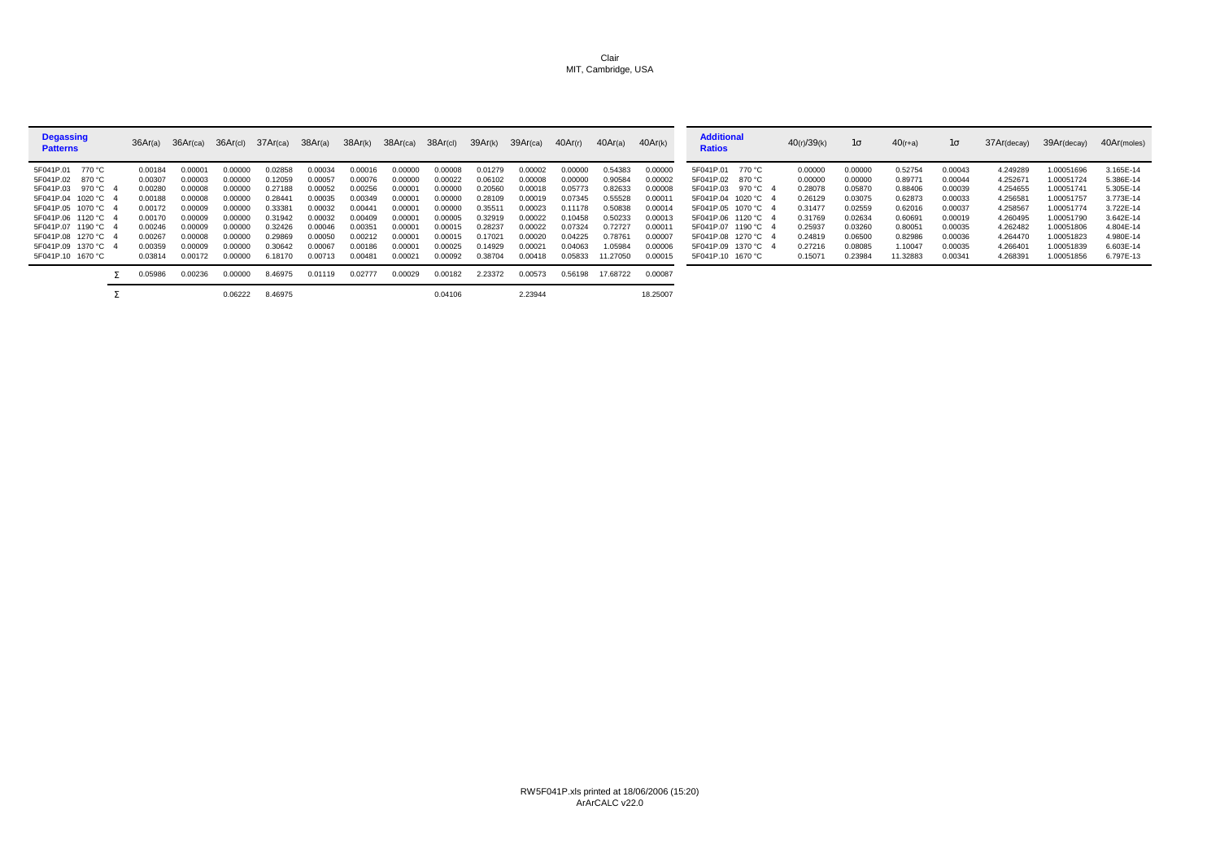Clair
MIT, Cambridge, USA

| Degassing Patterns | | $^{36}Ar_{(a)}$ | $^{36}Ar_{(ca)}$ | $^{36}Ar_{(cl)}$ | $^{37}Ar_{(ca)}$ | $^{38}Ar_{(a)}$ | $^{38}Ar_{(k)}$ | $^{38}Ar_{(ca)}$ | $^{38}Ar_{(cl)}$ | $^{39}Ar_{(k)}$ | $^{39}Ar_{(ca)}$ | $^{40}Ar_{(r)}$ | $^{40}Ar_{(a)}$ | $^{40}Ar_{(k)}$ |
|---|---|---|---|---|---|---|---|---|---|---|---|---|---|---|
| 5F041P.01 770 °C | | 0.00184 | 0.00001 | 0.00000 | 0.02858 | 0.00034 | 0.00016 | 0.00000 | 0.00008 | 0.01279 | 0.00002 | 0.00000 | 0.54383 | 0.00000 |
| 5F041P.02 870 °C | | 0.00307 | 0.00003 | 0.00000 | 0.12059 | 0.00057 | 0.00076 | 0.00000 | 0.00022 | 0.06102 | 0.00008 | 0.00000 | 0.90584 | 0.00002 |
| 5F041P.03 970 °C | 4 | 0.00280 | 0.00008 | 0.00000 | 0.27188 | 0.00052 | 0.00256 | 0.00001 | 0.00000 | 0.20560 | 0.00018 | 0.05773 | 0.82633 | 0.00008 |
| 5F041P.04 1020 °C | 4 | 0.00188 | 0.00008 | 0.00000 | 0.28441 | 0.00035 | 0.00349 | 0.00001 | 0.00000 | 0.28109 | 0.00019 | 0.07345 | 0.55528 | 0.00011 |
| 5F041P.05 1070 °C | 4 | 0.00172 | 0.00009 | 0.00000 | 0.33381 | 0.00032 | 0.00441 | 0.00001 | 0.00000 | 0.35511 | 0.00023 | 0.11178 | 0.50838 | 0.00014 |
| 5F041P.06 1120 °C | 4 | 0.00170 | 0.00009 | 0.00000 | 0.31942 | 0.00032 | 0.00409 | 0.00001 | 0.00005 | 0.32919 | 0.00022 | 0.10458 | 0.50233 | 0.00013 |
| 5F041P.07 1190 °C | 4 | 0.00246 | 0.00009 | 0.00000 | 0.32426 | 0.00046 | 0.00351 | 0.00001 | 0.00015 | 0.28237 | 0.00022 | 0.07324 | 0.72727 | 0.00011 |
| 5F041P.08 1270 °C | 4 | 0.00267 | 0.00008 | 0.00000 | 0.29869 | 0.00050 | 0.00212 | 0.00001 | 0.00015 | 0.17021 | 0.00020 | 0.04225 | 0.78761 | 0.00007 |
| 5F041P.09 1370 °C | 4 | 0.00359 | 0.00009 | 0.00000 | 0.30642 | 0.00067 | 0.00186 | 0.00001 | 0.00025 | 0.14929 | 0.00021 | 0.04063 | 1.05984 | 0.00006 |
| 5F041P.10 1670 °C | | 0.03814 | 0.00172 | 0.00000 | 6.18170 | 0.00713 | 0.00481 | 0.00021 | 0.00092 | 0.38704 | 0.00418 | 0.05833 | 11.27050 | 0.00015 |
| | Σ | 0.05986 | 0.00236 | 0.00000 | 8.46975 | 0.01119 | 0.02777 | 0.00029 | 0.00182 | 2.23372 | 0.00573 | 0.56198 | 17.68722 | 0.00087 |
| | Σ | | | 0.06222 | 8.46975 | | | | 0.04106 | | 2.23944 | | | 18.25007 |

| Additional Ratios | | $^{40}(r)/^{39}(k)$ | 1σ | $^{40}(r+a)$ | 1σ | $^{37}Ar_{(decay)}$ | $^{39}Ar_{(decay)}$ | $^{40}Ar_{(moles)}$ |
|---|---|---|---|---|---|---|---|---|
| 5F041P.01 770 °C | | 0.00000 | 0.00000 | 0.52754 | 0.00043 | 4.249289 | 1.00051696 | 3.165E-14 |
| 5F041P.02 870 °C | | 0.00000 | 0.00000 | 0.89771 | 0.00044 | 4.252671 | 1.00051724 | 5.386E-14 |
| 5F041P.03 970 °C | 4 | 0.28078 | 0.05870 | 0.88406 | 0.00039 | 4.254655 | 1.00051741 | 5.305E-14 |
| 5F041P.04 1020 °C | 4 | 0.26129 | 0.03075 | 0.62873 | 0.00033 | 4.256581 | 1.00051757 | 3.773E-14 |
| 5F041P.05 1070 °C | 4 | 0.31477 | 0.02559 | 0.62016 | 0.00037 | 4.258567 | 1.00051774 | 3.722E-14 |
| 5F041P.06 1120 °C | 4 | 0.31769 | 0.02634 | 0.60691 | 0.00019 | 4.260495 | 1.00051790 | 3.642E-14 |
| 5F041P.07 1190 °C | 4 | 0.25937 | 0.03260 | 0.80051 | 0.00035 | 4.262482 | 1.00051806 | 4.804E-14 |
| 5F041P.08 1270 °C | 4 | 0.24819 | 0.06500 | 0.82986 | 0.00036 | 4.264470 | 1.00051823 | 4.980E-14 |
| 5F041P.09 1370 °C | 4 | 0.27216 | 0.08085 | 1.10047 | 0.00035 | 4.266401 | 1.00051839 | 6.603E-14 |
| 5F041P.10 1670 °C | | 0.15071 | 0.23984 | 11.32883 | 0.00341 | 4.268391 | 1.00051856 | 6.797E-13 |

RW5F041P.xls printed at 18/06/2006 (15:20)
ArArCALC v22.0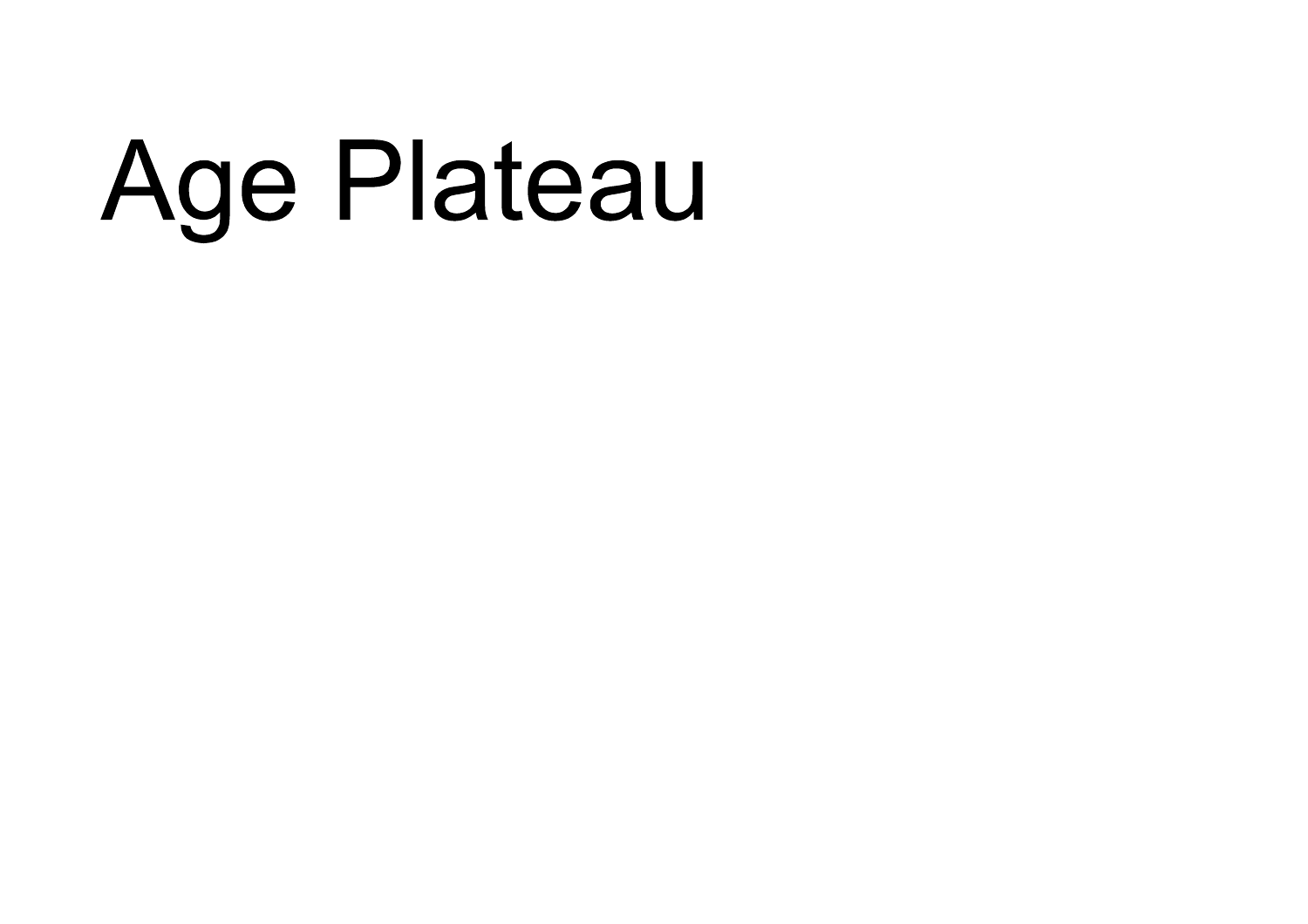# Age Plateau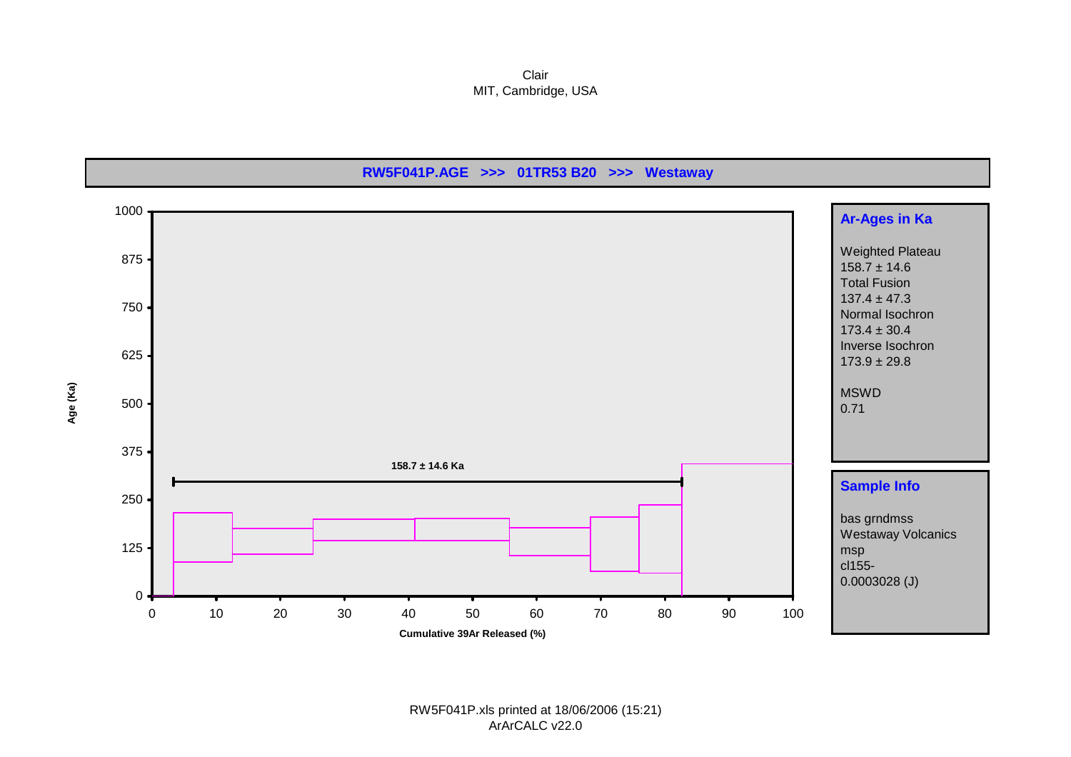Clair
MIT, Cambridge, USA

**RW5F041P.AGE >>> 01TR53 B20 >>> Westaway**

Age (Ka)

158.7 ± 14.6 Ka

Cumulative 39Ar Released (%)

**Ar-Ages in Ka**

Weighted Plateau
158.7 ± 14.6
Total Fusion
137.4 ± 47.3
Normal Isochron
173.4 ± 30.4
Inverse Isochron
173.9 ± 29.8

MSWD
0.71

**Sample Info**

bas grndmss
Westaway Volcanics
msp
cl155-
0.0003028 (J)

RW5F041P.xls printed at 18/06/2006 (15:21)
ArArCALC v22.0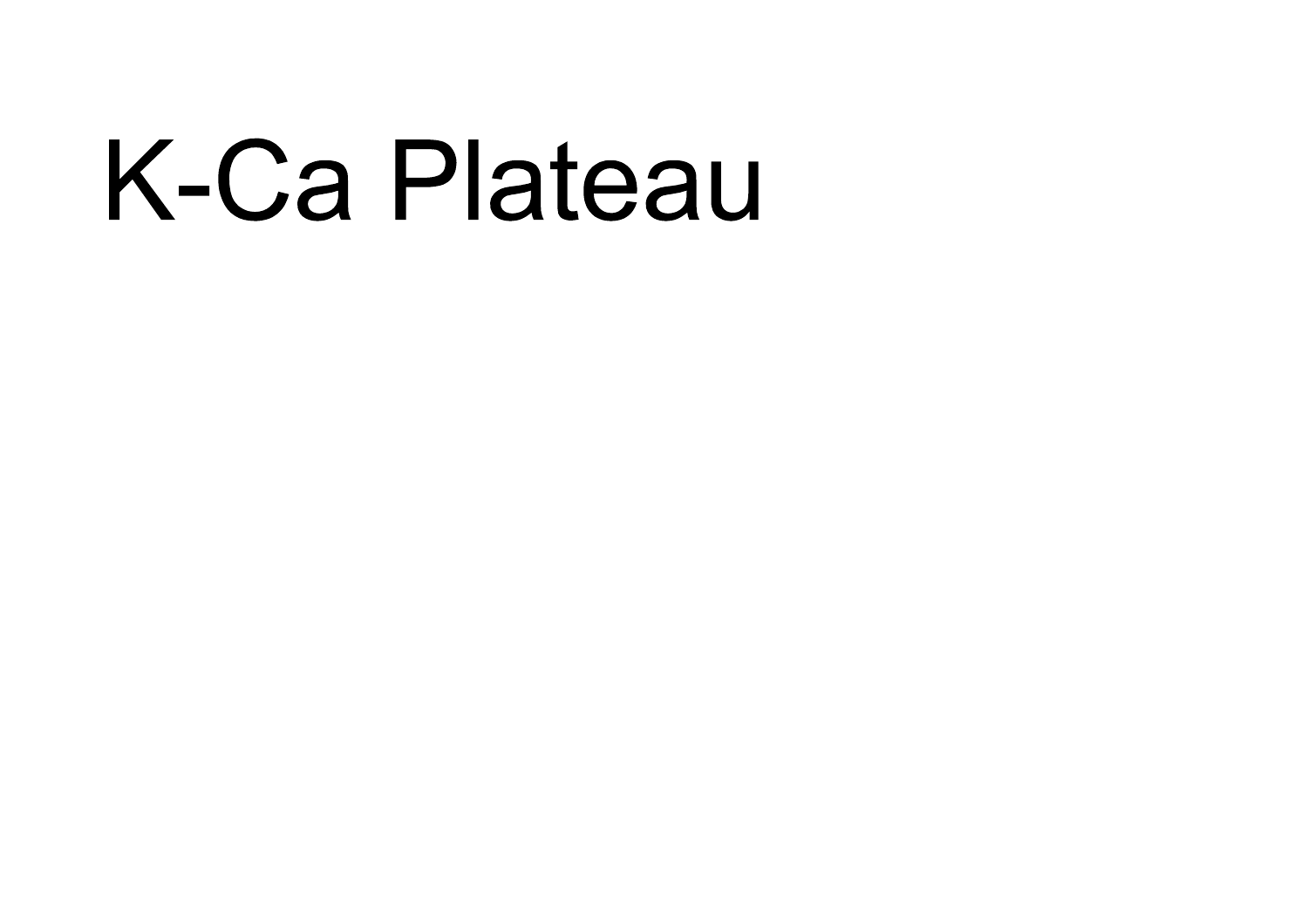# K-Ca Plateau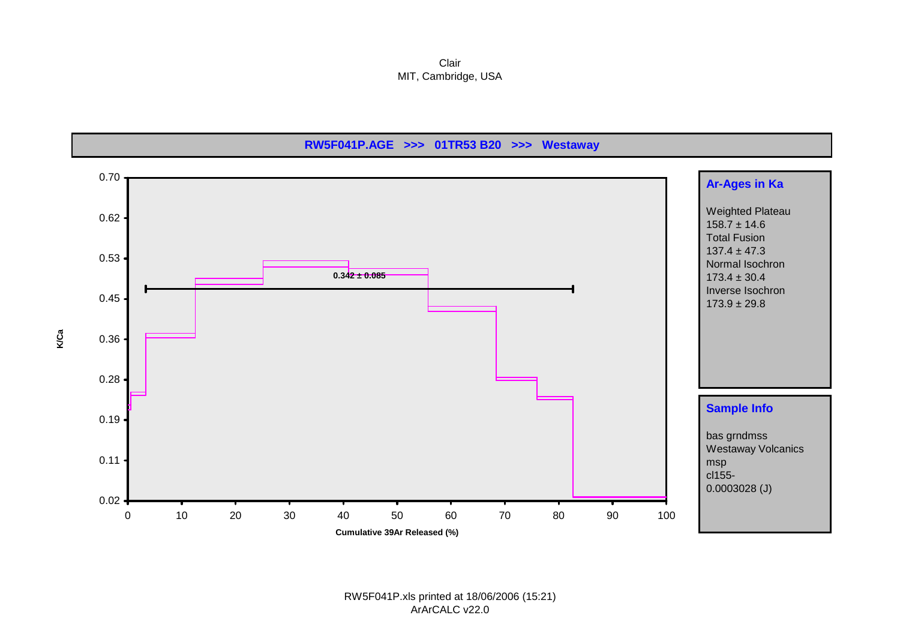Clair
MIT, Cambridge, USA

**RW5F041P.AGE >>> 01TR53 B20 >>> Westaway**

K/Ca

0.342 ± 0.085

Cumulative 39Ar Released (%)

**Ar-Ages in Ka**

Weighted Plateau
158.7 ± 14.6
Total Fusion
137.4 ± 47.3
Normal Isochron
173.4 ± 30.4
Inverse Isochron
173.9 ± 29.8

**Sample Info**

bas grndmss
Westaway Volcanics
msp
cl155-
0.0003028 (J)

RW5F041P.xls printed at 18/06/2006 (15:21)
ArArCALC v22.0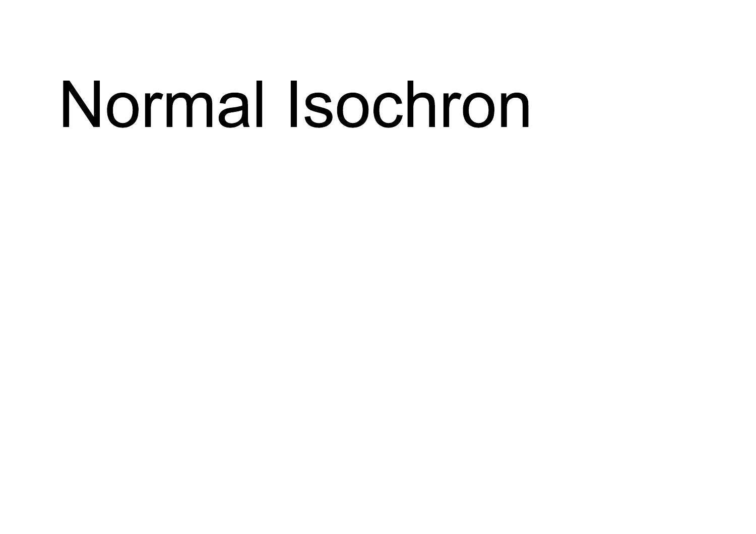# Normal Isochron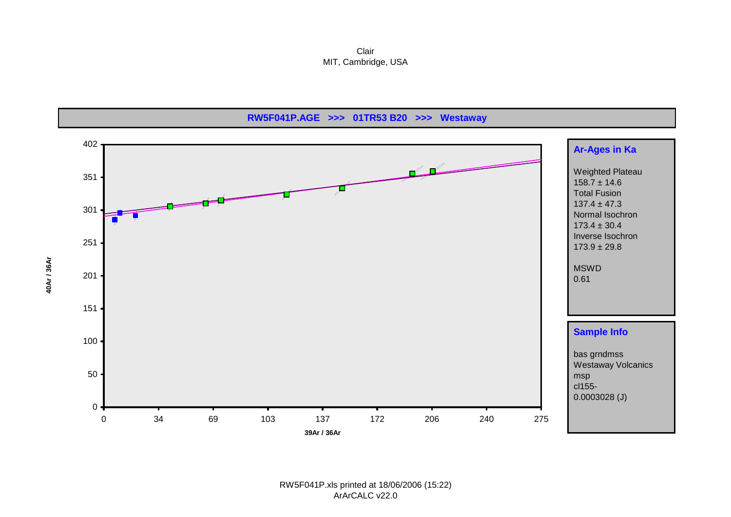Clair
MIT, Cambridge, USA

**RW5F041P.AGE >>> 01TR53 B20 >>> Westaway**

40Ar / 36Ar

39Ar / 36Ar

**Ar-Ages in Ka**

Weighted Plateau
158.7 ± 14.6
Total Fusion
137.4 ± 47.3
Normal Isochron
173.4 ± 30.4
Inverse Isochron
173.9 ± 29.8

MSWD
0.61

**Sample Info**

bas grndmss
Westaway Volcanics
msp
cl155-
0.0003028 (J)

RW5F041P.xls printed at 18/06/2006 (15:22)
ArArCALC v22.0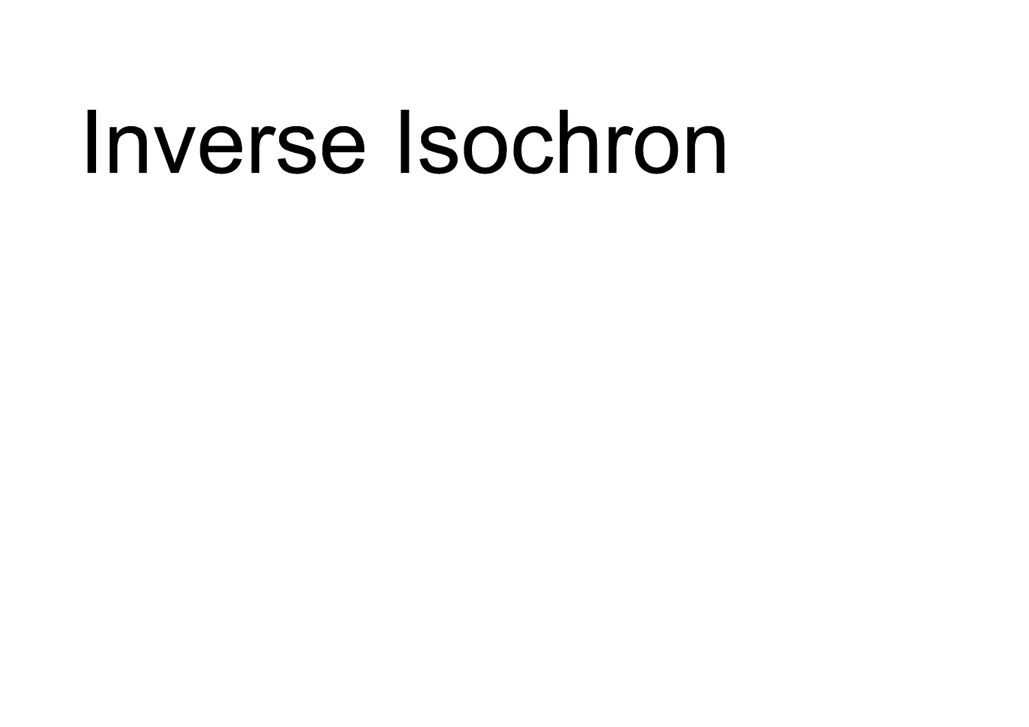# Inverse Isochron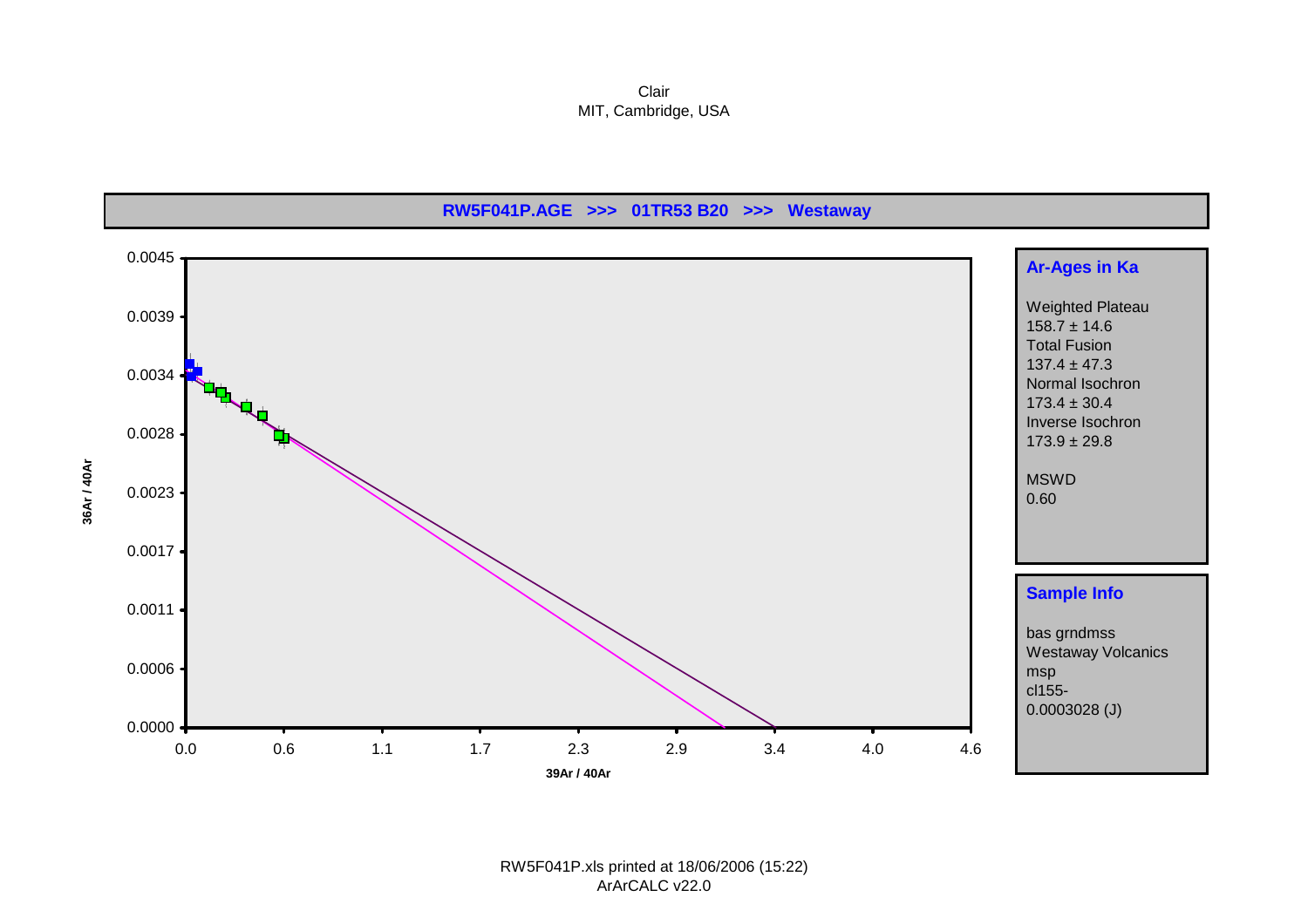Clair
MIT, Cambridge, USA

**RW5F041P.AGE >>> 01TR53 B20 >>> Westaway**

**Ar-Ages in Ka**

Weighted Plateau
158.7 ± 14.6
Total Fusion
137.4 ± 47.3
Normal Isochron
173.4 ± 30.4
Inverse Isochron
173.9 ± 29.8

MSWD
0.60

**Sample Info**

bas grndmss
Westaway Volcanics
msp
cl155-
0.0003028 (J)

RW5F041P.xls printed at 18/06/2006 (15:22)
ArArCALC v22.0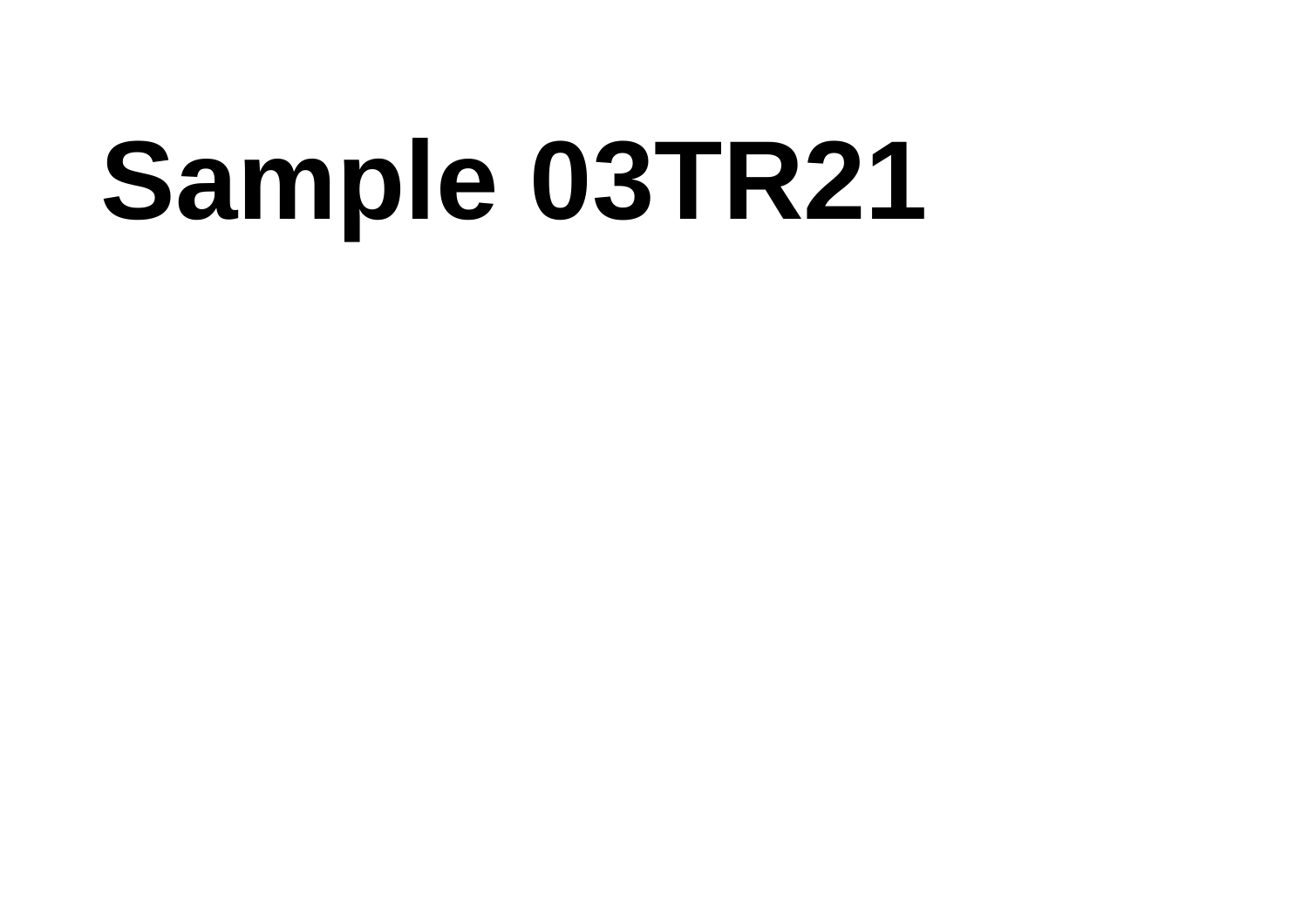# Sample 03TR21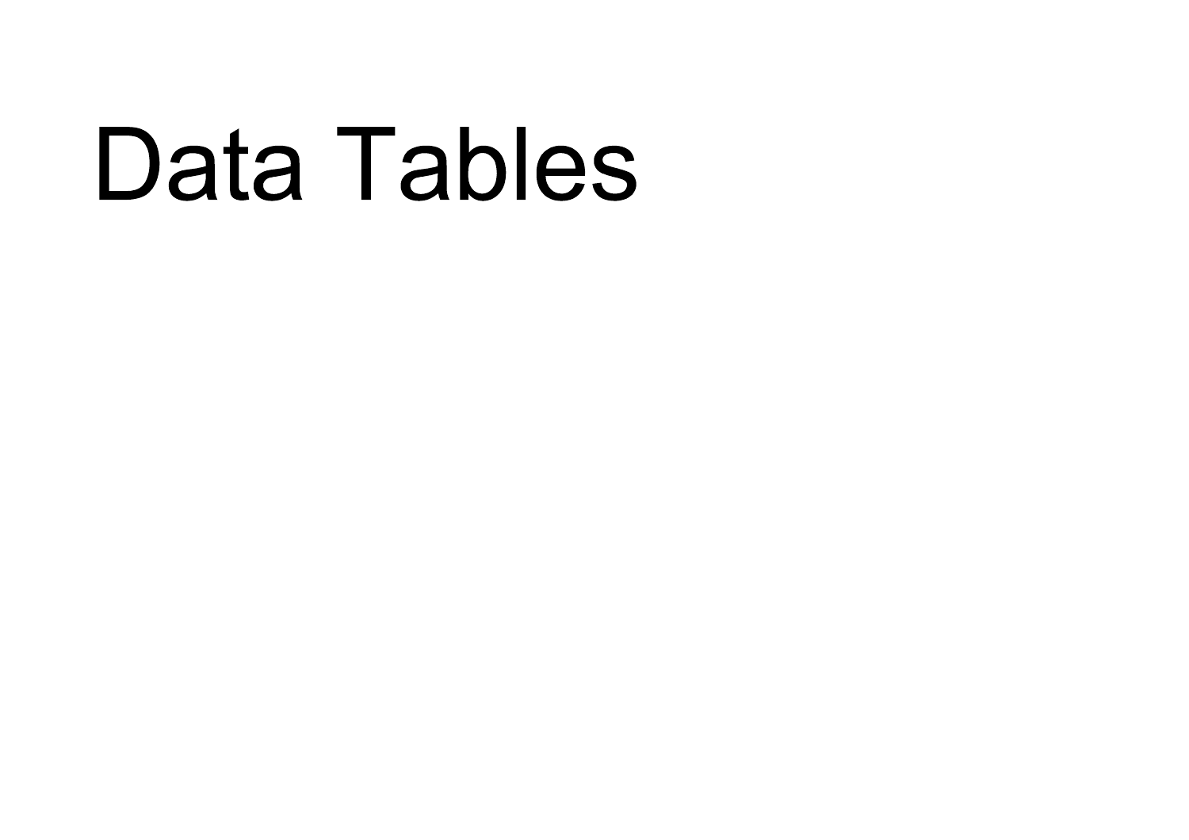# Data Tables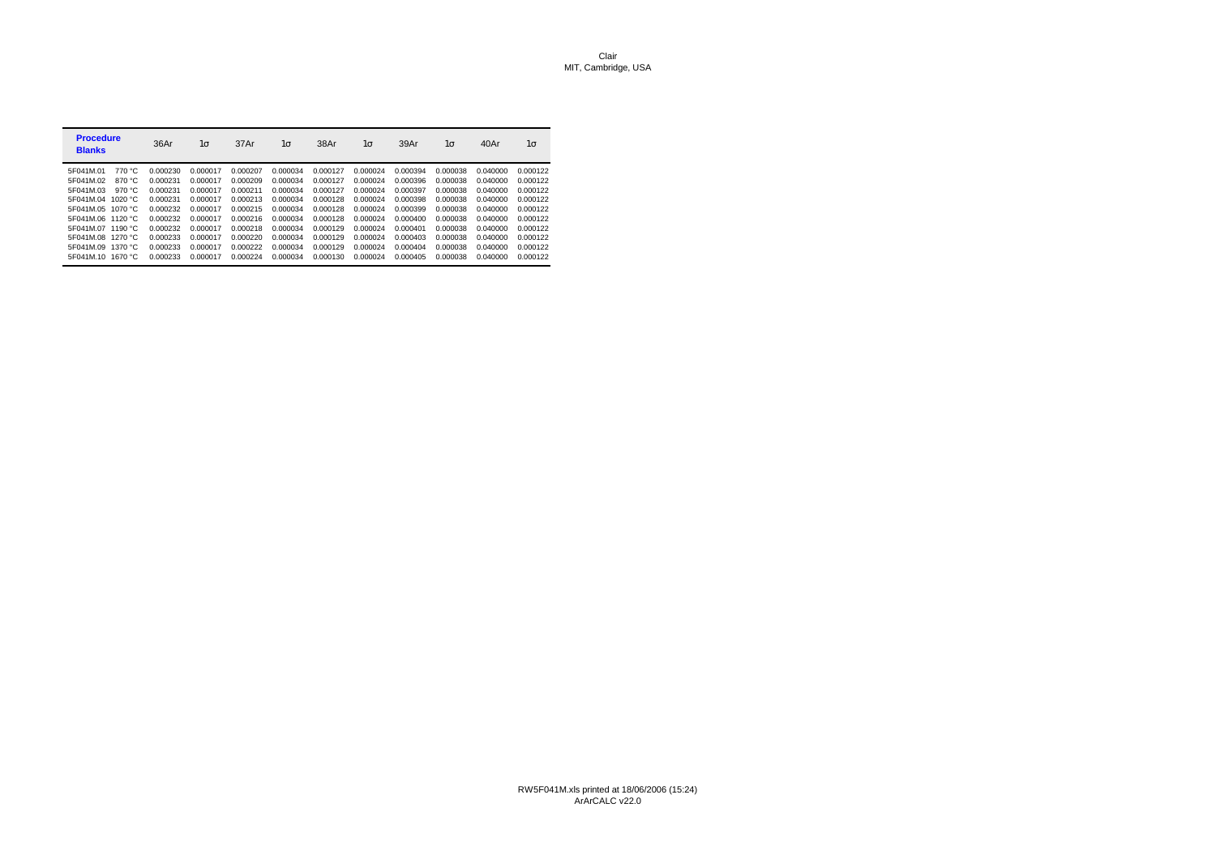| Procedure Blanks | | 36Ar | 1σ | 37Ar | 1σ | 38Ar | 1σ | 39Ar | 1σ | 40Ar | 1σ |
|---|---|---|---|---|---|---|---|---|---|---|---|
| 5F041M.01 | 770 °C | 0.000230 | 0.000017 | 0.000207 | 0.000034 | 0.000127 | 0.000024 | 0.000394 | 0.000038 | 0.040000 | 0.000122 |
| 5F041M.02 | 870 °C | 0.000231 | 0.000017 | 0.000209 | 0.000034 | 0.000127 | 0.000024 | 0.000396 | 0.000038 | 0.040000 | 0.000122 |
| 5F041M.03 | 970 °C | 0.000231 | 0.000017 | 0.000211 | 0.000034 | 0.000127 | 0.000024 | 0.000397 | 0.000038 | 0.040000 | 0.000122 |
| 5F041M.04 | 1020 °C | 0.000231 | 0.000017 | 0.000213 | 0.000034 | 0.000128 | 0.000024 | 0.000398 | 0.000038 | 0.040000 | 0.000122 |
| 5F041M.05 | 1070 °C | 0.000232 | 0.000017 | 0.000215 | 0.000034 | 0.000128 | 0.000024 | 0.000399 | 0.000038 | 0.040000 | 0.000122 |
| 5F041M.06 | 1120 °C | 0.000232 | 0.000017 | 0.000216 | 0.000034 | 0.000128 | 0.000024 | 0.000400 | 0.000038 | 0.040000 | 0.000122 |
| 5F041M.07 | 1190 °C | 0.000232 | 0.000017 | 0.000218 | 0.000034 | 0.000129 | 0.000024 | 0.000401 | 0.000038 | 0.040000 | 0.000122 |
| 5F041M.08 | 1270 °C | 0.000233 | 0.000017 | 0.000220 | 0.000034 | 0.000129 | 0.000024 | 0.000403 | 0.000038 | 0.040000 | 0.000122 |
| 5F041M.09 | 1370 °C | 0.000233 | 0.000017 | 0.000222 | 0.000034 | 0.000129 | 0.000024 | 0.000404 | 0.000038 | 0.040000 | 0.000122 |
| 5F041M.10 | 1670 °C | 0.000233 | 0.000017 | 0.000224 | 0.000034 | 0.000130 | 0.000024 | 0.000405 | 0.000038 | 0.040000 | 0.000122 |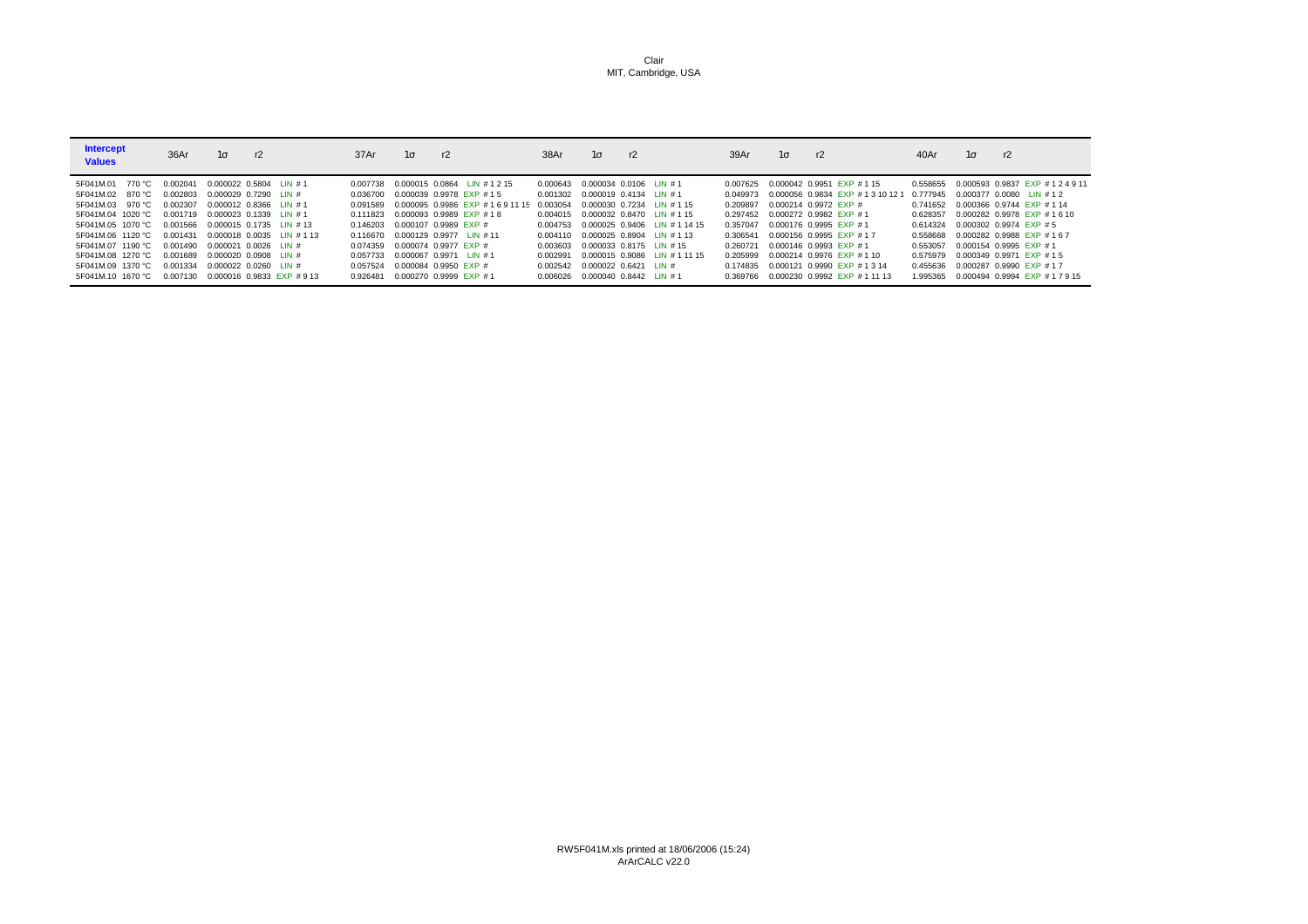Clair
MIT, Cambridge, USA

| Intercept Values | | 36Ar | 1σ | r2 | | 37Ar | 1σ | r2 | | 38Ar | 1σ | r2 | | 39Ar | 1σ | r2 | | 40Ar | 1σ | r2 | |
|---|---|---|---|---|---|---|---|---|---|---|---|---|---|---|---|---|---|---|---|---|---|
| 5F041M.01 | 770 °C | 0.002041 | 0.000022 | 0.5804 | LIN # 1 | 0.007738 | 0.000015 | 0.0864 | LIN # 1 2 15 | 0.000643 | 0.000034 | 0.0106 | LIN # 1 | 0.007625 | 0.000042 | 0.9951 | EXP # 1 15 | 0.558655 | 0.000593 | 0.9837 | EXP # 1 2 4 9 11 |
| 5F041M.02 | 870 °C | 0.002803 | 0.000029 | 0.7290 | LIN # | 0.036700 | 0.000039 | 0.9978 | EXP # 1 5 | 0.001302 | 0.000019 | 0.4134 | LIN # 1 | 0.049973 | 0.000056 | 0.9834 | EXP # 1 3 10 12 1 | 0.777945 | 0.000377 | 0.0080 | LIN # 1 2 |
| 5F041M.03 | 970 °C | 0.002307 | 0.000012 | 0.8366 | LIN # 1 | 0.091589 | 0.000095 | 0.9986 | EXP # 1 6 9 11 15 | 0.003054 | 0.000030 | 0.7234 | LIN # 1 15 | 0.209897 | 0.000214 | 0.9972 | EXP # | 0.741652 | 0.000366 | 0.9744 | EXP # 1 14 |
| 5F041M.04 | 1020 °C | 0.001719 | 0.000023 | 0.1339 | LIN # 1 | 0.111823 | 0.000093 | 0.9989 | EXP # 1 8 | 0.004015 | 0.000032 | 0.8470 | LIN # 1 15 | 0.297452 | 0.000272 | 0.9982 | EXP # 1 | 0.628357 | 0.000282 | 0.9978 | EXP # 1 6 10 |
| 5F041M.05 | 1070 °C | 0.001566 | 0.000015 | 0.1735 | LIN # 13 | 0.146203 | 0.000107 | 0.9989 | EXP # | 0.004753 | 0.000025 | 0.9406 | LIN # 1 14 15 | 0.357047 | 0.000176 | 0.9995 | EXP # 1 | 0.614324 | 0.000302 | 0.9974 | EXP # 5 |
| 5F041M.06 | 1120 °C | 0.001431 | 0.000018 | 0.0035 | LIN # 1 13 | 0.116670 | 0.000129 | 0.9977 | LIN # 11 | 0.004110 | 0.000025 | 0.8904 | LIN # 1 13 | 0.306541 | 0.000156 | 0.9995 | EXP # 1 7 | 0.558668 | 0.000282 | 0.9988 | EXP # 1 6 7 |
| 5F041M.07 | 1190 °C | 0.001490 | 0.000021 | 0.0026 | LIN # | 0.074359 | 0.000074 | 0.9977 | EXP # | 0.003603 | 0.000033 | 0.8175 | LIN # 15 | 0.260721 | 0.000146 | 0.9993 | EXP # 1 | 0.553057 | 0.000154 | 0.9995 | EXP # 1 |
| 5F041M.08 | 1270 °C | 0.001689 | 0.000020 | 0.0908 | LIN # | 0.057733 | 0.000067 | 0.9971 | LIN # 1 | 0.002991 | 0.000015 | 0.9086 | LIN # 1 11 15 | 0.205999 | 0.000214 | 0.9976 | EXP # 1 10 | 0.575979 | 0.000349 | 0.9971 | EXP # 1 5 |
| 5F041M.09 | 1370 °C | 0.001334 | 0.000022 | 0.0260 | LIN # | 0.057524 | 0.000084 | 0.9950 | EXP # | 0.002542 | 0.000022 | 0.6421 | LIN # | 0.174835 | 0.000121 | 0.9990 | EXP # 1 3 14 | 0.455636 | 0.000287 | 0.9990 | EXP # 1 7 |
| 5F041M.10 | 1670 °C | 0.007130 | 0.000016 | 0.9833 | EXP # 9 13 | 0.926481 | 0.000270 | 0.9999 | EXP # 1 | 0.006026 | 0.000040 | 0.8442 | LIN # 1 | 0.369766 | 0.000230 | 0.9992 | EXP # 1 11 13 | 1.995365 | 0.000494 | 0.9994 | EXP # 1 7 9 15 |

RW5F041M.xls printed at 18/06/2006 (15:24)
ArArCALC v22.0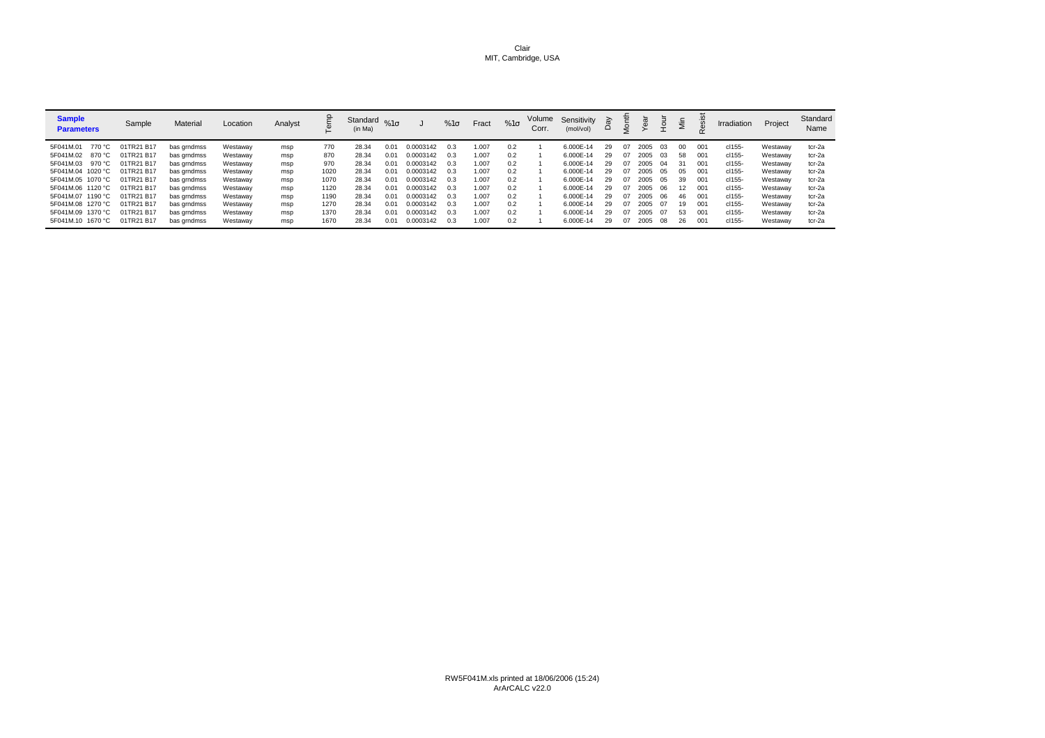Clair
MIT, Cambridge, USA

| **Sample Parameters** | | Sample | Material | Location | Analyst | Temp | Standard (in Ma) | %1σ | J | %1σ | Fract | %1σ | Volume Corr. | Sensitivity (mol/vol) | Day | Month | Year | Hour | Min | Resist | Irradiation | Project | Standard Name |
|---|---|---|---|---|---|---|---|---|---|---|---|---|---|---|---|---|---|---|---|---|---|---|---|
| 5F041M.01 | 770 °C | 01TR21 B17 | bas grndmss | Westaway | msp | 770 | 28.34 | 0.01 | 0.0003142 | 0.3 | 1.007 | 0.2 | 1 | 6.000E-14 | 29 | 07 | 2005 | 03 | 00 | 001 | cl155- | Westaway | tcr-2a |
| 5F041M.02 | 870 °C | 01TR21 B17 | bas grndmss | Westaway | msp | 870 | 28.34 | 0.01 | 0.0003142 | 0.3 | 1.007 | 0.2 | 1 | 6.000E-14 | 29 | 07 | 2005 | 03 | 58 | 001 | cl155- | Westaway | tcr-2a |
| 5F041M.03 | 970 °C | 01TR21 B17 | bas grndmss | Westaway | msp | 970 | 28.34 | 0.01 | 0.0003142 | 0.3 | 1.007 | 0.2 | 1 | 6.000E-14 | 29 | 07 | 2005 | 04 | 31 | 001 | cl155- | Westaway | tcr-2a |
| 5F041M.04 | 1020 °C | 01TR21 B17 | bas grndmss | Westaway | msp | 1020 | 28.34 | 0.01 | 0.0003142 | 0.3 | 1.007 | 0.2 | 1 | 6.000E-14 | 29 | 07 | 2005 | 05 | 05 | 001 | cl155- | Westaway | tcr-2a |
| 5F041M.05 | 1070 °C | 01TR21 B17 | bas grndmss | Westaway | msp | 1070 | 28.34 | 0.01 | 0.0003142 | 0.3 | 1.007 | 0.2 | 1 | 6.000E-14 | 29 | 07 | 2005 | 05 | 39 | 001 | cl155- | Westaway | tcr-2a |
| 5F041M.06 | 1120 °C | 01TR21 B17 | bas grndmss | Westaway | msp | 1120 | 28.34 | 0.01 | 0.0003142 | 0.3 | 1.007 | 0.2 | 1 | 6.000E-14 | 29 | 07 | 2005 | 06 | 12 | 001 | cl155- | Westaway | tcr-2a |
| 5F041M.07 | 1190 °C | 01TR21 B17 | bas grndmss | Westaway | msp | 1190 | 28.34 | 0.01 | 0.0003142 | 0.3 | 1.007 | 0.2 | 1 | 6.000E-14 | 29 | 07 | 2005 | 06 | 46 | 001 | cl155- | Westaway | tcr-2a |
| 5F041M.08 | 1270 °C | 01TR21 B17 | bas grndmss | Westaway | msp | 1270 | 28.34 | 0.01 | 0.0003142 | 0.3 | 1.007 | 0.2 | 1 | 6.000E-14 | 29 | 07 | 2005 | 07 | 19 | 001 | cl155- | Westaway | tcr-2a |
| 5F041M.09 | 1370 °C | 01TR21 B17 | bas grndmss | Westaway | msp | 1370 | 28.34 | 0.01 | 0.0003142 | 0.3 | 1.007 | 0.2 | 1 | 6.000E-14 | 29 | 07 | 2005 | 07 | 53 | 001 | cl155- | Westaway | tcr-2a |
| 5F041M.10 | 1670 °C | 01TR21 B17 | bas grndmss | Westaway | msp | 1670 | 28.34 | 0.01 | 0.0003142 | 0.3 | 1.007 | 0.2 | 1 | 6.000E-14 | 29 | 07 | 2005 | 08 | 26 | 001 | cl155- | Westaway | tcr-2a |

RW5F041M.xls printed at 18/06/2006 (15:24)
ArArCALC v22.0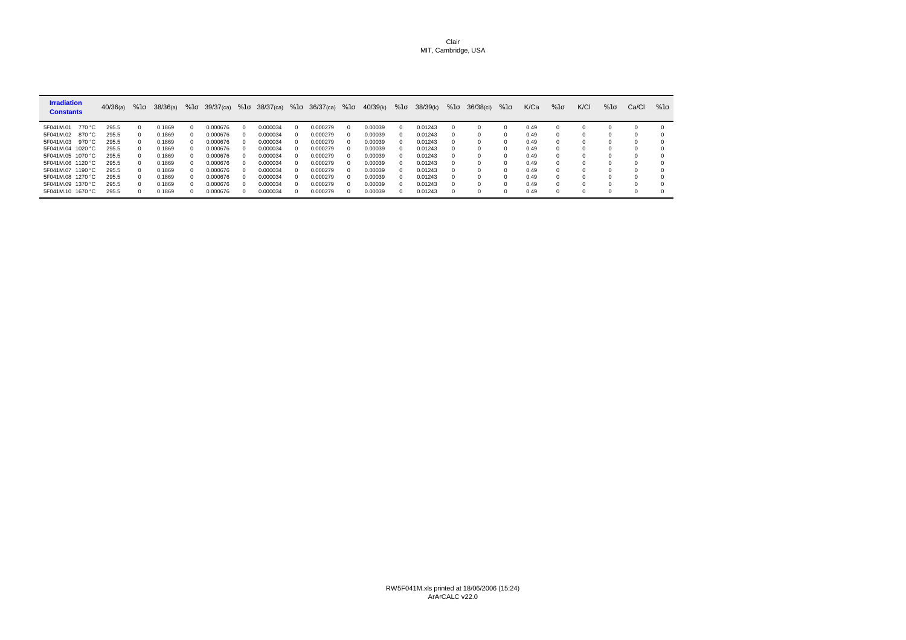Clair
MIT, Cambridge, USA

| **Irradiation Constants** | 40/36(a) | %1σ | 38/36(a) | %1σ | 39/37(ca) | %1σ | 38/37(ca) | %1σ | 36/37(ca) | %1σ | 40/39(k) | %1σ | 38/39(k) | %1σ | 36/38(cl) | %1σ | K/Ca | %1σ | K/Cl | %1σ | Ca/Cl | %1σ |
|---|---|---|---|---|---|---|---|---|---|---|---|---|---|---|---|---|---|---|---|---|---|---|
| 5F041M.01 770 °C | 295.5 | 0 | 0.1869 | 0 | 0.000676 | 0 | 0.000034 | 0 | 0.000279 | 0 | 0.00039 | 0 | 0.01243 | 0 | 0 | 0 | 0.49 | 0 | 0 | 0 | 0 | 0 |
| 5F041M.02 870 °C | 295.5 | 0 | 0.1869 | 0 | 0.000676 | 0 | 0.000034 | 0 | 0.000279 | 0 | 0.00039 | 0 | 0.01243 | 0 | 0 | 0 | 0.49 | 0 | 0 | 0 | 0 | 0 |
| 5F041M.03 970 °C | 295.5 | 0 | 0.1869 | 0 | 0.000676 | 0 | 0.000034 | 0 | 0.000279 | 0 | 0.00039 | 0 | 0.01243 | 0 | 0 | 0 | 0.49 | 0 | 0 | 0 | 0 | 0 |
| 5F041M.04 1020 °C | 295.5 | 0 | 0.1869 | 0 | 0.000676 | 0 | 0.000034 | 0 | 0.000279 | 0 | 0.00039 | 0 | 0.01243 | 0 | 0 | 0 | 0.49 | 0 | 0 | 0 | 0 | 0 |
| 5F041M.05 1070 °C | 295.5 | 0 | 0.1869 | 0 | 0.000676 | 0 | 0.000034 | 0 | 0.000279 | 0 | 0.00039 | 0 | 0.01243 | 0 | 0 | 0 | 0.49 | 0 | 0 | 0 | 0 | 0 |
| 5F041M.06 1120 °C | 295.5 | 0 | 0.1869 | 0 | 0.000676 | 0 | 0.000034 | 0 | 0.000279 | 0 | 0.00039 | 0 | 0.01243 | 0 | 0 | 0 | 0.49 | 0 | 0 | 0 | 0 | 0 |
| 5F041M.07 1190 °C | 295.5 | 0 | 0.1869 | 0 | 0.000676 | 0 | 0.000034 | 0 | 0.000279 | 0 | 0.00039 | 0 | 0.01243 | 0 | 0 | 0 | 0.49 | 0 | 0 | 0 | 0 | 0 |
| 5F041M.08 1270 °C | 295.5 | 0 | 0.1869 | 0 | 0.000676 | 0 | 0.000034 | 0 | 0.000279 | 0 | 0.00039 | 0 | 0.01243 | 0 | 0 | 0 | 0.49 | 0 | 0 | 0 | 0 | 0 |
| 5F041M.09 1370 °C | 295.5 | 0 | 0.1869 | 0 | 0.000676 | 0 | 0.000034 | 0 | 0.000279 | 0 | 0.00039 | 0 | 0.01243 | 0 | 0 | 0 | 0.49 | 0 | 0 | 0 | 0 | 0 |
| 5F041M.10 1670 °C | 295.5 | 0 | 0.1869 | 0 | 0.000676 | 0 | 0.000034 | 0 | 0.000279 | 0 | 0.00039 | 0 | 0.01243 | 0 | 0 | 0 | 0.49 | 0 | 0 | 0 | 0 | 0 |

RW5F041M.xls printed at 18/06/2006 (15:24)
ArArCALC v22.0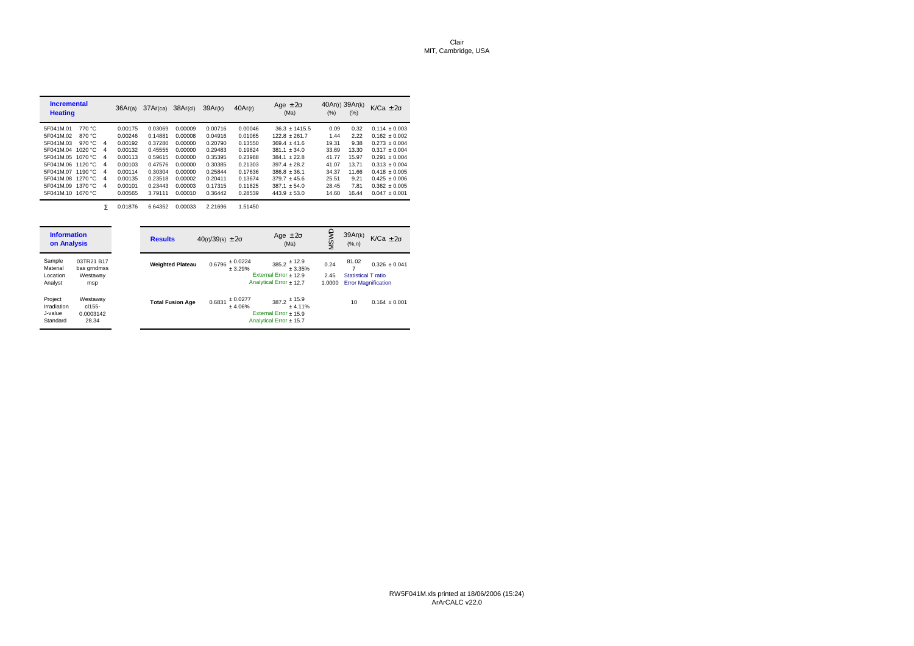Clair
MIT, Cambridge, USA

| Incremental Heating | | | $^{36}Ar_{(a)}$ | $^{37}Ar_{(ca)}$ | $^{38}Ar_{(cl)}$ | $^{39}Ar_{(k)}$ | $^{40}Ar_{(r)}$ | Age $\pm 2\sigma$ (Ma) | $^{40}Ar_{(r)}$ (%) | $^{39}Ar_{(k)}$ (%) | K/Ca $\pm 2\sigma$ |
|---|---|---|---|---|---|---|---|---|---|---|---|
| 5F041M.01 | 770 °C | | 0.00175 | 0.03069 | 0.00009 | 0.00716 | 0.00046 | 36.3 ± 1415.5 | 0.09 | 0.32 | 0.114 ± 0.003 |
| 5F041M.02 | 870 °C | | 0.00246 | 0.14881 | 0.00008 | 0.04916 | 0.01065 | 122.8 ± 261.7 | 1.44 | 2.22 | 0.162 ± 0.002 |
| 5F041M.03 | 970 °C | 4 | 0.00192 | 0.37280 | 0.00000 | 0.20790 | 0.13550 | 369.4 ± 41.6 | 19.31 | 9.38 | 0.273 ± 0.004 |
| 5F041M.04 | 1020 °C | 4 | 0.00132 | 0.45555 | 0.00000 | 0.29483 | 0.19824 | 381.1 ± 34.0 | 33.69 | 13.30 | 0.317 ± 0.004 |
| 5F041M.05 | 1070 °C | 4 | 0.00113 | 0.59615 | 0.00000 | 0.35395 | 0.23988 | 384.1 ± 22.8 | 41.77 | 15.97 | 0.291 ± 0.004 |
| 5F041M.06 | 1120 °C | 4 | 0.00103 | 0.47576 | 0.00000 | 0.30385 | 0.21303 | 397.4 ± 28.2 | 41.07 | 13.71 | 0.313 ± 0.004 |
| 5F041M.07 | 1190 °C | 4 | 0.00114 | 0.30304 | 0.00000 | 0.25844 | 0.17636 | 386.8 ± 36.1 | 34.37 | 11.66 | 0.418 ± 0.005 |
| 5F041M.08 | 1270 °C | 4 | 0.00135 | 0.23518 | 0.00002 | 0.20411 | 0.13674 | 379.7 ± 45.6 | 25.51 | 9.21 | 0.425 ± 0.006 |
| 5F041M.09 | 1370 °C | 4 | 0.00101 | 0.23443 | 0.00003 | 0.17315 | 0.11825 | 387.1 ± 54.0 | 28.45 | 7.81 | 0.362 ± 0.005 |
| 5F041M.10 | 1670 °C | | 0.00565 | 3.79111 | 0.00010 | 0.36442 | 0.28539 | 443.9 ± 53.0 | 14.60 | 16.44 | 0.047 ± 0.001 |
| | Σ | | 0.01876 | 6.64352 | 0.00033 | 2.21696 | 1.51450 | | | | |

| Information on Analysis | |
|---|---|
| Sample | 03TR21 B17 |
| Material | bas grndmss |
| Location | Westaway |
| Analyst | msp |
| Project | Westaway |
| Irradiation | cl155- |
| J-value | 0.0003142 |
| Standard | 28.34 |

| Results | $40_{(r)}/39_{(k)} \pm 2\sigma$ | Age $\pm 2\sigma$ (Ma) | MSWD | $^{39}Ar_{(k)}$ (%,n) | K/Ca $\pm 2\sigma$ |
|---|---|---|---|---|---|
| Weighted Plateau | 0.6796 ± 0.0224 ± 3.29% | 385.2 ± 12.9 ± 3.35% | 0.24 | 81.02 7 | 0.326 ± 0.041 |
| | | External Error ± 12.9 | 2.45 | Statistical T ratio | |
| | | Analytical Error ± 12.7 | 1.0000 | Error Magnification | |
| Total Fusion Age | 0.6831 ± 0.0277 ± 4.06% | 387.2 ± 15.9 ± 4.11% | | 10 | 0.164 ± 0.001 |
| | | External Error ± 15.9 | | | |
| | | Analytical Error ± 15.7 | | | |

RW5F041M.xls printed at 18/06/2006 (15:24)
ArArCALC v22.0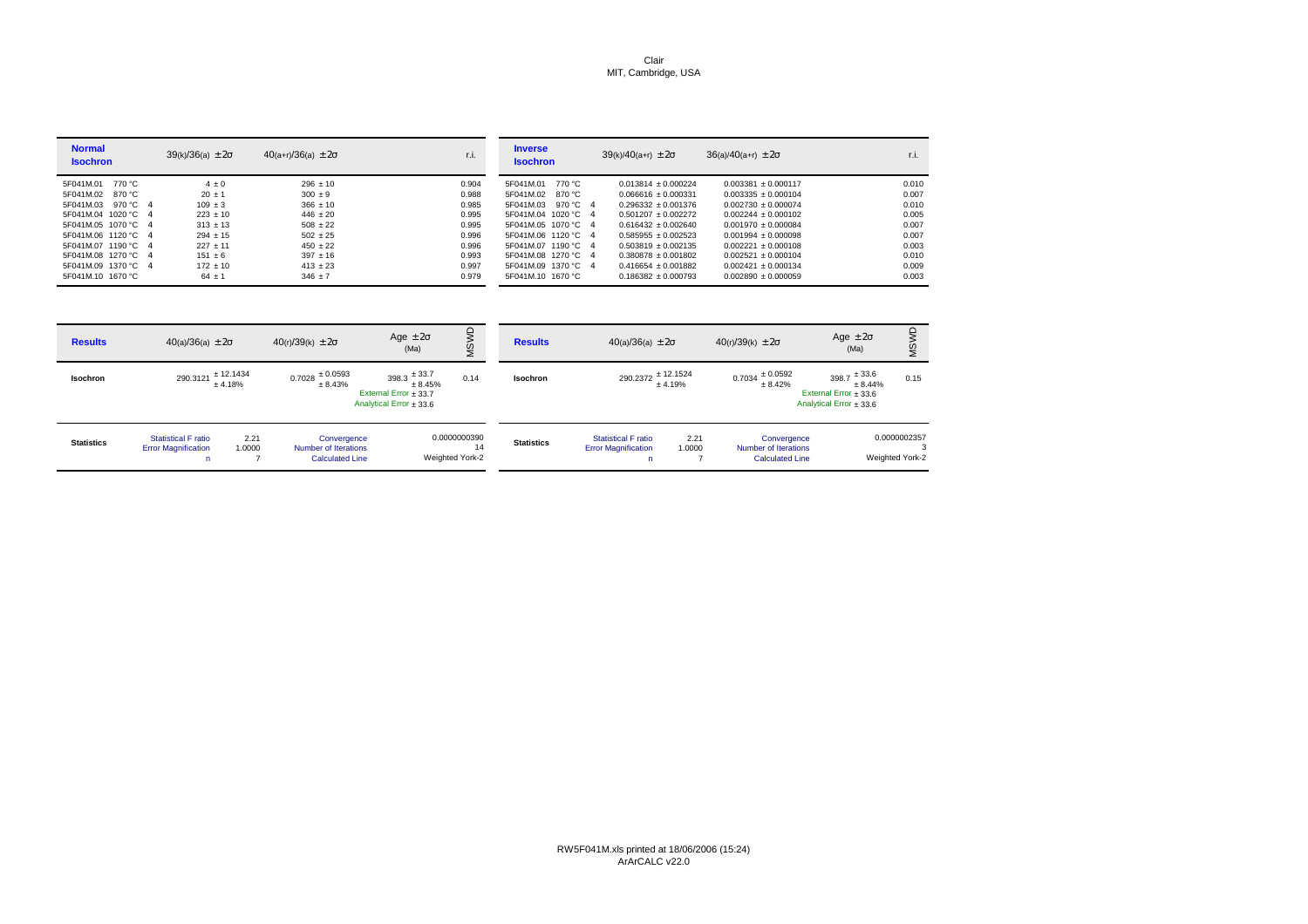Clair
MIT, Cambridge, USA

| Normal Isochron | | | $^{39}(k)/^{36}(a)$ ± 2σ | $^{40}(a+r)/^{36}(a)$ ± 2σ | r.i. |
|---|---|---|---|---|---|
| 5F041M.01 | 770 °C | | 4 ± 0 | 296 ± 10 | 0.904 |
| 5F041M.02 | 870 °C | | 20 ± 1 | 300 ± 9 | 0.988 |
| 5F041M.03 | 970 °C | 4 | 109 ± 3 | 366 ± 10 | 0.985 |
| 5F041M.04 | 1020 °C | 4 | 223 ± 10 | 446 ± 20 | 0.995 |
| 5F041M.05 | 1070 °C | 4 | 313 ± 13 | 508 ± 22 | 0.995 |
| 5F041M.06 | 1120 °C | 4 | 294 ± 15 | 502 ± 25 | 0.996 |
| 5F041M.07 | 1190 °C | 4 | 227 ± 11 | 450 ± 22 | 0.996 |
| 5F041M.08 | 1270 °C | 4 | 151 ± 6 | 397 ± 16 | 0.993 |
| 5F041M.09 | 1370 °C | 4 | 172 ± 10 | 413 ± 23 | 0.997 |
| 5F041M.10 | 1670 °C | | 64 ± 1 | 346 ± 7 | 0.979 |

| Inverse Isochron | | | $^{39}(k)/^{40}(a+r)$ ± 2σ | $^{36}(a)/^{40}(a+r)$ ± 2σ | r.i. |
|---|---|---|---|---|---|
| 5F041M.01 | 770 °C | | 0.013814 ± 0.000224 | 0.003381 ± 0.000117 | 0.010 |
| 5F041M.02 | 870 °C | | 0.066616 ± 0.000331 | 0.003335 ± 0.000104 | 0.007 |
| 5F041M.03 | 970 °C | 4 | 0.296332 ± 0.001376 | 0.002730 ± 0.000074 | 0.010 |
| 5F041M.04 | 1020 °C | 4 | 0.501207 ± 0.002272 | 0.002244 ± 0.000102 | 0.005 |
| 5F041M.05 | 1070 °C | 4 | 0.616432 ± 0.002640 | 0.001970 ± 0.000084 | 0.007 |
| 5F041M.06 | 1120 °C | 4 | 0.585955 ± 0.002523 | 0.001994 ± 0.000098 | 0.007 |
| 5F041M.07 | 1190 °C | 4 | 0.503819 ± 0.002135 | 0.002221 ± 0.000108 | 0.003 |
| 5F041M.08 | 1270 °C | 4 | 0.380878 ± 0.001802 | 0.002521 ± 0.000104 | 0.010 |
| 5F041M.09 | 1370 °C | 4 | 0.416654 ± 0.001882 | 0.002421 ± 0.000134 | 0.009 |
| 5F041M.10 | 1670 °C | | 0.186382 ± 0.000793 | 0.002890 ± 0.000059 | 0.003 |

| Results (Normal) | $^{40}(a)/^{36}(a)$ ± 2σ | $^{40}(r)/^{39}(k)$ ± 2σ | Age ± 2σ (Ma) | MSWD |
|---|---|---|---|---|
| Isochron | 290.3121 ± 12.1434 ± 4.18% | 0.7028 ± 0.0593 ± 8.43% | 398.3 ± 33.7 ± 8.45%; External Error ± 33.7; Analytical Error ± 33.6 | 0.14 |
| Statistics | Statistical F ratio 2.21; Error Magnification 1.0000; n 7 | Convergence 0.0000000390; Number of Iterations 14; Calculated Line Weighted York-2 | | |

| Results (Inverse) | $^{40}(a)/^{36}(a)$ ± 2σ | $^{40}(r)/^{39}(k)$ ± 2σ | Age ± 2σ (Ma) | MSWD |
|---|---|---|---|---|
| Isochron | 290.2372 ± 12.1524 ± 4.19% | 0.7034 ± 0.0592 ± 8.42% | 398.7 ± 33.6 ± 8.44%; External Error ± 33.6; Analytical Error ± 33.6 | 0.15 |
| Statistics | Statistical F ratio 2.21; Error Magnification 1.0000; n 7 | Convergence 0.0000002357; Number of Iterations 3; Calculated Line Weighted York-2 | | |

RW5F041M.xls printed at 18/06/2006 (15:24)
ArArCALC v22.0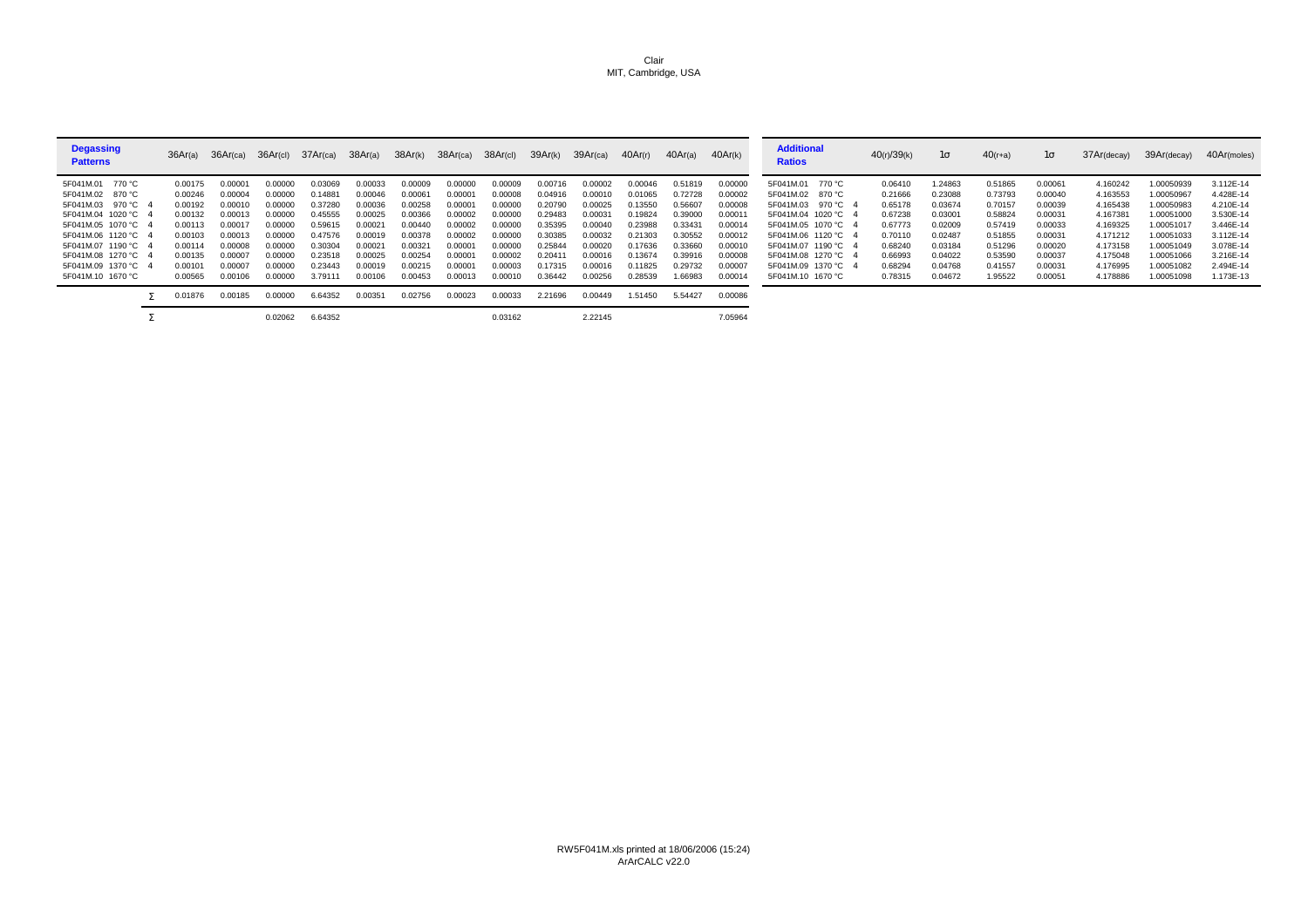Clair
MIT, Cambridge, USA

| Degassing Patterns | | 36Ar(a) | 36Ar(ca) | 36Ar(cl) | 37Ar(ca) | 38Ar(a) | 38Ar(k) | 38Ar(ca) | 38Ar(cl) | 39Ar(k) | 39Ar(ca) | 40Ar(r) | 40Ar(a) | 40Ar(k) |
|---|---|---|---|---|---|---|---|---|---|---|---|---|---|---|
| 5F041M.01 770 °C | | 0.00175 | 0.00001 | 0.00000 | 0.03069 | 0.00033 | 0.00009 | 0.00000 | 0.00009 | 0.00716 | 0.00002 | 0.00046 | 0.51819 | 0.00000 |
| 5F041M.02 870 °C | | 0.00246 | 0.00004 | 0.00000 | 0.14881 | 0.00046 | 0.00061 | 0.00001 | 0.00008 | 0.04916 | 0.00010 | 0.01065 | 0.72728 | 0.00002 |
| 5F041M.03 970 °C | 4 | 0.00192 | 0.00010 | 0.00000 | 0.37280 | 0.00036 | 0.00258 | 0.00001 | 0.00000 | 0.20790 | 0.00025 | 0.13550 | 0.56607 | 0.00008 |
| 5F041M.04 1020 °C | 4 | 0.00132 | 0.00013 | 0.00000 | 0.45555 | 0.00025 | 0.00366 | 0.00002 | 0.00000 | 0.29483 | 0.00031 | 0.19824 | 0.39000 | 0.00011 |
| 5F041M.05 1070 °C | 4 | 0.00113 | 0.00017 | 0.00000 | 0.59615 | 0.00021 | 0.00440 | 0.00002 | 0.00000 | 0.35395 | 0.00040 | 0.23988 | 0.33431 | 0.00014 |
| 5F041M.06 1120 °C | 4 | 0.00103 | 0.00013 | 0.00000 | 0.47576 | 0.00019 | 0.00378 | 0.00002 | 0.00000 | 0.30385 | 0.00032 | 0.21303 | 0.30552 | 0.00012 |
| 5F041M.07 1190 °C | 4 | 0.00114 | 0.00008 | 0.00000 | 0.30304 | 0.00021 | 0.00321 | 0.00001 | 0.00000 | 0.25844 | 0.00020 | 0.17636 | 0.33660 | 0.00010 |
| 5F041M.08 1270 °C | 4 | 0.00135 | 0.00007 | 0.00000 | 0.23518 | 0.00025 | 0.00254 | 0.00001 | 0.00002 | 0.20411 | 0.00016 | 0.13674 | 0.39916 | 0.00008 |
| 5F041M.09 1370 °C | 4 | 0.00101 | 0.00007 | 0.00000 | 0.23443 | 0.00019 | 0.00215 | 0.00001 | 0.00003 | 0.17315 | 0.00016 | 0.11825 | 0.29732 | 0.00007 |
| 5F041M.10 1670 °C | | 0.00565 | 0.00106 | 0.00000 | 3.79111 | 0.00106 | 0.00453 | 0.00013 | 0.00010 | 0.36442 | 0.00256 | 0.28539 | 1.66983 | 0.00014 |
| | Σ | 0.01876 | 0.00185 | 0.00000 | 6.64352 | 0.00351 | 0.02756 | 0.00023 | 0.00033 | 2.21696 | 0.00449 | 1.51450 | 5.54427 | 0.00086 |
| | Σ | | | 0.02062 | 6.64352 | | | | 0.03162 | | 2.22145 | | | 7.05964 |

| Additional Ratios | | 40(r)/39(k) | 1σ | 40(r+a) | 1σ | 37Ar(decay) | 39Ar(decay) | 40Ar(moles) |
|---|---|---|---|---|---|---|---|---|
| 5F041M.01 770 °C | | 0.06410 | 1.24863 | 0.51865 | 0.00061 | 4.160242 | 1.00050939 | 3.112E-14 |
| 5F041M.02 870 °C | | 0.21666 | 0.23088 | 0.73793 | 0.00040 | 4.163553 | 1.00050967 | 4.428E-14 |
| 5F041M.03 970 °C | 4 | 0.65178 | 0.03674 | 0.70157 | 0.00039 | 4.165438 | 1.00050983 | 4.210E-14 |
| 5F041M.04 1020 °C | 4 | 0.67238 | 0.03001 | 0.58824 | 0.00031 | 4.167381 | 1.00051000 | 3.530E-14 |
| 5F041M.05 1070 °C | 4 | 0.67773 | 0.02009 | 0.57419 | 0.00033 | 4.169325 | 1.00051017 | 3.446E-14 |
| 5F041M.06 1120 °C | 4 | 0.70110 | 0.02487 | 0.51855 | 0.00031 | 4.171212 | 1.00051033 | 3.112E-14 |
| 5F041M.07 1190 °C | 4 | 0.68240 | 0.03184 | 0.51296 | 0.00020 | 4.173158 | 1.00051049 | 3.078E-14 |
| 5F041M.08 1270 °C | 4 | 0.66993 | 0.04022 | 0.53590 | 0.00037 | 4.175048 | 1.00051066 | 3.216E-14 |
| 5F041M.09 1370 °C | 4 | 0.68294 | 0.04768 | 0.41557 | 0.00031 | 4.176995 | 1.00051082 | 2.494E-14 |
| 5F041M.10 1670 °C | | 0.78315 | 0.04672 | 1.95522 | 0.00051 | 4.178886 | 1.00051098 | 1.173E-13 |

RW5F041M.xls printed at 18/06/2006 (15:24)
ArArCALC v22.0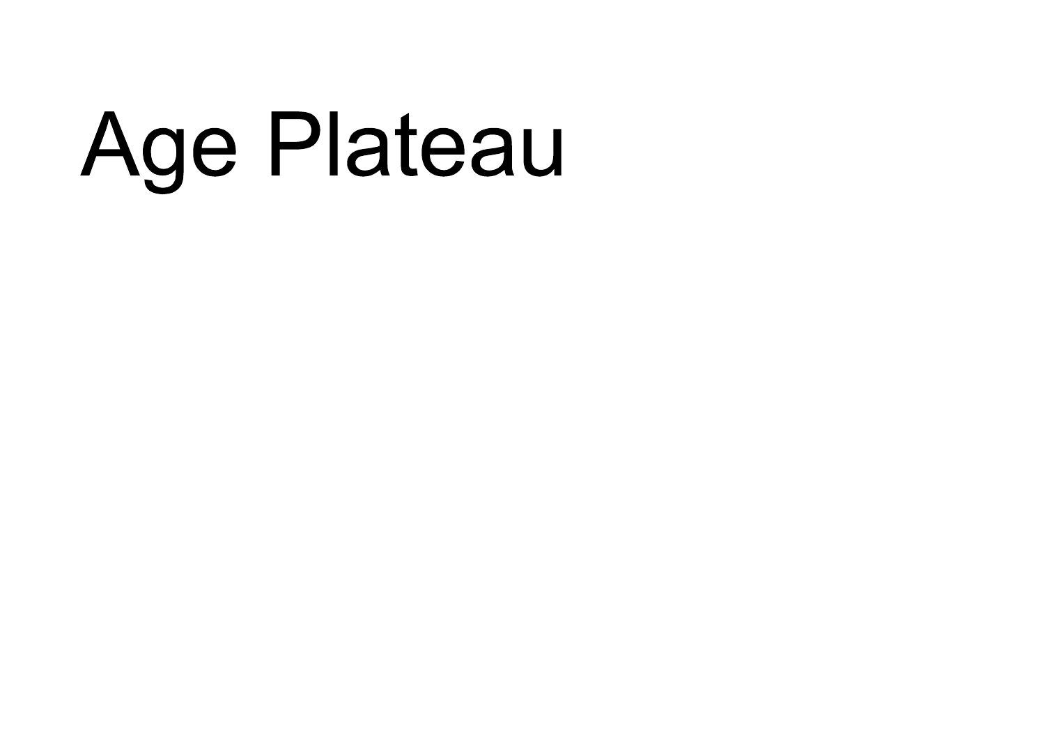# Age Plateau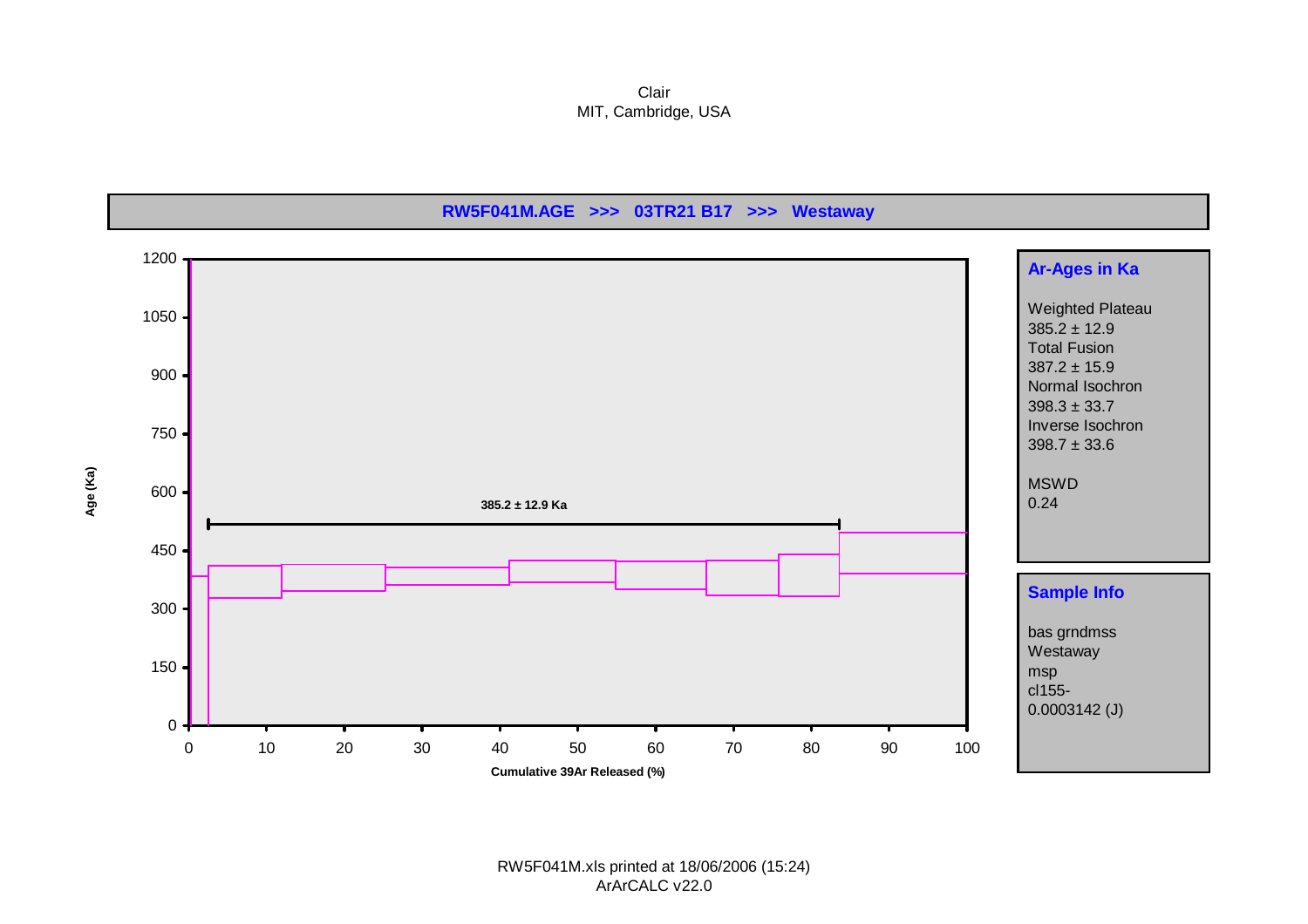Clair
MIT, Cambridge, USA

**RW5F041M.AGE >>> 03TR21 B17 >>> Westaway**

**385.2 ± 12.9 Ka**

Age (Ka)

Cumulative 39Ar Released (%)

**Ar-Ages in Ka**

Weighted Plateau
385.2 ± 12.9
Total Fusion
387.2 ± 15.9
Normal Isochron
398.3 ± 33.7
Inverse Isochron
398.7 ± 33.6

MSWD
0.24

**Sample Info**

bas grndmss
Westaway
msp
cl155-
0.0003142 (J)

RW5F041M.xls printed at 18/06/2006 (15:24)
ArArCALC v22.0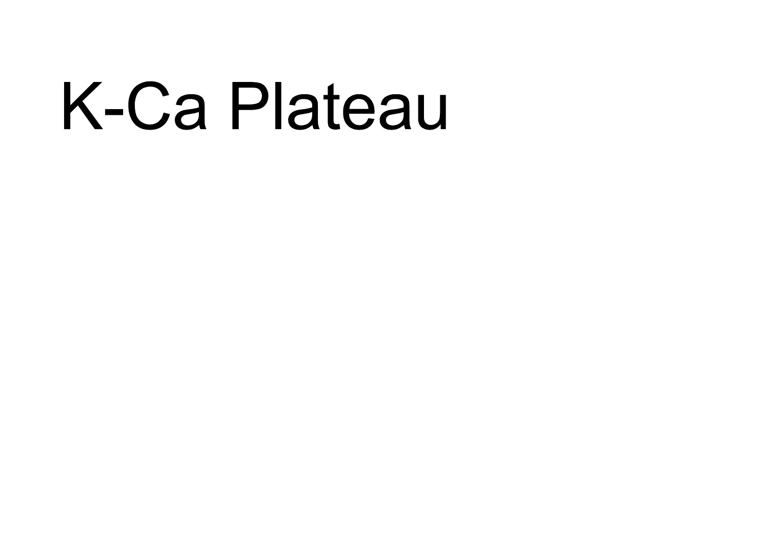# K-Ca Plateau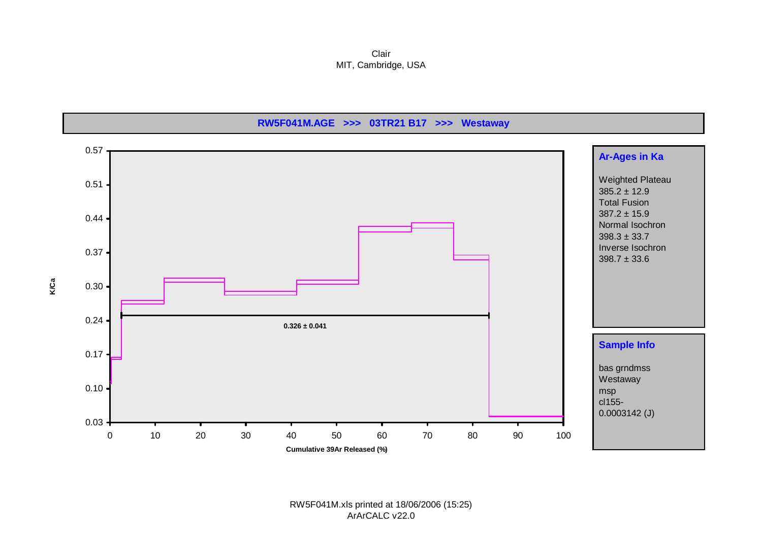Clair
MIT, Cambridge, USA

**RW5F041M.AGE >>> 03TR21 B17 >>> Westaway**

K/Ca

0.326 ± 0.041

Cumulative 39Ar Released (%)

**Ar-Ages in Ka**

Weighted Plateau
385.2 ± 12.9
Total Fusion
387.2 ± 15.9
Normal Isochron
398.3 ± 33.7
Inverse Isochron
398.7 ± 33.6

**Sample Info**

bas grndmss
Westaway
msp
cl155-
0.0003142 (J)

RW5F041M.xls printed at 18/06/2006 (15:25)
ArArCALC v22.0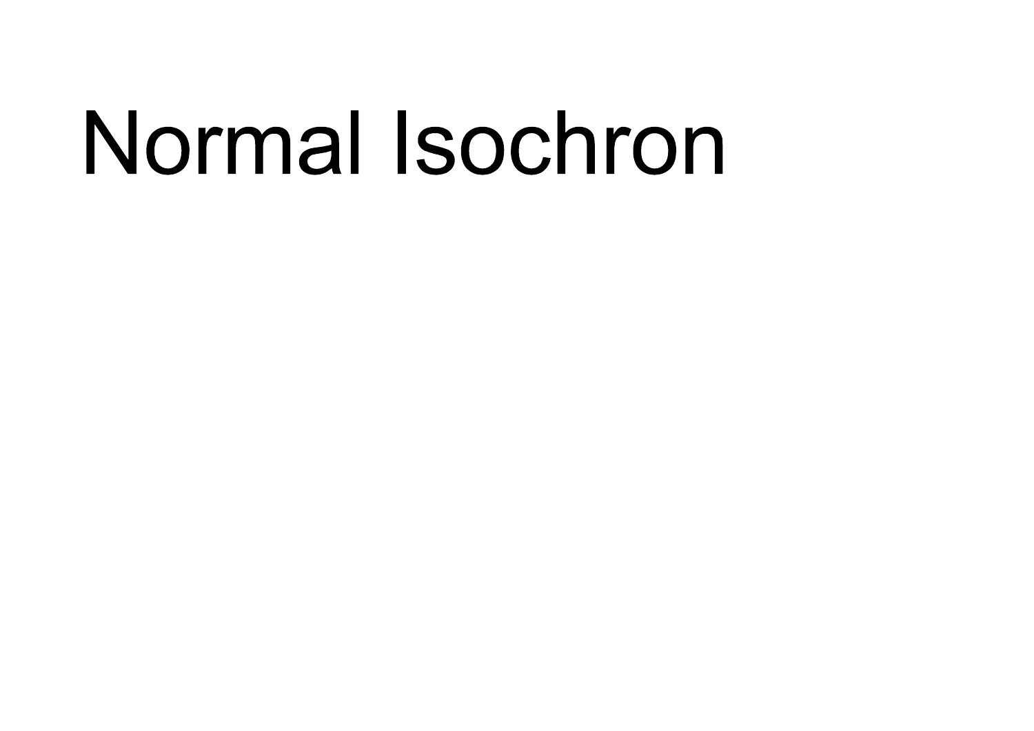# Normal Isochron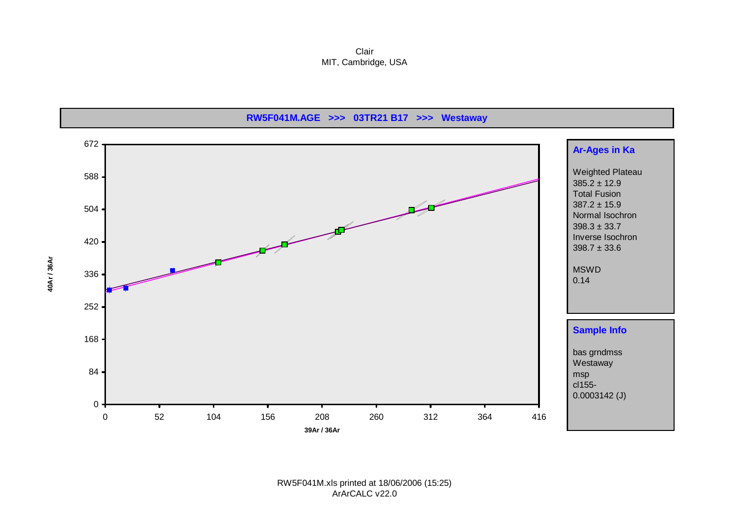Clair
MIT, Cambridge, USA

**RW5F041M.AGE >>> 03TR21 B17 >>> Westaway**

40Ar / 36Ar

672
588
504
420
336
252
168
84
0

0 52 104 156 208 260 312 364 416

39Ar / 36Ar

## Ar-Ages in Ka

Weighted Plateau
385.2 ± 12.9
Total Fusion
387.2 ± 15.9
Normal Isochron
398.3 ± 33.7
Inverse Isochron
398.7 ± 33.6

MSWD
0.14

## Sample Info

bas grndmss
Westaway
msp
cl155-
0.0003142 (J)

RW5F041M.xls printed at 18/06/2006 (15:25)
ArArCALC v22.0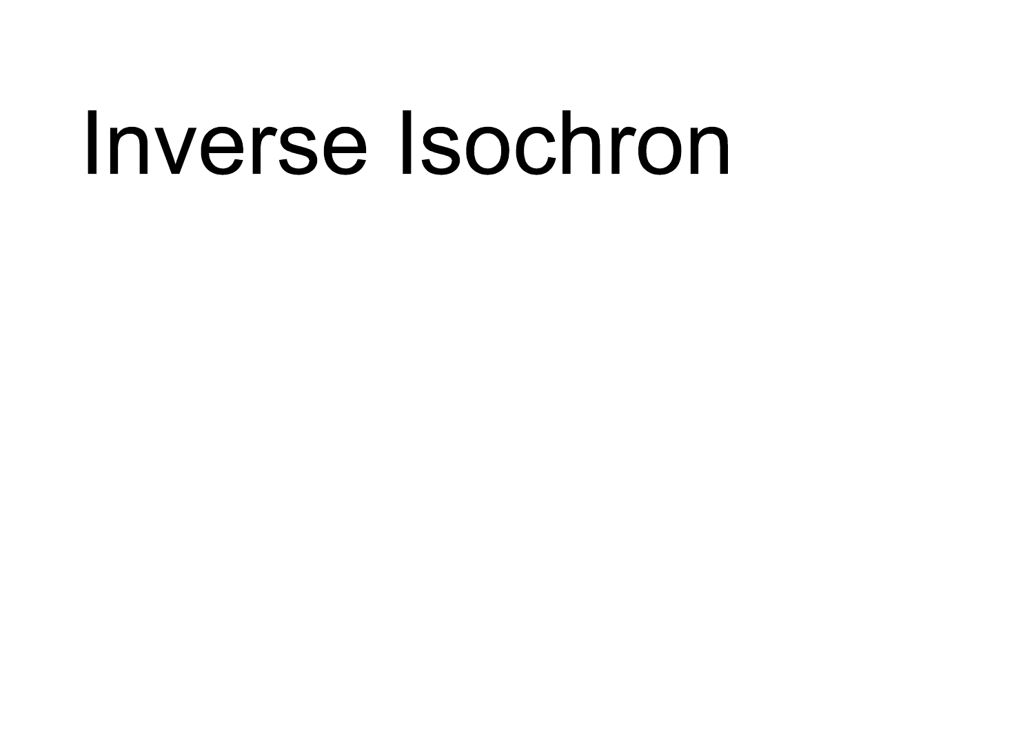# Inverse Isochron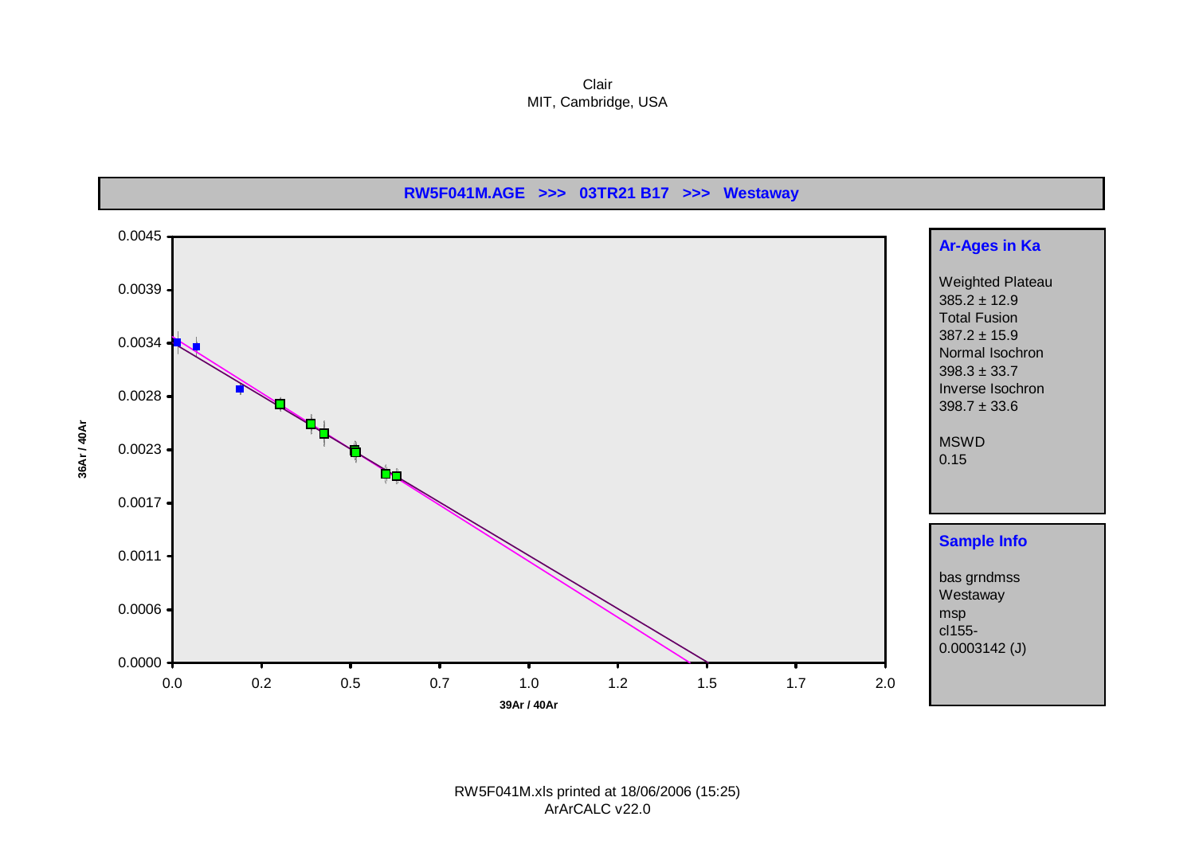Clair
MIT, Cambridge, USA

**RW5F041M.AGE >>> 03TR21 B17 >>> Westaway**

36Ar / 40Ar

39Ar / 40Ar

**Ar-Ages in Ka**

Weighted Plateau
385.2 ± 12.9
Total Fusion
387.2 ± 15.9
Normal Isochron
398.3 ± 33.7
Inverse Isochron
398.7 ± 33.6

MSWD
0.15

**Sample Info**

bas grndmss
Westaway
msp
cl155-
0.0003142 (J)

RW5F041M.xls printed at 18/06/2006 (15:25)
ArArCALC v22.0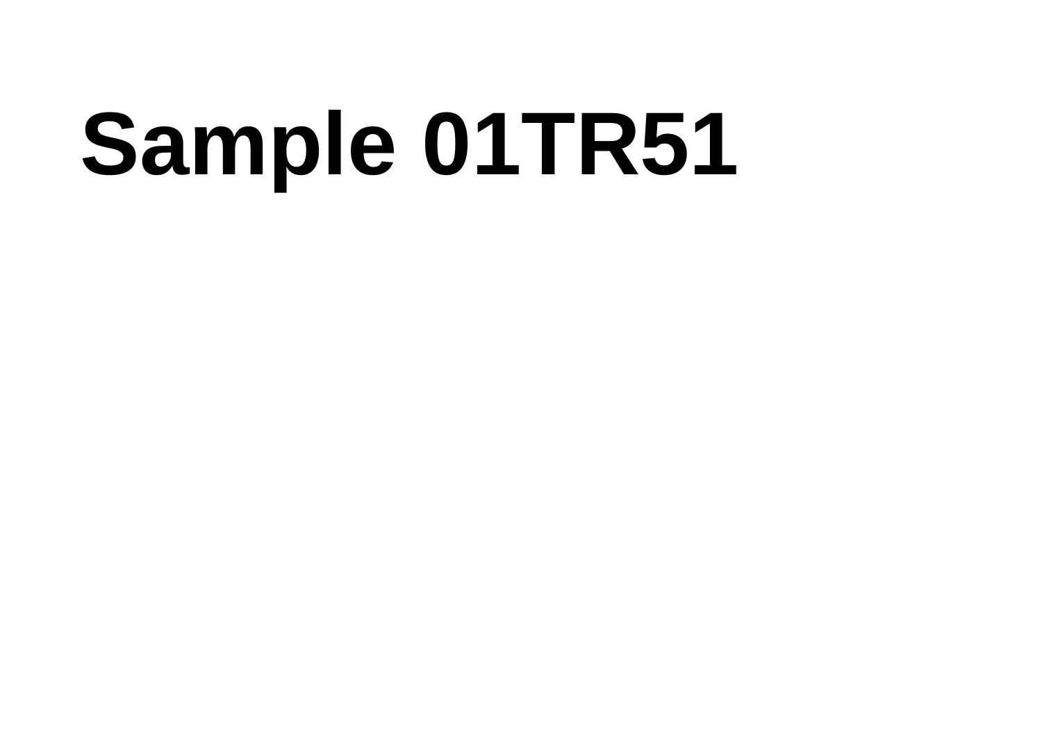# Sample 01TR51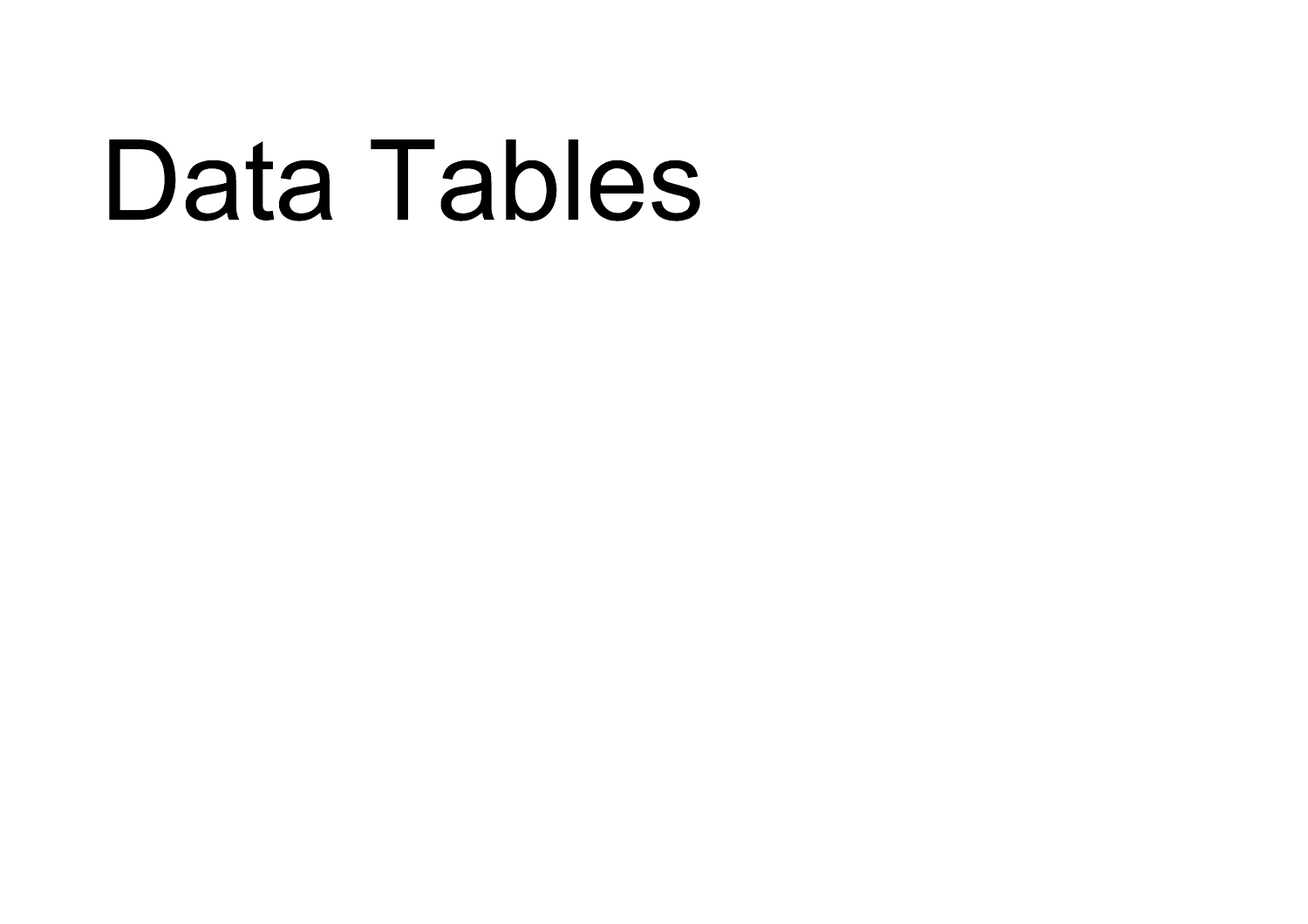# Data Tables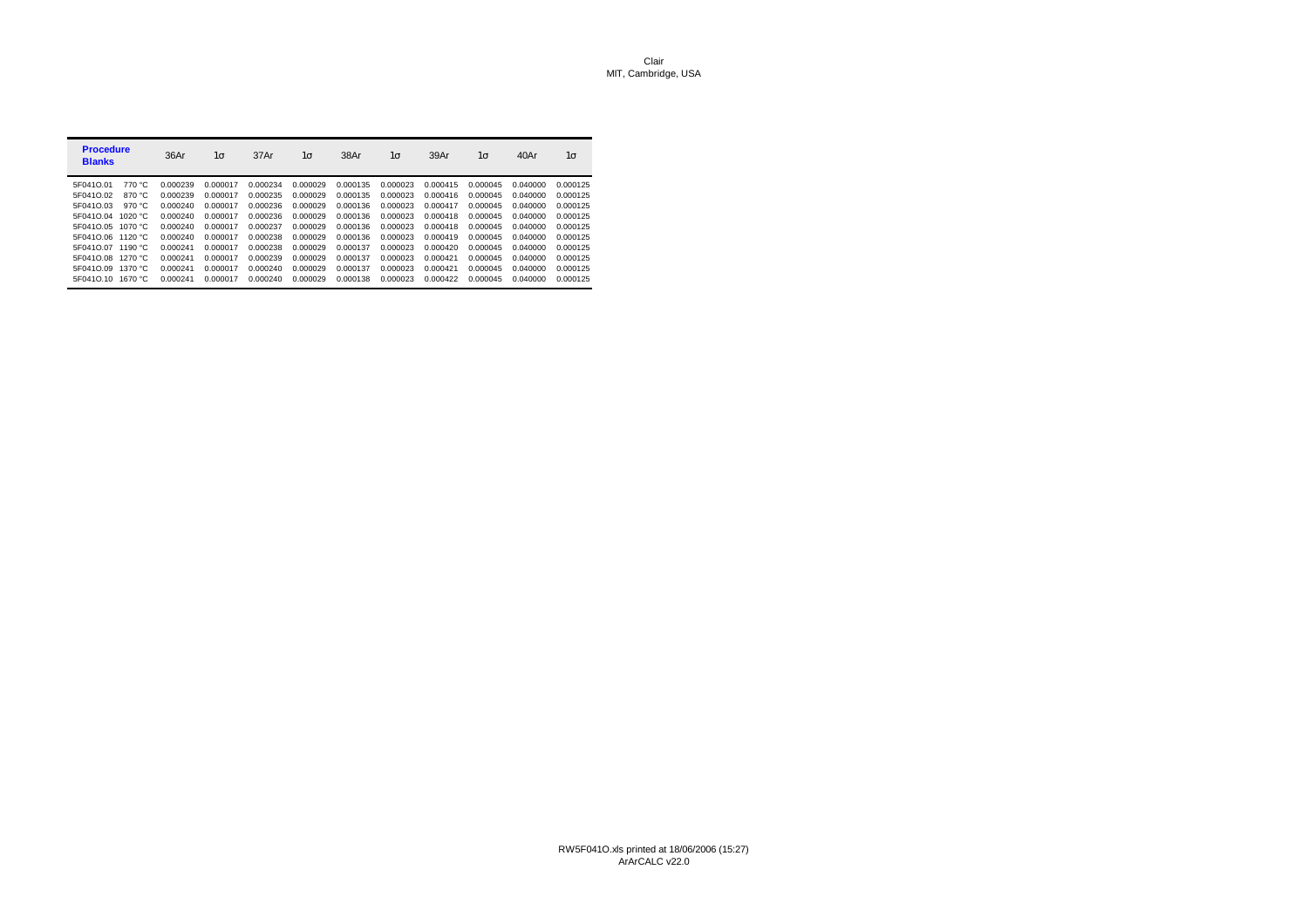Clair
MIT, Cambridge, USA

| **Procedure Blanks** | | 36Ar | 1σ | 37Ar | 1σ | 38Ar | 1σ | 39Ar | 1σ | 40Ar | 1σ |
|---|---|---|---|---|---|---|---|---|---|---|---|
| 5F041O.01 | 770 °C | 0.000239 | 0.000017 | 0.000234 | 0.000029 | 0.000135 | 0.000023 | 0.000415 | 0.000045 | 0.040000 | 0.000125 |
| 5F041O.02 | 870 °C | 0.000239 | 0.000017 | 0.000235 | 0.000029 | 0.000135 | 0.000023 | 0.000416 | 0.000045 | 0.040000 | 0.000125 |
| 5F041O.03 | 970 °C | 0.000240 | 0.000017 | 0.000236 | 0.000029 | 0.000136 | 0.000023 | 0.000417 | 0.000045 | 0.040000 | 0.000125 |
| 5F041O.04 | 1020 °C | 0.000240 | 0.000017 | 0.000236 | 0.000029 | 0.000136 | 0.000023 | 0.000418 | 0.000045 | 0.040000 | 0.000125 |
| 5F041O.05 | 1070 °C | 0.000240 | 0.000017 | 0.000237 | 0.000029 | 0.000136 | 0.000023 | 0.000418 | 0.000045 | 0.040000 | 0.000125 |
| 5F041O.06 | 1120 °C | 0.000240 | 0.000017 | 0.000238 | 0.000029 | 0.000136 | 0.000023 | 0.000419 | 0.000045 | 0.040000 | 0.000125 |
| 5F041O.07 | 1190 °C | 0.000241 | 0.000017 | 0.000238 | 0.000029 | 0.000137 | 0.000023 | 0.000420 | 0.000045 | 0.040000 | 0.000125 |
| 5F041O.08 | 1270 °C | 0.000241 | 0.000017 | 0.000239 | 0.000029 | 0.000137 | 0.000023 | 0.000421 | 0.000045 | 0.040000 | 0.000125 |
| 5F041O.09 | 1370 °C | 0.000241 | 0.000017 | 0.000240 | 0.000029 | 0.000137 | 0.000023 | 0.000421 | 0.000045 | 0.040000 | 0.000125 |
| 5F041O.10 | 1670 °C | 0.000241 | 0.000017 | 0.000240 | 0.000029 | 0.000138 | 0.000023 | 0.000422 | 0.000045 | 0.040000 | 0.000125 |

RW5F041O.xls printed at 18/06/2006 (15:27)
ArArCALC v22.0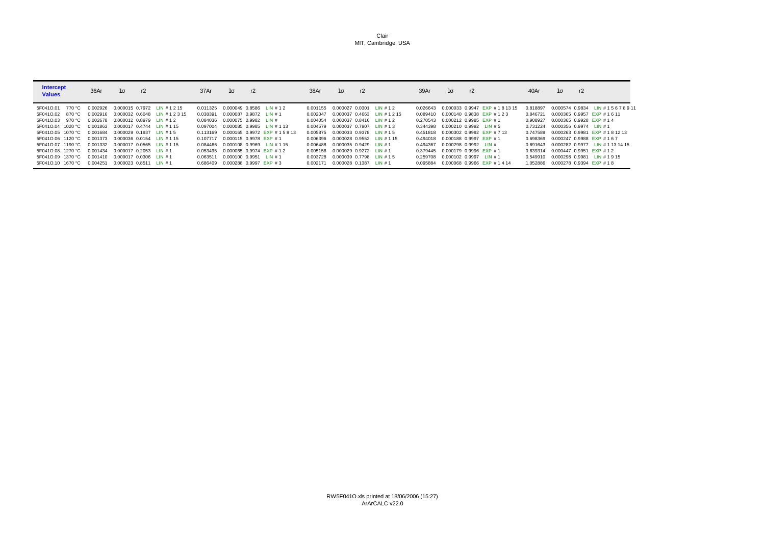Clair
MIT, Cambridge, USA

| **Intercept Values** | | 36Ar | 1σ | r2 | | 37Ar | 1σ | r2 | | 38Ar | 1σ | r2 | | 39Ar | 1σ | r2 | | 40Ar | 1σ | r2 | |
|---|---|---|---|---|---|---|---|---|---|---|---|---|---|---|---|---|---|---|---|---|---|
| 5F041O.01 | 770 °C | 0.002926 | 0.000015 | 0.7972 | LIN # 1 2 15 | 0.011325 | 0.000049 | 0.8586 | LIN # 1 2 | 0.001155 | 0.000027 | 0.0301 | LIN # 1 2 | 0.026643 | 0.000033 | 0.9947 | EXP # 1 8 13 15 | 0.818897 | 0.000574 | 0.9834 | LIN # 1 5 6 7 8 9 11 |
| 5F041O.02 | 870 °C | 0.002916 | 0.000032 | 0.6048 | LIN # 1 2 3 15 | 0.038391 | 0.000087 | 0.9872 | LIN # 1 | 0.002047 | 0.000037 | 0.4663 | LIN # 1 2 15 | 0.089410 | 0.000140 | 0.9838 | EXP # 1 2 3 | 0.846721 | 0.000365 | 0.9957 | EXP # 1 6 11 |
| 5F041O.03 | 970 °C | 0.002678 | 0.000012 | 0.8979 | LIN # 1 2 | 0.084036 | 0.000075 | 0.9982 | LIN # | 0.004054 | 0.000037 | 0.8416 | LIN # 1 2 | 0.270543 | 0.000212 | 0.9985 | EXP # 1 | 0.908927 | 0.000365 | 0.9928 | EXP # 1 4 |
| 5F041O.04 | 1020 °C | 0.001863 | 0.000017 | 0.4744 | LIN # 1 15 | 0.097004 | 0.000085 | 0.9985 | LIN # 1 13 | 0.004579 | 0.000037 | 0.7907 | LIN # 1 3 | 0.344398 | 0.000210 | 0.9992 | LIN # 5 | 0.731224 | 0.000356 | 0.9974 | LIN # 1 |
| 5F041O.05 | 1070 °C | 0.001684 | 0.000029 | 0.1937 | LIN # 1 5 | 0.113169 | 0.000165 | 0.9972 | EXP # 1 5 8 13 | 0.005875 | 0.000033 | 0.9378 | LIN # 1 5 | 0.451818 | 0.000302 | 0.9992 | EXP # 7 13 | 0.747589 | 0.000263 | 0.9981 | EXP # 1 8 12 13 |
| 5F041O.06 | 1120 °C | 0.001373 | 0.000036 | 0.0154 | LIN # 1 15 | 0.107717 | 0.000115 | 0.9978 | EXP # 1 | 0.006396 | 0.000028 | 0.9552 | LIN # 1 15 | 0.494018 | 0.000188 | 0.9997 | EXP # 1 | 0.698369 | 0.000247 | 0.9988 | EXP # 1 6 7 |
| 5F041O.07 | 1190 °C | 0.001332 | 0.000017 | 0.0565 | LIN # 1 15 | 0.084466 | 0.000108 | 0.9969 | LIN # 1 15 | 0.006488 | 0.000035 | 0.9429 | LIN # 1 | 0.494367 | 0.000298 | 0.9992 | LIN # | 0.691643 | 0.000282 | 0.9977 | LIN # 1 13 14 15 |
| 5F041O.08 | 1270 °C | 0.001434 | 0.000017 | 0.2053 | LIN # 1 | 0.053495 | 0.000065 | 0.9974 | EXP # 1 2 | 0.005156 | 0.000029 | 0.9272 | LIN # 1 | 0.379445 | 0.000179 | 0.9996 | EXP # 1 | 0.639314 | 0.000447 | 0.9951 | EXP # 1 2 |
| 5F041O.09 | 1370 °C | 0.001410 | 0.000017 | 0.0306 | LIN # 1 | 0.063511 | 0.000100 | 0.9951 | LIN # 1 | 0.003728 | 0.000039 | 0.7798 | LIN # 1 5 | 0.259708 | 0.000102 | 0.9997 | LIN # 1 | 0.549910 | 0.000298 | 0.9981 | LIN # 1 9 15 |
| 5F041O.10 | 1670 °C | 0.004251 | 0.000023 | 0.8511 | LIN # 1 | 0.686409 | 0.000288 | 0.9997 | EXP # 3 | 0.002171 | 0.000028 | 0.1387 | LIN # 1 | 0.095884 | 0.000068 | 0.9966 | EXP # 1 4 14 | 1.052886 | 0.000278 | 0.9394 | EXP # 1 8 |

RW5F041O.xls printed at 18/06/2006 (15:27)
ArArCALC v22.0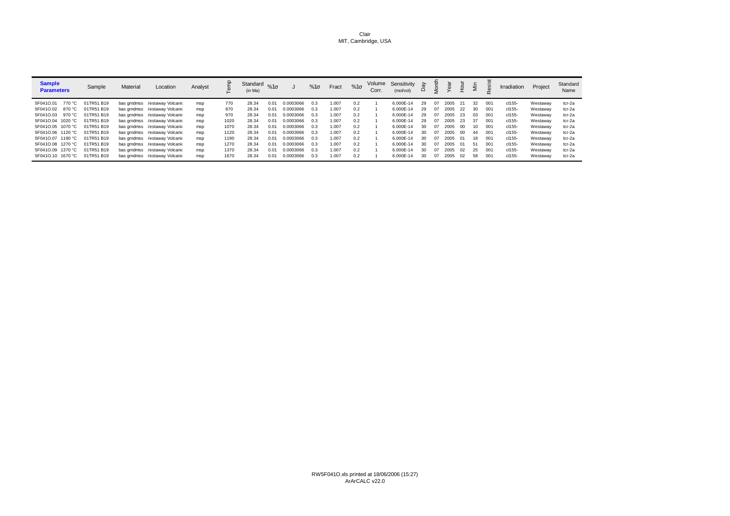Clair
MIT, Cambridge, USA

| Sample Parameters | Sample | Material | Location | Analyst | Temp | Standard (in Ma) | %1σ | J | %1σ | Fract | %1σ | Volume Corr. | Sensitivity (mol/vol) | Day | Month | Year | Hour | Min | Resist | Irradiation | Project | Standard Name |
|---|---|---|---|---|---|---|---|---|---|---|---|---|---|---|---|---|---|---|---|---|---|---|
| 5F041O.01 770 °C | 01TR51 B19 | bas grndmss | /estaway Volcani | msp | 770 | 28.34 | 0.01 | 0.0003066 | 0.3 | 1.007 | 0.2 | 1 | 6.000E-14 | 29 | 07 | 2005 | 21 | 32 | 001 | cl155- | Westaway | tcr-2a |
| 5F041O.02 870 °C | 01TR51 B19 | bas grndmss | /estaway Volcani | msp | 870 | 28.34 | 0.01 | 0.0003066 | 0.3 | 1.007 | 0.2 | 1 | 6.000E-14 | 29 | 07 | 2005 | 22 | 30 | 001 | cl155- | Westaway | tcr-2a |
| 5F041O.03 970 °C | 01TR51 B19 | bas grndmss | /estaway Volcani | msp | 970 | 28.34 | 0.01 | 0.0003066 | 0.3 | 1.007 | 0.2 | 1 | 6.000E-14 | 29 | 07 | 2005 | 23 | 03 | 001 | cl155- | Westaway | tcr-2a |
| 5F041O.04 1020 °C | 01TR51 B19 | bas grndmss | /estaway Volcani | msp | 1020 | 28.34 | 0.01 | 0.0003066 | 0.3 | 1.007 | 0.2 | 1 | 6.000E-14 | 29 | 07 | 2005 | 23 | 37 | 001 | cl155- | Westaway | tcr-2a |
| 5F041O.05 1070 °C | 01TR51 B19 | bas grndmss | /estaway Volcani | msp | 1070 | 28.34 | 0.01 | 0.0003066 | 0.3 | 1.007 | 0.2 | 1 | 6.000E-14 | 30 | 07 | 2005 | 00 | 10 | 001 | cl155- | Westaway | tcr-2a |
| 5F041O.06 1120 °C | 01TR51 B19 | bas grndmss | /estaway Volcani | msp | 1120 | 28.34 | 0.01 | 0.0003066 | 0.3 | 1.007 | 0.2 | 1 | 6.000E-14 | 30 | 07 | 2005 | 00 | 44 | 001 | cl155- | Westaway | tcr-2a |
| 5F041O.07 1190 °C | 01TR51 B19 | bas grndmss | /estaway Volcani | msp | 1190 | 28.34 | 0.01 | 0.0003066 | 0.3 | 1.007 | 0.2 | 1 | 6.000E-14 | 30 | 07 | 2005 | 01 | 18 | 001 | cl155- | Westaway | tcr-2a |
| 5F041O.08 1270 °C | 01TR51 B19 | bas grndmss | /estaway Volcani | msp | 1270 | 28.34 | 0.01 | 0.0003066 | 0.3 | 1.007 | 0.2 | 1 | 6.000E-14 | 30 | 07 | 2005 | 01 | 51 | 001 | cl155- | Westaway | tcr-2a |
| 5F041O.09 1370 °C | 01TR51 B19 | bas grndmss | /estaway Volcani | msp | 1370 | 28.34 | 0.01 | 0.0003066 | 0.3 | 1.007 | 0.2 | 1 | 6.000E-14 | 30 | 07 | 2005 | 02 | 25 | 001 | cl155- | Westaway | tcr-2a |
| 5F041O.10 1670 °C | 01TR51 B19 | bas grndmss | /estaway Volcani | msp | 1670 | 28.34 | 0.01 | 0.0003066 | 0.3 | 1.007 | 0.2 | 1 | 6.000E-14 | 30 | 07 | 2005 | 02 | 58 | 001 | cl155- | Westaway | tcr-2a |

RW5F041O.xls printed at 18/06/2006 (15:27)
ArArCALC v22.0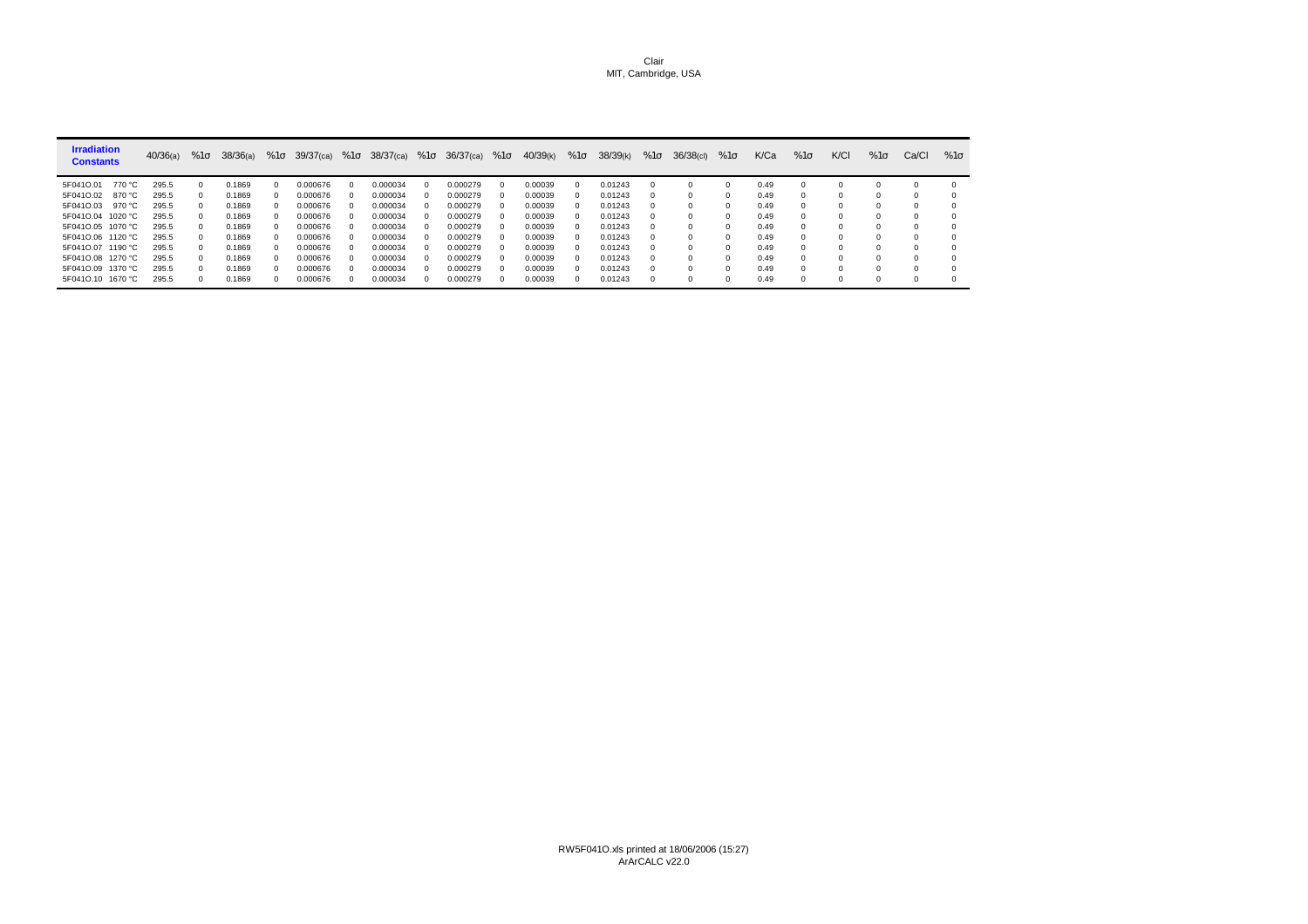Clair
MIT, Cambridge, USA

| Irradiation Constants | | 40/36(a) | %1σ | 38/36(a) | %1σ | 39/37(ca) | %1σ | 38/37(ca) | %1σ | 36/37(ca) | %1σ | 40/39(k) | %1σ | 38/39(k) | %1σ | 36/38(cl) | %1σ | K/Ca | %1σ | K/Cl | %1σ | Ca/Cl | %1σ |
|---|---|---|---|---|---|---|---|---|---|---|---|---|---|---|---|---|---|---|---|---|---|---|---|
| 5F041O.01 | 770 °C | 295.5 | 0 | 0.1869 | 0 | 0.000676 | 0 | 0.000034 | 0 | 0.000279 | 0 | 0.00039 | 0 | 0.01243 | 0 | 0 | 0 | 0.49 | 0 | 0 | 0 | 0 | 0 |
| 5F041O.02 | 870 °C | 295.5 | 0 | 0.1869 | 0 | 0.000676 | 0 | 0.000034 | 0 | 0.000279 | 0 | 0.00039 | 0 | 0.01243 | 0 | 0 | 0 | 0.49 | 0 | 0 | 0 | 0 | 0 |
| 5F041O.03 | 970 °C | 295.5 | 0 | 0.1869 | 0 | 0.000676 | 0 | 0.000034 | 0 | 0.000279 | 0 | 0.00039 | 0 | 0.01243 | 0 | 0 | 0 | 0.49 | 0 | 0 | 0 | 0 | 0 |
| 5F041O.04 | 1020 °C | 295.5 | 0 | 0.1869 | 0 | 0.000676 | 0 | 0.000034 | 0 | 0.000279 | 0 | 0.00039 | 0 | 0.01243 | 0 | 0 | 0 | 0.49 | 0 | 0 | 0 | 0 | 0 |
| 5F041O.05 | 1070 °C | 295.5 | 0 | 0.1869 | 0 | 0.000676 | 0 | 0.000034 | 0 | 0.000279 | 0 | 0.00039 | 0 | 0.01243 | 0 | 0 | 0 | 0.49 | 0 | 0 | 0 | 0 | 0 |
| 5F041O.06 | 1120 °C | 295.5 | 0 | 0.1869 | 0 | 0.000676 | 0 | 0.000034 | 0 | 0.000279 | 0 | 0.00039 | 0 | 0.01243 | 0 | 0 | 0 | 0.49 | 0 | 0 | 0 | 0 | 0 |
| 5F041O.07 | 1190 °C | 295.5 | 0 | 0.1869 | 0 | 0.000676 | 0 | 0.000034 | 0 | 0.000279 | 0 | 0.00039 | 0 | 0.01243 | 0 | 0 | 0 | 0.49 | 0 | 0 | 0 | 0 | 0 |
| 5F041O.08 | 1270 °C | 295.5 | 0 | 0.1869 | 0 | 0.000676 | 0 | 0.000034 | 0 | 0.000279 | 0 | 0.00039 | 0 | 0.01243 | 0 | 0 | 0 | 0.49 | 0 | 0 | 0 | 0 | 0 |
| 5F041O.09 | 1370 °C | 295.5 | 0 | 0.1869 | 0 | 0.000676 | 0 | 0.000034 | 0 | 0.000279 | 0 | 0.00039 | 0 | 0.01243 | 0 | 0 | 0 | 0.49 | 0 | 0 | 0 | 0 | 0 |
| 5F041O.10 | 1670 °C | 295.5 | 0 | 0.1869 | 0 | 0.000676 | 0 | 0.000034 | 0 | 0.000279 | 0 | 0.00039 | 0 | 0.01243 | 0 | 0 | 0 | 0.49 | 0 | 0 | 0 | 0 | 0 |

RW5F041O.xls printed at 18/06/2006 (15:27)
ArArCALC v22.0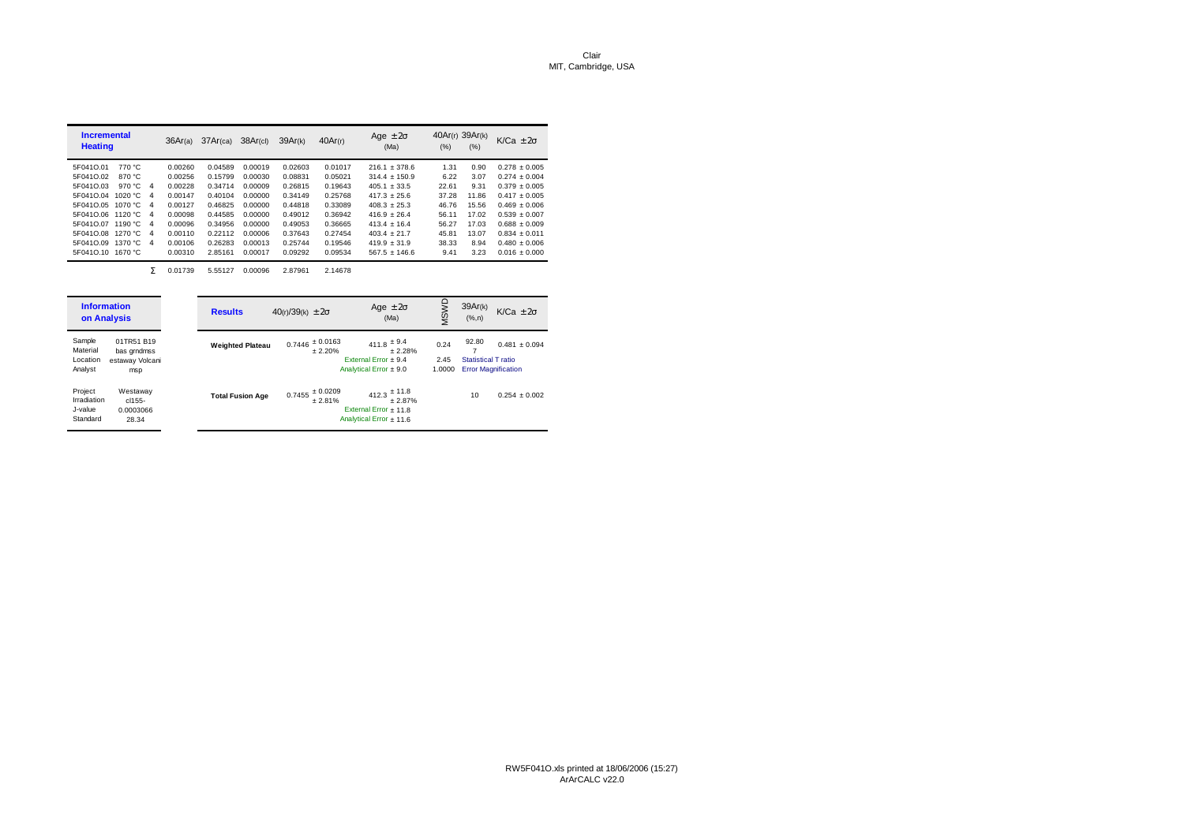Clair
MIT, Cambridge, USA

| Incremental Heating | | | $^{36}Ar_{(a)}$ | $^{37}Ar_{(ca)}$ | $^{38}Ar_{(cl)}$ | $^{39}Ar_{(k)}$ | $^{40}Ar_{(r)}$ | Age ± 2σ (Ma) | $^{40}Ar_{(r)}$ (%) | $^{39}Ar_{(k)}$ (%) | K/Ca ± 2σ |
|---|---|---|---|---|---|---|---|---|---|---|---|
| 5F041O.01 | 770 °C | | 0.00260 | 0.04589 | 0.00019 | 0.02603 | 0.01017 | 216.1 ± 378.6 | 1.31 | 0.90 | 0.278 ± 0.005 |
| 5F041O.02 | 870 °C | | 0.00256 | 0.15799 | 0.00030 | 0.08831 | 0.05021 | 314.4 ± 150.9 | 6.22 | 3.07 | 0.274 ± 0.004 |
| 5F041O.03 | 970 °C | 4 | 0.00228 | 0.34714 | 0.00009 | 0.26815 | 0.19643 | 405.1 ± 33.5 | 22.61 | 9.31 | 0.379 ± 0.005 |
| 5F041O.04 | 1020 °C | 4 | 0.00147 | 0.40104 | 0.00000 | 0.34149 | 0.25768 | 417.3 ± 25.6 | 37.28 | 11.86 | 0.417 ± 0.005 |
| 5F041O.05 | 1070 °C | 4 | 0.00127 | 0.46825 | 0.00000 | 0.44818 | 0.33089 | 408.3 ± 25.3 | 46.76 | 15.56 | 0.469 ± 0.006 |
| 5F041O.06 | 1120 °C | 4 | 0.00098 | 0.44585 | 0.00000 | 0.49012 | 0.36942 | 416.9 ± 26.4 | 56.11 | 17.02 | 0.539 ± 0.007 |
| 5F041O.07 | 1190 °C | 4 | 0.00096 | 0.34956 | 0.00000 | 0.49053 | 0.36665 | 413.4 ± 16.4 | 56.27 | 17.03 | 0.688 ± 0.009 |
| 5F041O.08 | 1270 °C | 4 | 0.00110 | 0.22112 | 0.00006 | 0.37643 | 0.27454 | 403.4 ± 21.7 | 45.81 | 13.07 | 0.834 ± 0.011 |
| 5F041O.09 | 1370 °C | 4 | 0.00106 | 0.26283 | 0.00013 | 0.25744 | 0.19546 | 419.9 ± 31.9 | 38.33 | 8.94 | 0.480 ± 0.006 |
| 5F041O.10 | 1670 °C | | 0.00310 | 2.85161 | 0.00017 | 0.09292 | 0.09534 | 567.5 ± 146.6 | 9.41 | 3.23 | 0.016 ± 0.000 |
| | | Σ | 0.01739 | 5.55127 | 0.00096 | 2.87961 | 2.14678 | | | | |

| Information on Analysis | |
|---|---|
| Sample | 01TR51 B19 |
| Material | bas grndmss |
| Location | estaway Volcani |
| Analyst | msp |
| Project | Westaway |
| Irradiation | cl155- |
| J-value | 0.0003066 |
| Standard | 28.34 |

| Results | $^{40}(r)/^{39}(k)$ ± 2σ | Age ± 2σ (Ma) | MSWD | $^{39}Ar_{(k)}$ (%,n) | K/Ca ± 2σ |
|---|---|---|---|---|---|
| Weighted Plateau | 0.7446 ± 0.0163 ± 2.20% | 411.8 ± 9.4 ± 2.28% | 0.24 | 92.80 7 | 0.481 ± 0.094 |
| | | External Error ± 9.4 | 2.45 | Statistical T ratio | |
| | | Analytical Error ± 9.0 | 1.0000 | Error Magnification | |
| Total Fusion Age | 0.7455 ± 0.0209 ± 2.81% | 412.3 ± 11.8 ± 2.87% | | 10 | 0.254 ± 0.002 |
| | | External Error ± 11.8 | | | |
| | | Analytical Error ± 11.6 | | | |

RW5F041O.xls printed at 18/06/2006 (15:27)
ArArCALC v22.0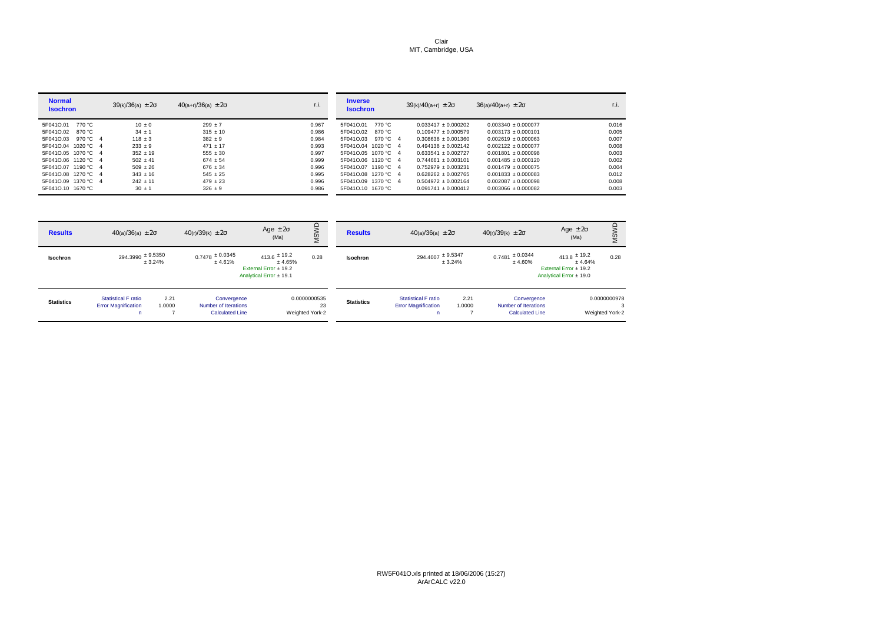Clair
MIT, Cambridge, USA

| Normal Isochron | | $^{39}(k)/^{36}(a)$ ± 2σ | $^{40}(a+r)/^{36}(a)$ ± 2σ | r.i. |
|---|---|---|---|---|
| 5F041O.01 770 °C | | 10 ± 0 | 299 ± 7 | 0.967 |
| 5F041O.02 870 °C | | 34 ± 1 | 315 ± 10 | 0.986 |
| 5F041O.03 970 °C | 4 | 118 ± 3 | 382 ± 9 | 0.984 |
| 5F041O.04 1020 °C | 4 | 233 ± 9 | 471 ± 17 | 0.993 |
| 5F041O.05 1070 °C | 4 | 352 ± 19 | 555 ± 30 | 0.997 |
| 5F041O.06 1120 °C | 4 | 502 ± 41 | 674 ± 54 | 0.999 |
| 5F041O.07 1190 °C | 4 | 509 ± 26 | 676 ± 34 | 0.996 |
| 5F041O.08 1270 °C | 4 | 343 ± 16 | 545 ± 25 | 0.995 |
| 5F041O.09 1370 °C | 4 | 242 ± 11 | 479 ± 23 | 0.996 |
| 5F041O.10 1670 °C | | 30 ± 1 | 326 ± 9 | 0.986 |

| Inverse Isochron | | $^{39}(k)/^{40}(a+r)$ ± 2σ | $^{36}(a)/^{40}(a+r)$ ± 2σ | r.i. |
|---|---|---|---|---|
| 5F041O.01 770 °C | | 0.033417 ± 0.000202 | 0.003340 ± 0.000077 | 0.016 |
| 5F041O.02 870 °C | | 0.109477 ± 0.000579 | 0.003173 ± 0.000101 | 0.005 |
| 5F041O.03 970 °C | 4 | 0.308638 ± 0.001360 | 0.002619 ± 0.000063 | 0.007 |
| 5F041O.04 1020 °C | 4 | 0.494138 ± 0.002142 | 0.002122 ± 0.000077 | 0.008 |
| 5F041O.05 1070 °C | 4 | 0.633541 ± 0.002727 | 0.001801 ± 0.000098 | 0.003 |
| 5F041O.06 1120 °C | 4 | 0.744661 ± 0.003101 | 0.001485 ± 0.000120 | 0.002 |
| 5F041O.07 1190 °C | 4 | 0.752979 ± 0.003231 | 0.001479 ± 0.000075 | 0.004 |
| 5F041O.08 1270 °C | 4 | 0.628262 ± 0.002765 | 0.001833 ± 0.000083 | 0.012 |
| 5F041O.09 1370 °C | 4 | 0.504972 ± 0.002164 | 0.002087 ± 0.000098 | 0.008 |
| 5F041O.10 1670 °C | | 0.091741 ± 0.000412 | 0.003066 ± 0.000082 | 0.003 |

**Normal Isochron results**

| Results | $^{40}(a)/^{36}(a)$ ± 2σ | $^{40}(r)/^{39}(k)$ ± 2σ | Age ± 2σ (Ma) | MSWD |
|---|---|---|---|---|
| Isochron | 294.3990 ± 9.5350 ± 3.24% | 0.7478 ± 0.0345 ± 4.61% | 413.6 ± 19.2 ± 4.65%<br>External Error ± 19.2<br>Analytical Error ± 19.1 | 0.28 |
| Statistics | Statistical F ratio 2.21<br>Error Magnification 1.0000<br>n 7 | Convergence<br>Number of Iterations<br>Calculated Line | 0.0000000535<br>23<br>Weighted York-2 | |

**Inverse Isochron results**

| Results | $^{40}(a)/^{36}(a)$ ± 2σ | $^{40}(r)/^{39}(k)$ ± 2σ | Age ± 2σ (Ma) | MSWD |
|---|---|---|---|---|
| Isochron | 294.4007 ± 9.5347 ± 3.24% | 0.7481 ± 0.0344 ± 4.60% | 413.8 ± 19.2 ± 4.64%<br>External Error ± 19.2<br>Analytical Error ± 19.0 | 0.28 |
| Statistics | Statistical F ratio 2.21<br>Error Magnification 1.0000<br>n 7 | Convergence<br>Number of Iterations<br>Calculated Line | 0.0000000978<br>3<br>Weighted York-2 | |

RW5F041O.xls printed at 18/06/2006 (15:27)
ArArCALC v22.0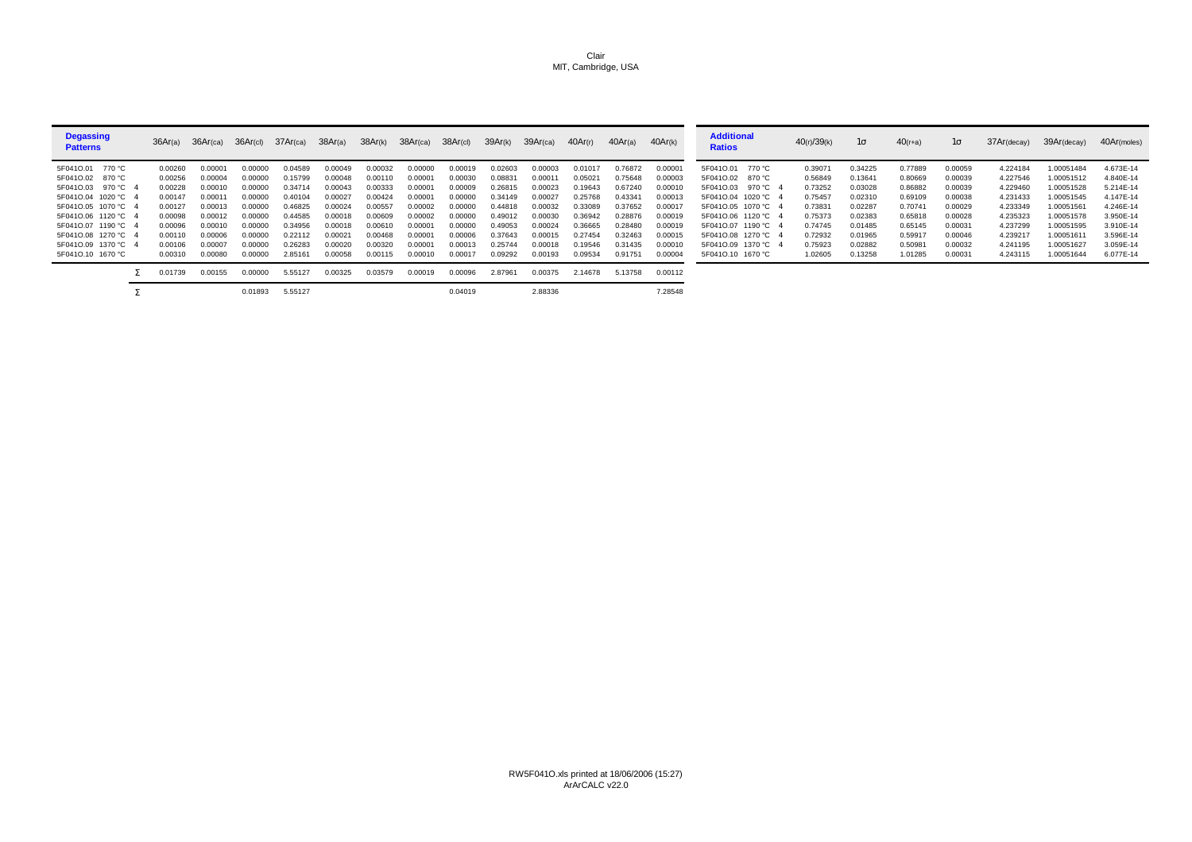Clair
MIT, Cambridge, USA

| Degassing Patterns | | $^{36}Ar_{(a)}$ | $^{36}Ar_{(ca)}$ | $^{36}Ar_{(cl)}$ | $^{37}Ar_{(ca)}$ | $^{38}Ar_{(a)}$ | $^{38}Ar_{(k)}$ | $^{38}Ar_{(ca)}$ | $^{38}Ar_{(cl)}$ | $^{39}Ar_{(k)}$ | $^{39}Ar_{(ca)}$ | $^{40}Ar_{(r)}$ | $^{40}Ar_{(a)}$ | $^{40}Ar_{(k)}$ |
|---|---|---|---|---|---|---|---|---|---|---|---|---|---|---|
| 5F041O.01 770 °C | | 0.00260 | 0.00001 | 0.00000 | 0.04589 | 0.00049 | 0.00032 | 0.00000 | 0.00019 | 0.02603 | 0.00003 | 0.01017 | 0.76872 | 0.00001 |
| 5F041O.02 870 °C | | 0.00256 | 0.00004 | 0.00000 | 0.15799 | 0.00048 | 0.00110 | 0.00001 | 0.00030 | 0.08831 | 0.00011 | 0.05021 | 0.75648 | 0.00003 |
| 5F041O.03 970 °C | 4 | 0.00228 | 0.00010 | 0.00000 | 0.34714 | 0.00043 | 0.00333 | 0.00001 | 0.00009 | 0.26815 | 0.00023 | 0.19643 | 0.67240 | 0.00010 |
| 5F041O.04 1020 °C | 4 | 0.00147 | 0.00011 | 0.00000 | 0.40104 | 0.00027 | 0.00424 | 0.00001 | 0.00000 | 0.34149 | 0.00027 | 0.25768 | 0.43341 | 0.00013 |
| 5F041O.05 1070 °C | 4 | 0.00127 | 0.00013 | 0.00000 | 0.46825 | 0.00024 | 0.00557 | 0.00002 | 0.00000 | 0.44818 | 0.00032 | 0.33089 | 0.37652 | 0.00017 |
| 5F041O.06 1120 °C | 4 | 0.00098 | 0.00012 | 0.00000 | 0.44585 | 0.00018 | 0.00609 | 0.00002 | 0.00000 | 0.49012 | 0.00030 | 0.36942 | 0.28876 | 0.00019 |
| 5F041O.07 1190 °C | 4 | 0.00096 | 0.00010 | 0.00000 | 0.34956 | 0.00018 | 0.00610 | 0.00001 | 0.00000 | 0.49053 | 0.00024 | 0.36665 | 0.28480 | 0.00019 |
| 5F041O.08 1270 °C | 4 | 0.00110 | 0.00006 | 0.00000 | 0.22112 | 0.00021 | 0.00468 | 0.00001 | 0.00006 | 0.37643 | 0.00015 | 0.27454 | 0.32463 | 0.00015 |
| 5F041O.09 1370 °C | 4 | 0.00106 | 0.00007 | 0.00000 | 0.26283 | 0.00020 | 0.00320 | 0.00001 | 0.00013 | 0.25744 | 0.00018 | 0.19546 | 0.31435 | 0.00010 |
| 5F041O.10 1670 °C | | 0.00310 | 0.00080 | 0.00000 | 2.85161 | 0.00058 | 0.00115 | 0.00010 | 0.00017 | 0.09292 | 0.00193 | 0.09534 | 0.91751 | 0.00004 |
| | Σ | 0.01739 | 0.00155 | 0.00000 | 5.55127 | 0.00325 | 0.03579 | 0.00019 | 0.00096 | 2.87961 | 0.00375 | 2.14678 | 5.13758 | 0.00112 |
| | Σ | | | 0.01893 | 5.55127 | | | | 0.04019 | | 2.88336 | | | 7.28548 |

| Additional Ratios | | $^{40}(r)/^{39}(k)$ | 1σ | $^{40}(r+a)$ | 1σ | $^{37}Ar_{(decay)}$ | $^{39}Ar_{(decay)}$ | $^{40}Ar_{(moles)}$ |
|---|---|---|---|---|---|---|---|---|
| 5F041O.01 770 °C | | 0.39071 | 0.34225 | 0.77889 | 0.00059 | 4.224184 | 1.00051484 | 4.673E-14 |
| 5F041O.02 870 °C | | 0.56849 | 0.13641 | 0.80669 | 0.00039 | 4.227546 | 1.00051512 | 4.840E-14 |
| 5F041O.03 970 °C | 4 | 0.73252 | 0.03028 | 0.86882 | 0.00039 | 4.229460 | 1.00051528 | 5.214E-14 |
| 5F041O.04 1020 °C | 4 | 0.75457 | 0.02310 | 0.69109 | 0.00038 | 4.231433 | 1.00051545 | 4.147E-14 |
| 5F041O.05 1070 °C | 4 | 0.73831 | 0.02287 | 0.70741 | 0.00029 | 4.233349 | 1.00051561 | 4.246E-14 |
| 5F041O.06 1120 °C | 4 | 0.75373 | 0.02383 | 0.65818 | 0.00028 | 4.235323 | 1.00051578 | 3.950E-14 |
| 5F041O.07 1190 °C | 4 | 0.74745 | 0.01485 | 0.65145 | 0.00031 | 4.237299 | 1.00051595 | 3.910E-14 |
| 5F041O.08 1270 °C | 4 | 0.72932 | 0.01965 | 0.59917 | 0.00046 | 4.239217 | 1.00051611 | 3.596E-14 |
| 5F041O.09 1370 °C | 4 | 0.75923 | 0.02882 | 0.50981 | 0.00032 | 4.241195 | 1.00051627 | 3.059E-14 |
| 5F041O.10 1670 °C | | 1.02605 | 0.13258 | 1.01285 | 0.00031 | 4.243115 | 1.00051644 | 6.077E-14 |

RW5F041O.xls printed at 18/06/2006 (15:27)
ArArCALC v22.0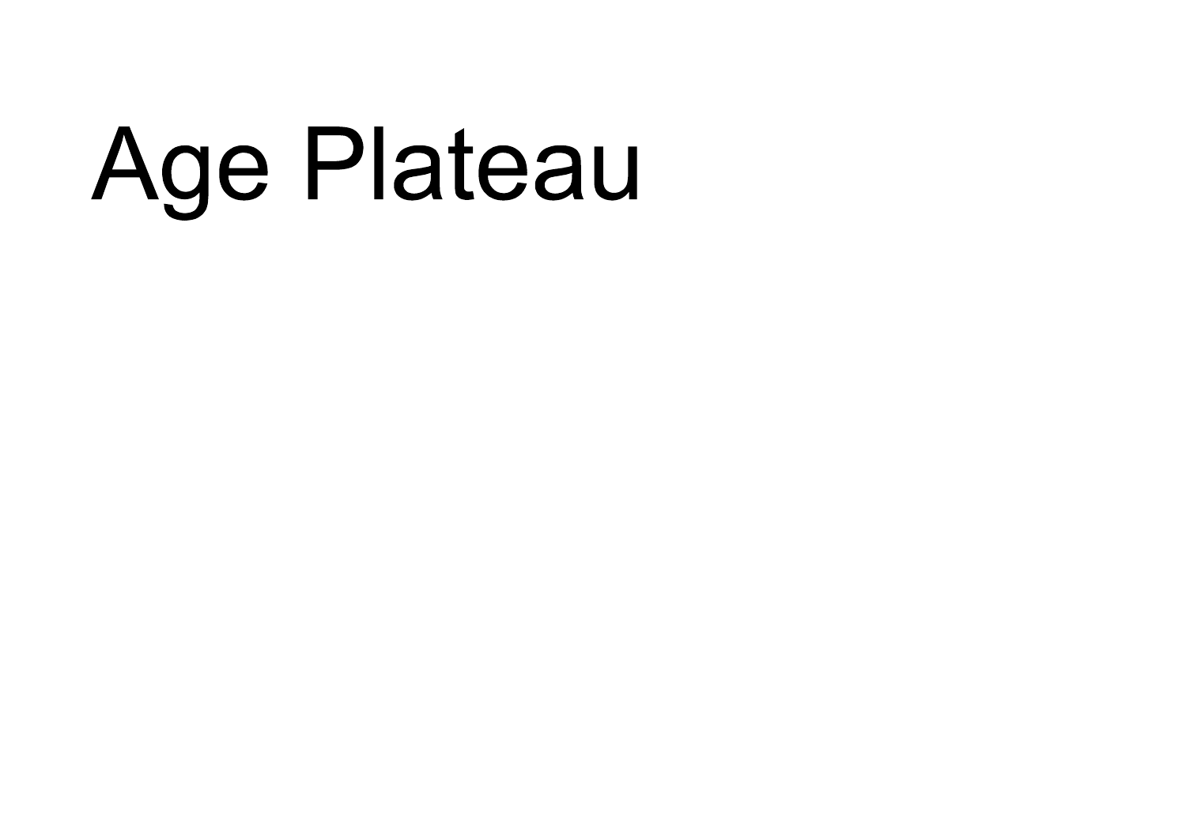# Age Plateau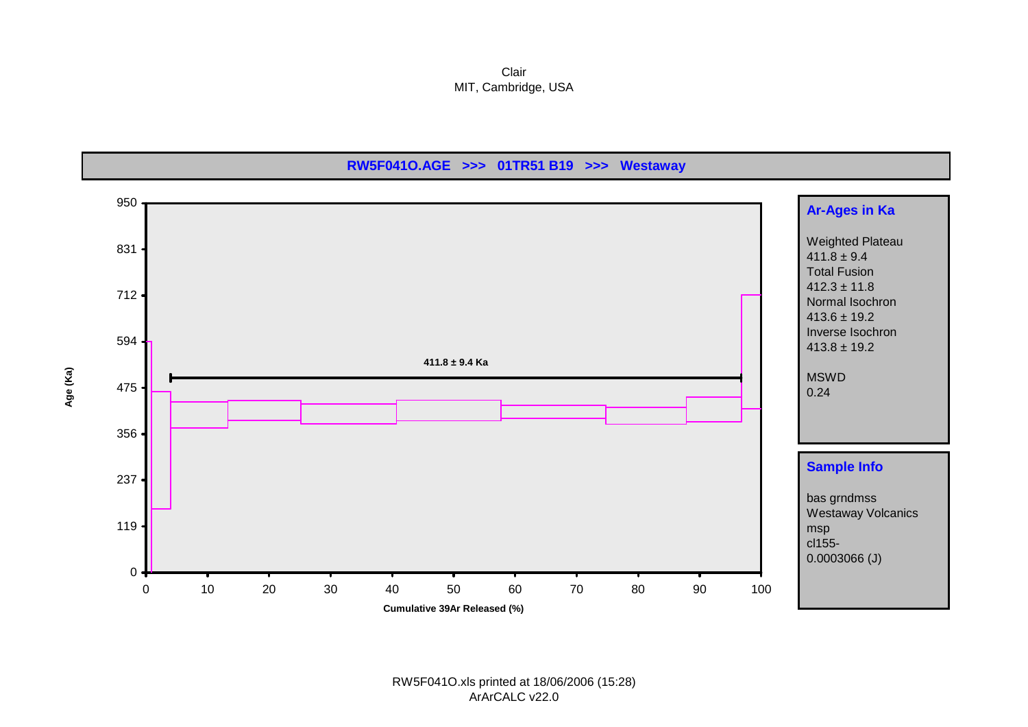Clair
MIT, Cambridge, USA

**RW5F041O.AGE >>> 01TR51 B19 >>> Westaway**

Age (Ka)

950
831
712
594
475
356
237
119
0

**411.8 ± 9.4 Ka**

0 10 20 30 40 50 60 70 80 90 100

**Cumulative 39Ar Released (%)**

**Ar-Ages in Ka**

Weighted Plateau
411.8 ± 9.4
Total Fusion
412.3 ± 11.8
Normal Isochron
413.6 ± 19.2
Inverse Isochron
413.8 ± 19.2

MSWD
0.24

**Sample Info**

bas grndmss
Westaway Volcanics
msp
cl155-
0.0003066 (J)

RW5F041O.xls printed at 18/06/2006 (15:28)
ArArCALC v22.0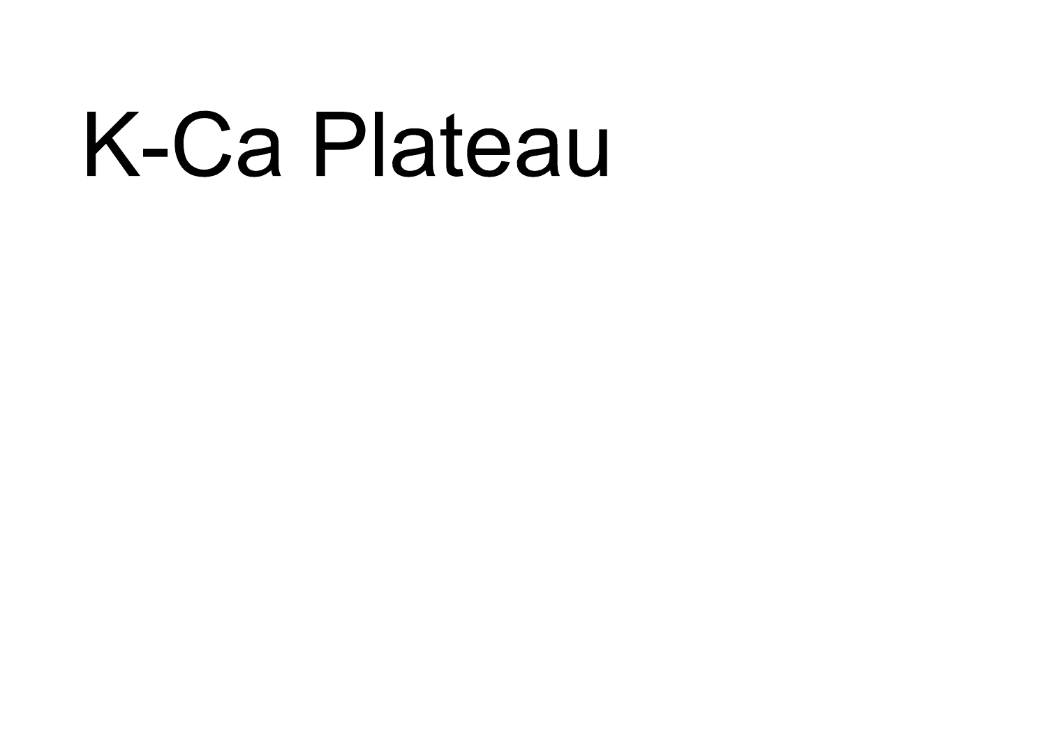# K-Ca Plateau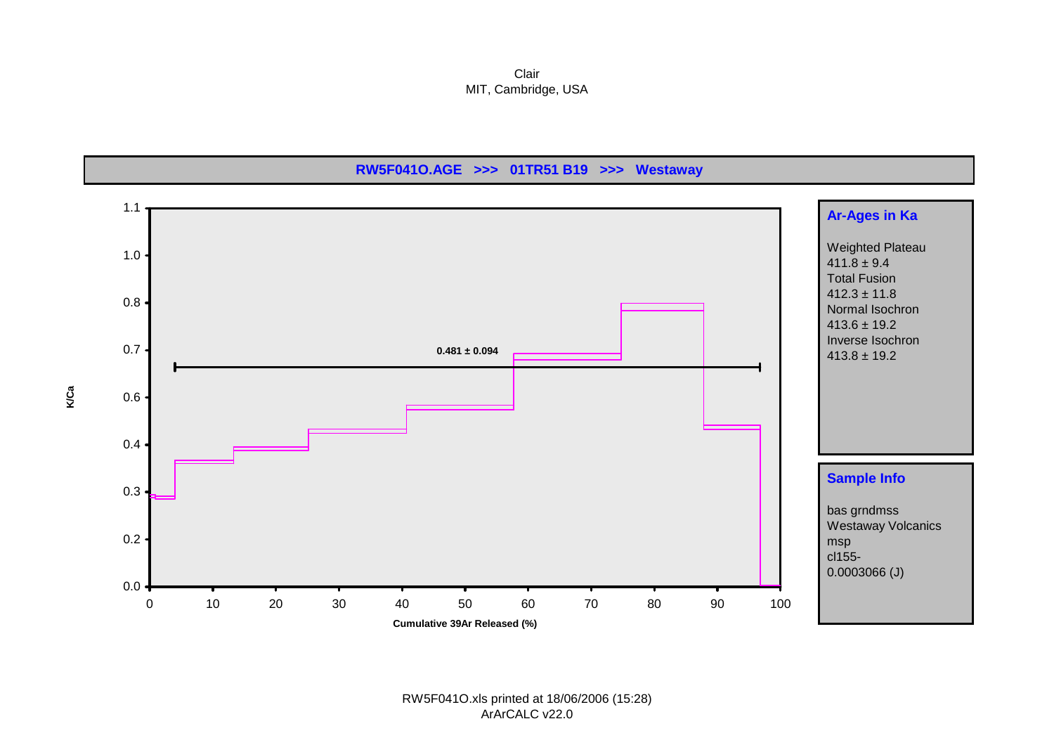Clair
MIT, Cambridge, USA

**RW5F041O.AGE >>> 01TR51 B19 >>> Westaway**

K/Ca

0.481 ± 0.094

Cumulative 39Ar Released (%)

**Ar-Ages in Ka**

Weighted Plateau
411.8 ± 9.4
Total Fusion
412.3 ± 11.8
Normal Isochron
413.6 ± 19.2
Inverse Isochron
413.8 ± 19.2

**Sample Info**

bas grndmss
Westaway Volcanics
msp
cl155-
0.0003066 (J)

RW5F041O.xls printed at 18/06/2006 (15:28)
ArArCALC v22.0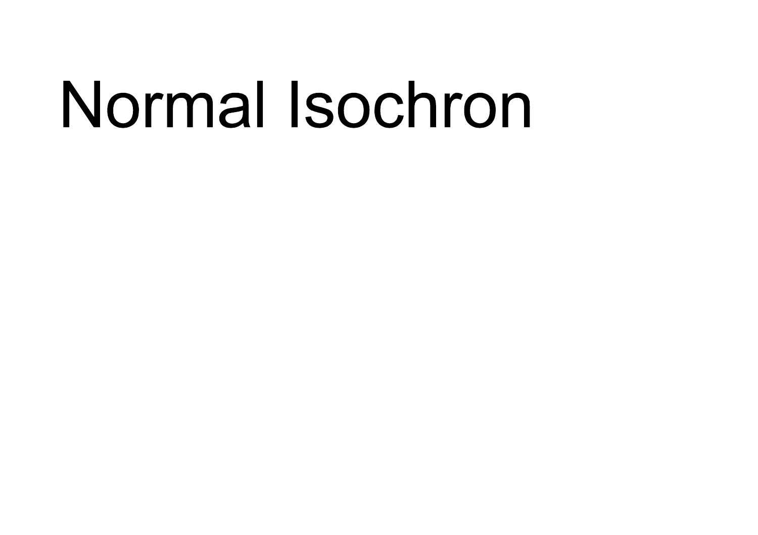# Normal Isochron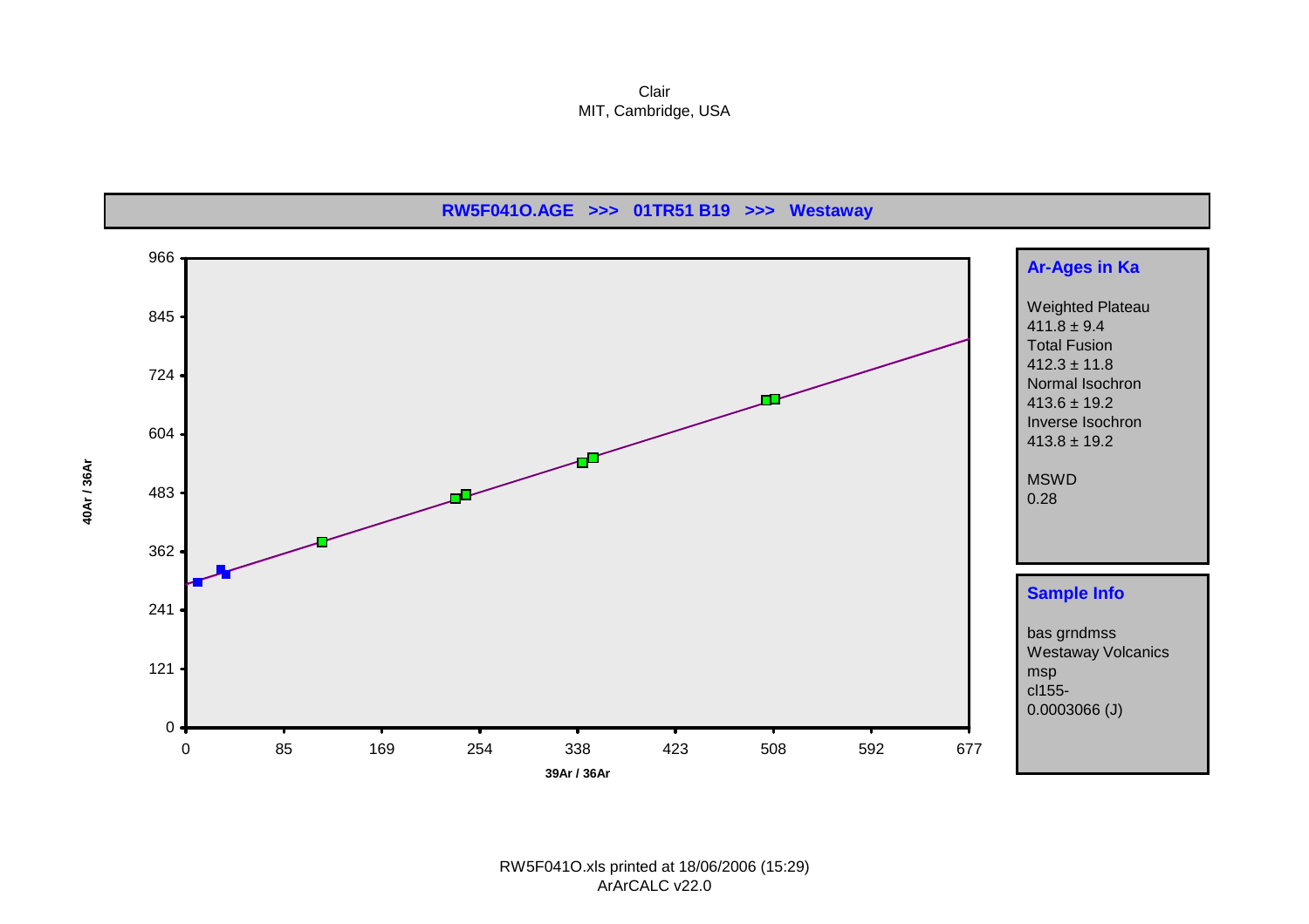Clair
MIT, Cambridge, USA

**RW5F041O.AGE >>> 01TR51 B19 >>> Westaway**

$^{40}Ar$ / $^{36}Ar$ vs $^{39}Ar$ / $^{36}Ar$

| 40Ar / 36Ar axis |
|---|
| 966 |
| 845 |
| 724 |
| 604 |
| 483 |
| 362 |
| 241 |
| 121 |
| 0 |

39Ar / 36Ar axis: 0, 85, 169, 254, 338, 423, 508, 592, 677

**Ar-Ages in Ka**

Weighted Plateau
411.8 ± 9.4
Total Fusion
412.3 ± 11.8
Normal Isochron
413.6 ± 19.2
Inverse Isochron
413.8 ± 19.2

MSWD
0.28

**Sample Info**

bas grndmss
Westaway Volcanics
msp
cl155-
0.0003066 (J)

RW5F041O.xls printed at 18/06/2006 (15:29)
ArArCALC v22.0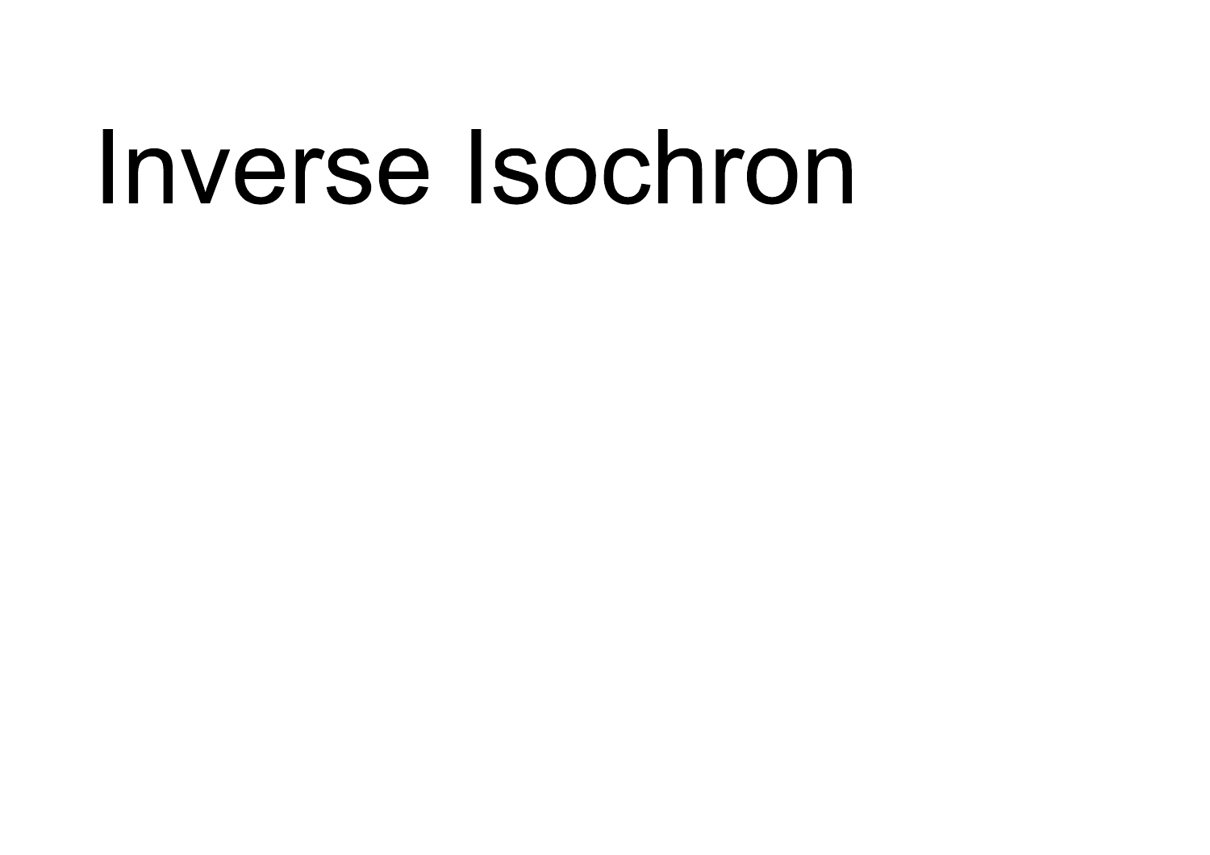# Inverse Isochron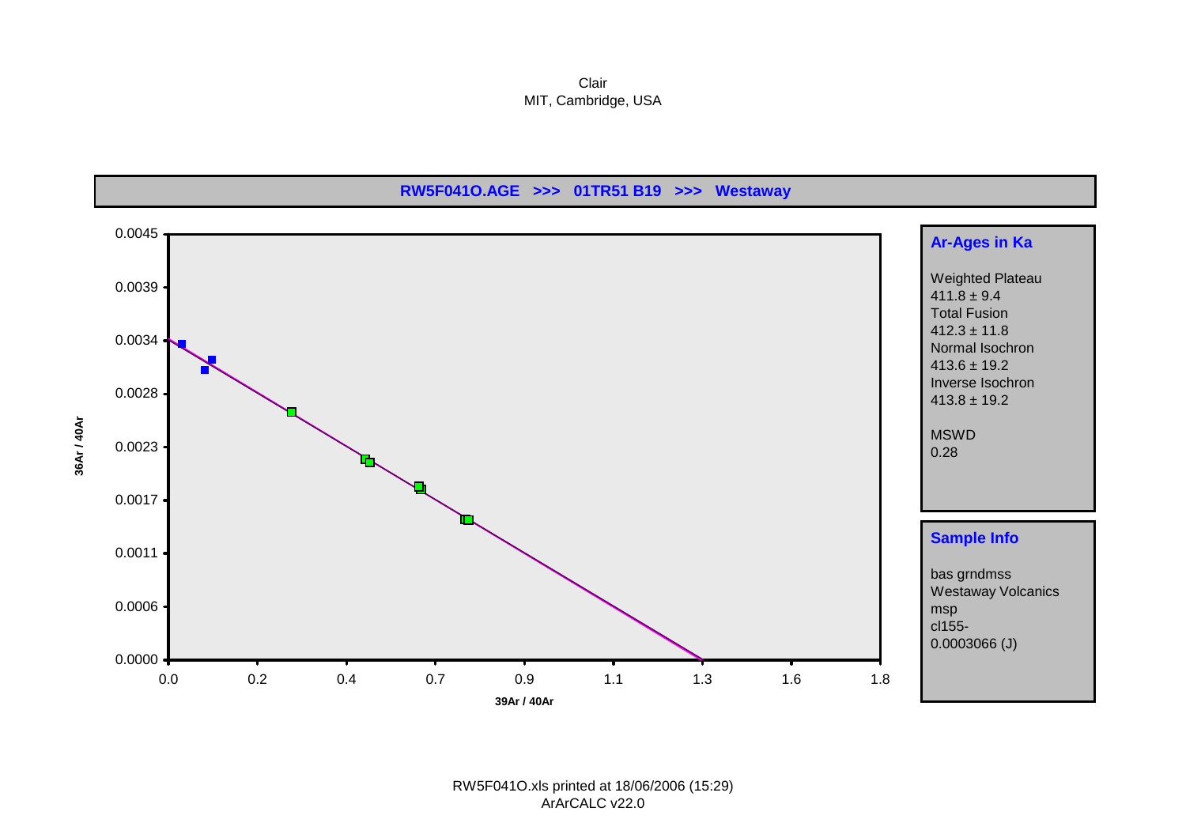Clair
MIT, Cambridge, USA

**RW5F041O.AGE >>> 01TR51 B19 >>> Westaway**

**Ar-Ages in Ka**

Weighted Plateau
411.8 ± 9.4
Total Fusion
412.3 ± 11.8
Normal Isochron
413.6 ± 19.2
Inverse Isochron
413.8 ± 19.2

MSWD
0.28

**Sample Info**

bas grndmss
Westaway Volcanics
msp
cl155-
0.0003066 (J)

RW5F041O.xls printed at 18/06/2006 (15:29)
ArArCALC v22.0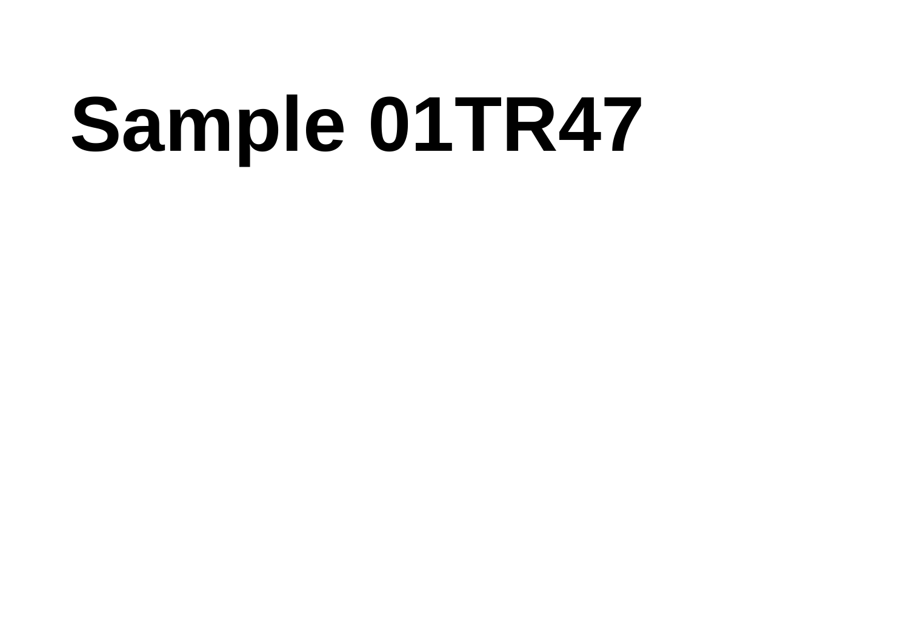# Sample 01TR47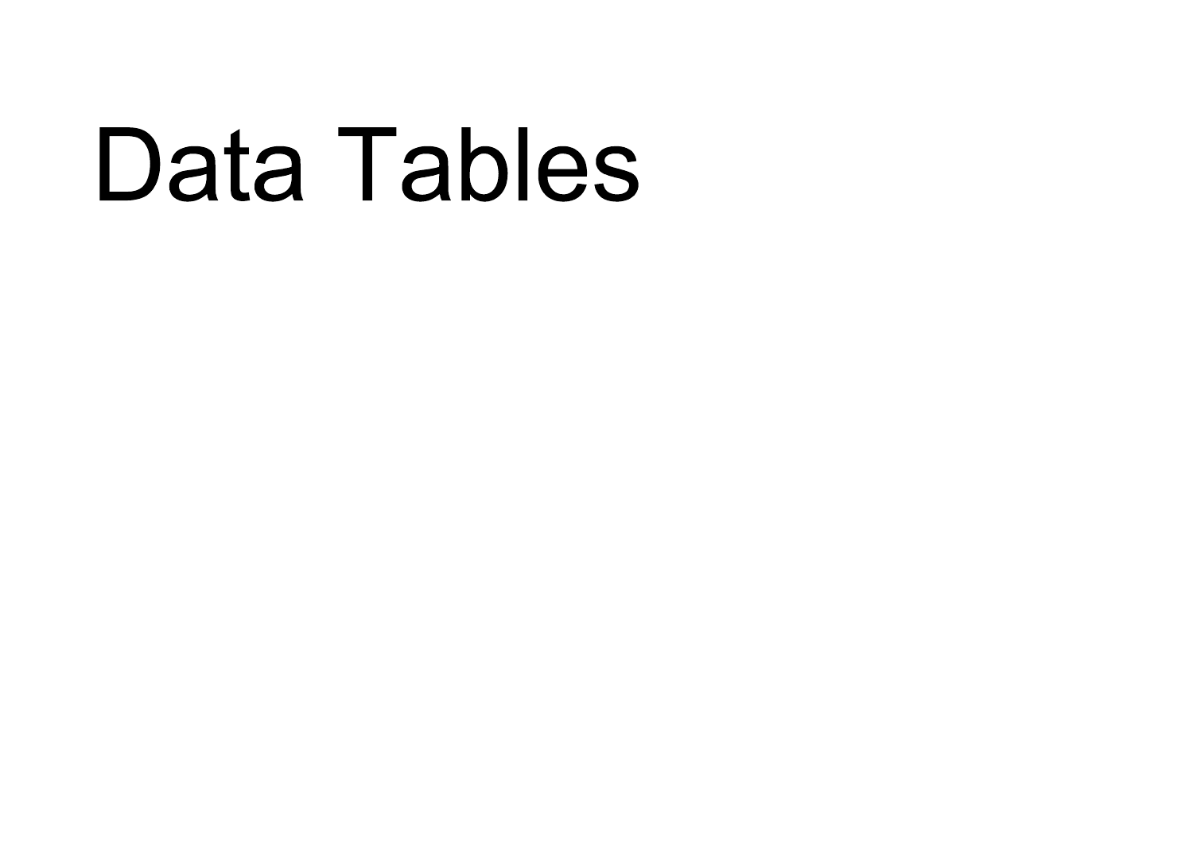# Data Tables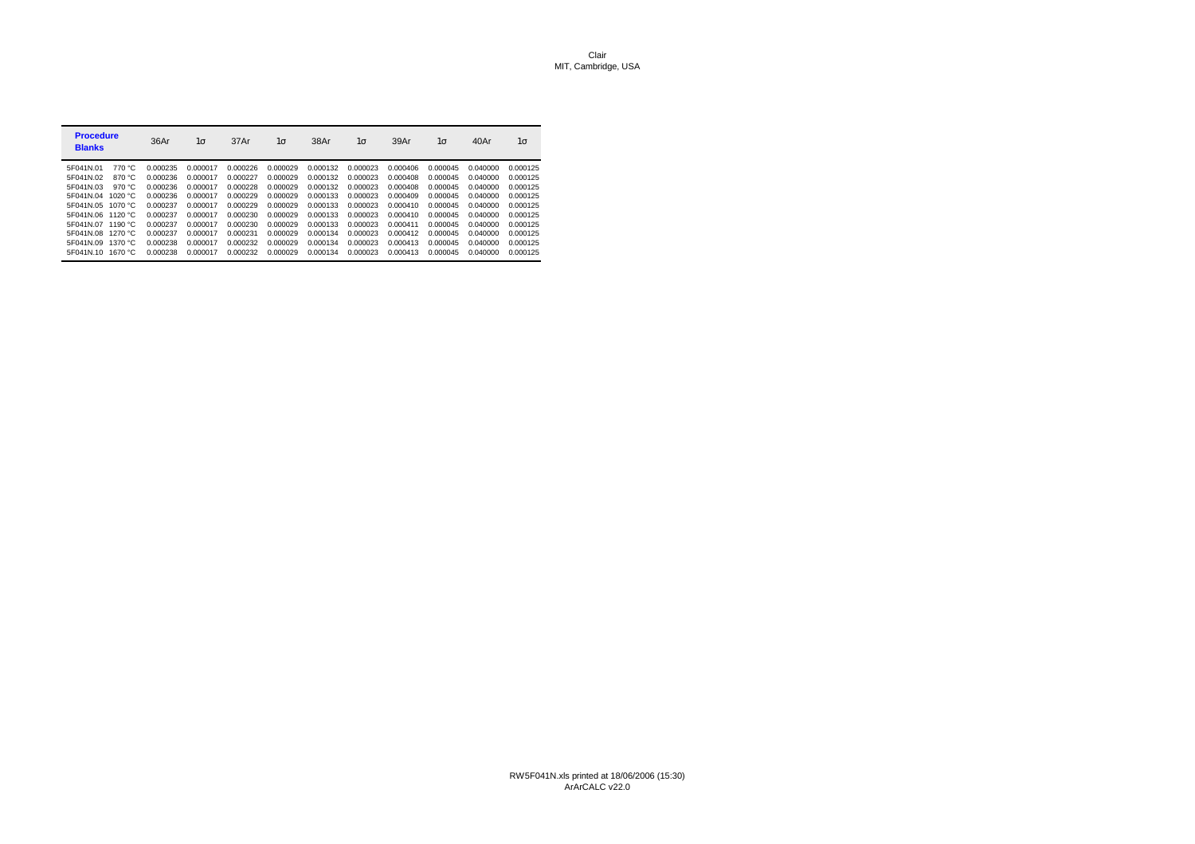Clair
MIT, Cambridge, USA

| Procedure Blanks | | 36Ar | 1σ | 37Ar | 1σ | 38Ar | 1σ | 39Ar | 1σ | 40Ar | 1σ |
|---|---|---|---|---|---|---|---|---|---|---|---|
| 5F041N.01 | 770 °C | 0.000235 | 0.000017 | 0.000226 | 0.000029 | 0.000132 | 0.000023 | 0.000406 | 0.000045 | 0.040000 | 0.000125 |
| 5F041N.02 | 870 °C | 0.000236 | 0.000017 | 0.000227 | 0.000029 | 0.000132 | 0.000023 | 0.000408 | 0.000045 | 0.040000 | 0.000125 |
| 5F041N.03 | 970 °C | 0.000236 | 0.000017 | 0.000228 | 0.000029 | 0.000132 | 0.000023 | 0.000408 | 0.000045 | 0.040000 | 0.000125 |
| 5F041N.04 | 1020 °C | 0.000236 | 0.000017 | 0.000229 | 0.000029 | 0.000133 | 0.000023 | 0.000409 | 0.000045 | 0.040000 | 0.000125 |
| 5F041N.05 | 1070 °C | 0.000237 | 0.000017 | 0.000229 | 0.000029 | 0.000133 | 0.000023 | 0.000410 | 0.000045 | 0.040000 | 0.000125 |
| 5F041N.06 | 1120 °C | 0.000237 | 0.000017 | 0.000230 | 0.000029 | 0.000133 | 0.000023 | 0.000410 | 0.000045 | 0.040000 | 0.000125 |
| 5F041N.07 | 1190 °C | 0.000237 | 0.000017 | 0.000230 | 0.000029 | 0.000133 | 0.000023 | 0.000411 | 0.000045 | 0.040000 | 0.000125 |
| 5F041N.08 | 1270 °C | 0.000237 | 0.000017 | 0.000231 | 0.000029 | 0.000134 | 0.000023 | 0.000412 | 0.000045 | 0.040000 | 0.000125 |
| 5F041N.09 | 1370 °C | 0.000238 | 0.000017 | 0.000232 | 0.000029 | 0.000134 | 0.000023 | 0.000413 | 0.000045 | 0.040000 | 0.000125 |
| 5F041N.10 | 1670 °C | 0.000238 | 0.000017 | 0.000232 | 0.000029 | 0.000134 | 0.000023 | 0.000413 | 0.000045 | 0.040000 | 0.000125 |

RW5F041N.xls printed at 18/06/2006 (15:30)
ArArCALC v22.0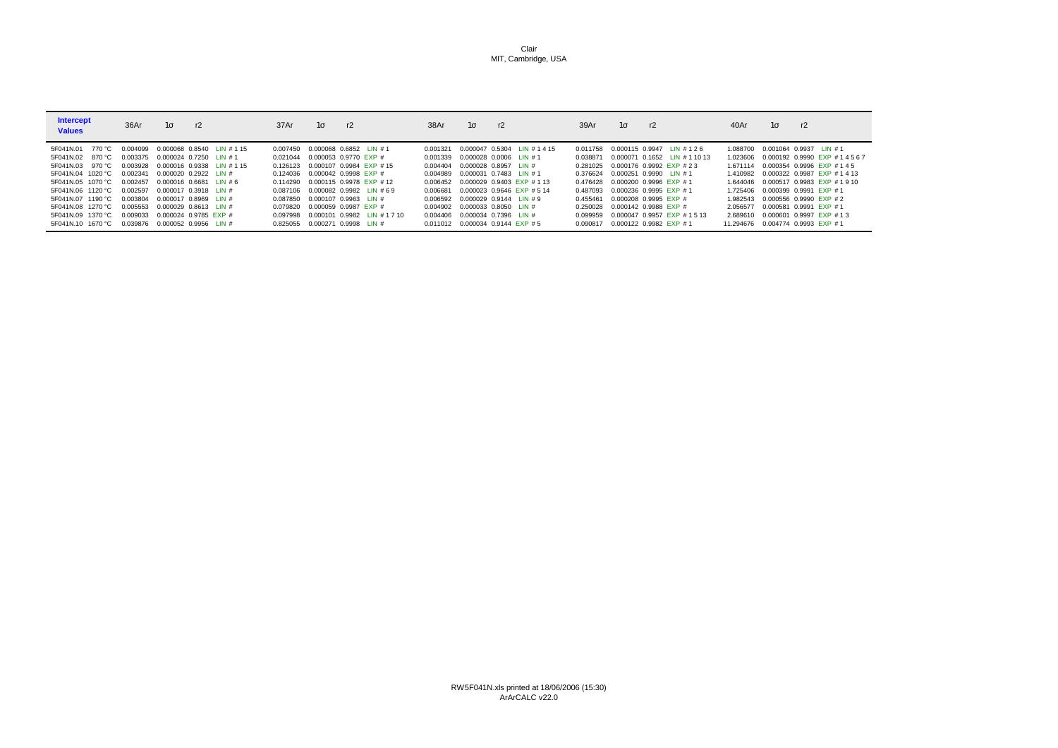Clair
MIT, Cambridge, USA

| Intercept Values | | 36Ar | 1σ | r2 | | 37Ar | 1σ | r2 | | 38Ar | 1σ | r2 | | 39Ar | 1σ | r2 | | 40Ar | 1σ | r2 | |
|---|---|---|---|---|---|---|---|---|---|---|---|---|---|---|---|---|---|---|---|---|---|
| 5F041N.01 | 770 °C | 0.004099 | 0.000068 | 0.8540 | LIN # 1 15 | 0.007450 | 0.000068 | 0.6852 | LIN # 1 | 0.001321 | 0.000047 | 0.5304 | LIN # 1 4 15 | 0.011758 | 0.000115 | 0.9947 | LIN # 1 2 6 | 1.088700 | 0.001064 | 0.9937 | LIN # 1 |
| 5F041N.02 | 870 °C | 0.003375 | 0.000024 | 0.7250 | LIN # 1 | 0.021044 | 0.000053 | 0.9770 | EXP # | 0.001339 | 0.000028 | 0.0006 | LIN # 1 | 0.038871 | 0.000071 | 0.1652 | LIN # 1 10 13 | 1.023606 | 0.000192 | 0.9990 | EXP # 1 4 5 6 7 |
| 5F041N.03 | 970 °C | 0.003928 | 0.000016 | 0.9338 | LIN # 1 15 | 0.126123 | 0.000107 | 0.9984 | EXP # 15 | 0.004404 | 0.000028 | 0.8957 | LIN # | 0.281025 | 0.000176 | 0.9992 | EXP # 2 3 | 1.671114 | 0.000354 | 0.9996 | EXP # 1 4 5 |
| 5F041N.04 | 1020 °C | 0.002341 | 0.000020 | 0.2922 | LIN # | 0.124036 | 0.000042 | 0.9998 | EXP # | 0.004989 | 0.000031 | 0.7483 | LIN # 1 | 0.376624 | 0.000251 | 0.9990 | LIN # 1 | 1.410982 | 0.000322 | 0.9987 | EXP # 1 4 13 |
| 5F041N.05 | 1070 °C | 0.002457 | 0.000016 | 0.6681 | LIN # 6 | 0.114290 | 0.000115 | 0.9978 | EXP # 12 | 0.006452 | 0.000029 | 0.9403 | EXP # 1 13 | 0.476428 | 0.000200 | 0.9996 | EXP # 1 | 1.644046 | 0.000517 | 0.9983 | EXP # 1 9 10 |
| 5F041N.06 | 1120 °C | 0.002597 | 0.000017 | 0.3918 | LIN # | 0.087106 | 0.000082 | 0.9982 | LIN # 6 9 | 0.006681 | 0.000023 | 0.9646 | EXP # 5 14 | 0.487093 | 0.000236 | 0.9995 | EXP # 1 | 1.725406 | 0.000399 | 0.9991 | EXP # 1 |
| 5F041N.07 | 1190 °C | 0.003804 | 0.000017 | 0.8969 | LIN # | 0.087850 | 0.000107 | 0.9963 | LIN # | 0.006592 | 0.000029 | 0.9144 | LIN # 9 | 0.455461 | 0.000208 | 0.9995 | EXP # | 1.982543 | 0.000556 | 0.9990 | EXP # 2 |
| 5F041N.08 | 1270 °C | 0.005553 | 0.000029 | 0.8613 | LIN # | 0.079820 | 0.000059 | 0.9987 | EXP # | 0.004902 | 0.000033 | 0.8050 | LIN # | 0.250028 | 0.000142 | 0.9988 | EXP # | 2.056577 | 0.000581 | 0.9991 | EXP # 1 |
| 5F041N.09 | 1370 °C | 0.009033 | 0.000024 | 0.9785 | EXP # | 0.097998 | 0.000101 | 0.9982 | LIN # 1 7 10 | 0.004406 | 0.000034 | 0.7396 | LIN # | 0.099959 | 0.000047 | 0.9957 | EXP # 1 5 13 | 2.689610 | 0.000601 | 0.9997 | EXP # 1 3 |
| 5F041N.10 | 1670 °C | 0.039876 | 0.000052 | 0.9956 | LIN # | 0.825055 | 0.000271 | 0.9998 | LIN # | 0.011012 | 0.000034 | 0.9144 | EXP # 5 | 0.090817 | 0.000122 | 0.9982 | EXP # 1 | 11.294676 | 0.004774 | 0.9993 | EXP # 1 |

RW5F041N.xls printed at 18/06/2006 (15:30)
ArArCALC v22.0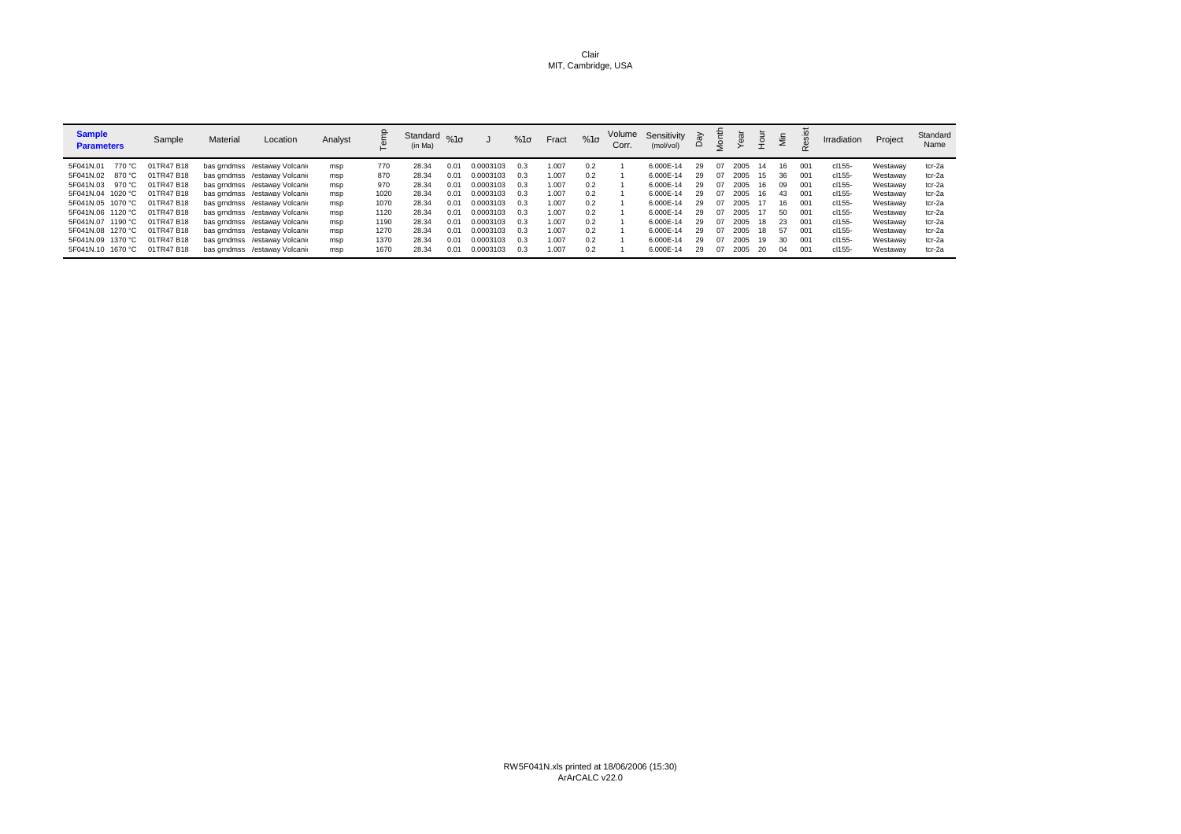Clair
MIT, Cambridge, USA

| **Sample Parameters** | Sample | Material | Location | Analyst | Temp | Standard (in Ma) | %1σ | J | %1σ | Fract | %1σ | Volume Corr. | Sensitivity (mol/vol) | Day | Month | Year | Hour | Min | Resist | Irradiation | Project | Standard Name |
|---|---|---|---|---|---|---|---|---|---|---|---|---|---|---|---|---|---|---|---|---|---|---|
| 5F041N.01 770 °C | 01TR47 B18 | bas grndmss | /estaway Volcani | msp | 770 | 28.34 | 0.01 | 0.0003103 | 0.3 | 1.007 | 0.2 | 1 | 6.000E-14 | 29 | 07 | 2005 | 14 | 16 | 001 | cl155- | Westaway | tcr-2a |
| 5F041N.02 870 °C | 01TR47 B18 | bas grndmss | /estaway Volcani | msp | 870 | 28.34 | 0.01 | 0.0003103 | 0.3 | 1.007 | 0.2 | 1 | 6.000E-14 | 29 | 07 | 2005 | 15 | 36 | 001 | cl155- | Westaway | tcr-2a |
| 5F041N.03 970 °C | 01TR47 B18 | bas grndmss | /estaway Volcani | msp | 970 | 28.34 | 0.01 | 0.0003103 | 0.3 | 1.007 | 0.2 | 1 | 6.000E-14 | 29 | 07 | 2005 | 16 | 09 | 001 | cl155- | Westaway | tcr-2a |
| 5F041N.04 1020 °C | 01TR47 B18 | bas grndmss | /estaway Volcani | msp | 1020 | 28.34 | 0.01 | 0.0003103 | 0.3 | 1.007 | 0.2 | 1 | 6.000E-14 | 29 | 07 | 2005 | 16 | 43 | 001 | cl155- | Westaway | tcr-2a |
| 5F041N.05 1070 °C | 01TR47 B18 | bas grndmss | /estaway Volcani | msp | 1070 | 28.34 | 0.01 | 0.0003103 | 0.3 | 1.007 | 0.2 | 1 | 6.000E-14 | 29 | 07 | 2005 | 17 | 16 | 001 | cl155- | Westaway | tcr-2a |
| 5F041N.06 1120 °C | 01TR47 B18 | bas grndmss | /estaway Volcani | msp | 1120 | 28.34 | 0.01 | 0.0003103 | 0.3 | 1.007 | 0.2 | 1 | 6.000E-14 | 29 | 07 | 2005 | 17 | 50 | 001 | cl155- | Westaway | tcr-2a |
| 5F041N.07 1190 °C | 01TR47 B18 | bas grndmss | /estaway Volcani | msp | 1190 | 28.34 | 0.01 | 0.0003103 | 0.3 | 1.007 | 0.2 | 1 | 6.000E-14 | 29 | 07 | 2005 | 18 | 23 | 001 | cl155- | Westaway | tcr-2a |
| 5F041N.08 1270 °C | 01TR47 B18 | bas grndmss | /estaway Volcani | msp | 1270 | 28.34 | 0.01 | 0.0003103 | 0.3 | 1.007 | 0.2 | 1 | 6.000E-14 | 29 | 07 | 2005 | 18 | 57 | 001 | cl155- | Westaway | tcr-2a |
| 5F041N.09 1370 °C | 01TR47 B18 | bas grndmss | /estaway Volcani | msp | 1370 | 28.34 | 0.01 | 0.0003103 | 0.3 | 1.007 | 0.2 | 1 | 6.000E-14 | 29 | 07 | 2005 | 19 | 30 | 001 | cl155- | Westaway | tcr-2a |
| 5F041N.10 1670 °C | 01TR47 B18 | bas grndmss | /estaway Volcani | msp | 1670 | 28.34 | 0.01 | 0.0003103 | 0.3 | 1.007 | 0.2 | 1 | 6.000E-14 | 29 | 07 | 2005 | 20 | 04 | 001 | cl155- | Westaway | tcr-2a |

RW5F041N.xls printed at 18/06/2006 (15:30)
ArArCALC v22.0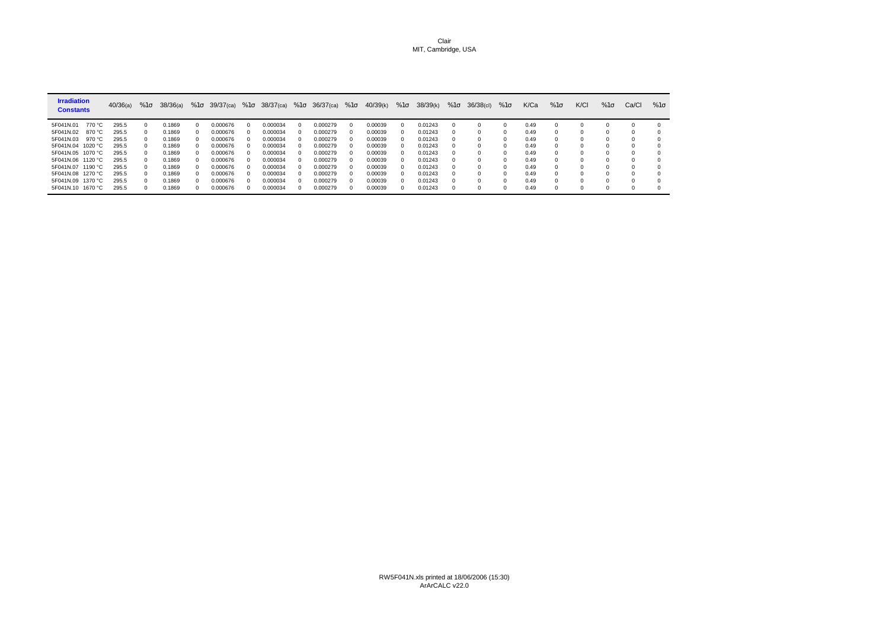Clair
MIT, Cambridge, USA

| Irradiation Constants | | 40/36(a) | %1σ | 38/36(a) | %1σ | 39/37(ca) | %1σ | 38/37(ca) | %1σ | 36/37(ca) | %1σ | 40/39(k) | %1σ | 38/39(k) | %1σ | 36/38(cl) | %1σ | K/Ca | %1σ | K/Cl | %1σ | Ca/Cl | %1σ |
|---|---|---|---|---|---|---|---|---|---|---|---|---|---|---|---|---|---|---|---|---|---|---|---|
| 5F041N.01 | 770 °C | 295.5 | 0 | 0.1869 | 0 | 0.000676 | 0 | 0.000034 | 0 | 0.000279 | 0 | 0.00039 | 0 | 0.01243 | 0 | 0 | 0 | 0.49 | 0 | 0 | 0 | 0 | 0 |
| 5F041N.02 | 870 °C | 295.5 | 0 | 0.1869 | 0 | 0.000676 | 0 | 0.000034 | 0 | 0.000279 | 0 | 0.00039 | 0 | 0.01243 | 0 | 0 | 0 | 0.49 | 0 | 0 | 0 | 0 | 0 |
| 5F041N.03 | 970 °C | 295.5 | 0 | 0.1869 | 0 | 0.000676 | 0 | 0.000034 | 0 | 0.000279 | 0 | 0.00039 | 0 | 0.01243 | 0 | 0 | 0 | 0.49 | 0 | 0 | 0 | 0 | 0 |
| 5F041N.04 | 1020 °C | 295.5 | 0 | 0.1869 | 0 | 0.000676 | 0 | 0.000034 | 0 | 0.000279 | 0 | 0.00039 | 0 | 0.01243 | 0 | 0 | 0 | 0.49 | 0 | 0 | 0 | 0 | 0 |
| 5F041N.05 | 1070 °C | 295.5 | 0 | 0.1869 | 0 | 0.000676 | 0 | 0.000034 | 0 | 0.000279 | 0 | 0.00039 | 0 | 0.01243 | 0 | 0 | 0 | 0.49 | 0 | 0 | 0 | 0 | 0 |
| 5F041N.06 | 1120 °C | 295.5 | 0 | 0.1869 | 0 | 0.000676 | 0 | 0.000034 | 0 | 0.000279 | 0 | 0.00039 | 0 | 0.01243 | 0 | 0 | 0 | 0.49 | 0 | 0 | 0 | 0 | 0 |
| 5F041N.07 | 1190 °C | 295.5 | 0 | 0.1869 | 0 | 0.000676 | 0 | 0.000034 | 0 | 0.000279 | 0 | 0.00039 | 0 | 0.01243 | 0 | 0 | 0 | 0.49 | 0 | 0 | 0 | 0 | 0 |
| 5F041N.08 | 1270 °C | 295.5 | 0 | 0.1869 | 0 | 0.000676 | 0 | 0.000034 | 0 | 0.000279 | 0 | 0.00039 | 0 | 0.01243 | 0 | 0 | 0 | 0.49 | 0 | 0 | 0 | 0 | 0 |
| 5F041N.09 | 1370 °C | 295.5 | 0 | 0.1869 | 0 | 0.000676 | 0 | 0.000034 | 0 | 0.000279 | 0 | 0.00039 | 0 | 0.01243 | 0 | 0 | 0 | 0.49 | 0 | 0 | 0 | 0 | 0 |
| 5F041N.10 | 1670 °C | 295.5 | 0 | 0.1869 | 0 | 0.000676 | 0 | 0.000034 | 0 | 0.000279 | 0 | 0.00039 | 0 | 0.01243 | 0 | 0 | 0 | 0.49 | 0 | 0 | 0 | 0 | 0 |

RW5F041N.xls printed at 18/06/2006 (15:30)
ArArCALC v22.0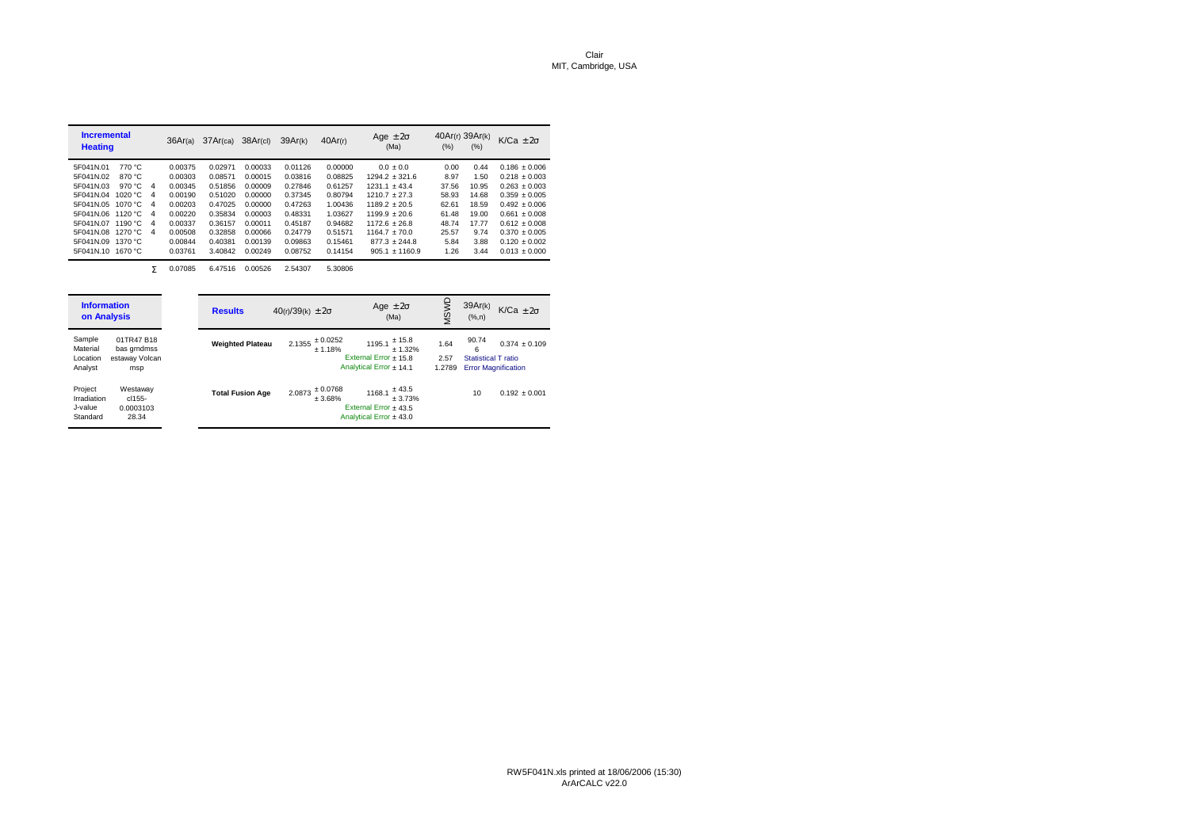Clair
MIT, Cambridge, USA

| Incremental Heating | | | 36Ar(a) | 37Ar(ca) | 38Ar(cl) | 39Ar(k) | 40Ar(r) | Age ± 2σ (Ma) | 40Ar(r) (%) | 39Ar(k) (%) | K/Ca ± 2σ |
|---|---|---|---|---|---|---|---|---|---|---|---|
| 5F041N.01 | 770 °C | | 0.00375 | 0.02971 | 0.00033 | 0.01126 | 0.00000 | 0.0 ± 0.0 | 0.00 | 0.44 | 0.186 ± 0.006 |
| 5F041N.02 | 870 °C | | 0.00303 | 0.08571 | 0.00015 | 0.03816 | 0.08825 | 1294.2 ± 321.6 | 8.97 | 1.50 | 0.218 ± 0.003 |
| 5F041N.03 | 970 °C | 4 | 0.00345 | 0.51856 | 0.00009 | 0.27846 | 0.61257 | 1231.1 ± 43.4 | 37.56 | 10.95 | 0.263 ± 0.003 |
| 5F041N.04 | 1020 °C | 4 | 0.00190 | 0.51020 | 0.00000 | 0.37345 | 0.80794 | 1210.7 ± 27.3 | 58.93 | 14.68 | 0.359 ± 0.005 |
| 5F041N.05 | 1070 °C | 4 | 0.00203 | 0.47025 | 0.00000 | 0.47263 | 1.00436 | 1189.2 ± 20.5 | 62.61 | 18.59 | 0.492 ± 0.006 |
| 5F041N.06 | 1120 °C | 4 | 0.00220 | 0.35834 | 0.00003 | 0.48331 | 1.03627 | 1199.9 ± 20.6 | 61.48 | 19.00 | 0.661 ± 0.008 |
| 5F041N.07 | 1190 °C | 4 | 0.00337 | 0.36157 | 0.00011 | 0.45187 | 0.94682 | 1172.6 ± 26.8 | 48.74 | 17.77 | 0.612 ± 0.008 |
| 5F041N.08 | 1270 °C | 4 | 0.00508 | 0.32858 | 0.00066 | 0.24779 | 0.51571 | 1164.7 ± 70.0 | 25.57 | 9.74 | 0.370 ± 0.005 |
| 5F041N.09 | 1370 °C | | 0.00844 | 0.40381 | 0.00139 | 0.09863 | 0.15461 | 877.3 ± 244.8 | 5.84 | 3.88 | 0.120 ± 0.002 |
| 5F041N.10 | 1670 °C | | 0.03761 | 3.40842 | 0.00249 | 0.08752 | 0.14154 | 905.1 ± 1160.9 | 1.26 | 3.44 | 0.013 ± 0.000 |
| | | Σ | 0.07085 | 6.47516 | 0.00526 | 2.54307 | 5.30806 | | | | |

| Information on Analysis | |
|---|---|
| Sample | 01TR47 B18 |
| Material | bas grndmss |
| Location | estaway Volcan |
| Analyst | msp |
| Project | Westaway |
| Irradiation | cl155- |
| J-value | 0.0003103 |
| Standard | 28.34 |

| Results | 40(r)/39(k) ± 2σ | Age ± 2σ (Ma) | MSWD | 39Ar(k) (%,n) | K/Ca ± 2σ |
|---|---|---|---|---|---|
| Weighted Plateau | 2.1355 ± 0.0252 ± 1.18% | 1195.1 ± 15.8 ± 1.32% | 1.64 | 90.74 6 | 0.374 ± 0.109 |
| | | External Error ± 15.8 | 2.57 | Statistical T ratio | |
| | | Analytical Error ± 14.1 | 1.2789 | Error Magnification | |
| Total Fusion Age | 2.0873 ± 0.0768 ± 3.68% | 1168.1 ± 43.5 ± 3.73% | | 10 | 0.192 ± 0.001 |
| | | External Error ± 43.5 | | | |
| | | Analytical Error ± 43.0 | | | |

RW5F041N.xls printed at 18/06/2006 (15:30)
ArArCALC v22.0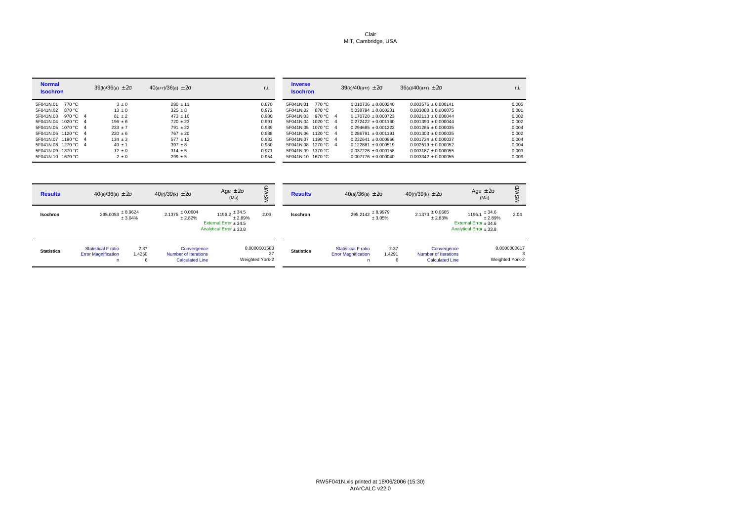Clair
MIT, Cambridge, USA

| Normal Isochron | | $^{39}(k)/^{36}(a) \pm 2\sigma$ | $^{40}(a+r)/^{36}(a) \pm 2\sigma$ | r.i. |
|---|---|---|---|---|
| 5F041N.01 770 °C | | 3 ± 0 | 280 ± 11 | 0.870 |
| 5F041N.02 870 °C | | 13 ± 0 | 325 ± 8 | 0.972 |
| 5F041N.03 970 °C | 4 | 81 ± 2 | 473 ± 10 | 0.980 |
| 5F041N.04 1020 °C | 4 | 196 ± 6 | 720 ± 23 | 0.991 |
| 5F041N.05 1070 °C | 4 | 233 ± 7 | 791 ± 22 | 0.989 |
| 5F041N.06 1120 °C | 4 | 220 ± 6 | 767 ± 20 | 0.988 |
| 5F041N.07 1190 °C | 4 | 134 ± 3 | 577 ± 12 | 0.982 |
| 5F041N.08 1270 °C | 4 | 49 ± 1 | 397 ± 8 | 0.980 |
| 5F041N.09 1370 °C | | 12 ± 0 | 314 ± 5 | 0.971 |
| 5F041N.10 1670 °C | | 2 ± 0 | 299 ± 5 | 0.954 |

| Inverse Isochron | | $^{39}(k)/^{40}(a+r) \pm 2\sigma$ | $^{36}(a)/^{40}(a+r) \pm 2\sigma$ | r.i. |
|---|---|---|---|---|
| 5F041N.01 770 °C | | 0.010736 ± 0.000240 | 0.003576 ± 0.000141 | 0.005 |
| 5F041N.02 870 °C | | 0.038794 ± 0.000231 | 0.003080 ± 0.000075 | 0.001 |
| 5F041N.03 970 °C | 4 | 0.170728 ± 0.000723 | 0.002113 ± 0.000044 | 0.002 |
| 5F041N.04 1020 °C | 4 | 0.272422 ± 0.001160 | 0.001390 ± 0.000044 | 0.002 |
| 5F041N.05 1070 °C | 4 | 0.294685 ± 0.001222 | 0.001265 ± 0.000035 | 0.004 |
| 5F041N.06 1120 °C | 4 | 0.286791 ± 0.001191 | 0.001303 ± 0.000035 | 0.002 |
| 5F041N.07 1190 °C | 4 | 0.232641 ± 0.000966 | 0.001734 ± 0.000037 | 0.004 |
| 5F041N.08 1270 °C | 4 | 0.122881 ± 0.000519 | 0.002519 ± 0.000052 | 0.004 |
| 5F041N.09 1370 °C | | 0.037226 ± 0.000158 | 0.003187 ± 0.000055 | 0.003 |
| 5F041N.10 1670 °C | | 0.007776 ± 0.000040 | 0.003342 ± 0.000055 | 0.009 |

| Results | $^{40}(a)/^{36}(a) \pm 2\sigma$ | | $^{40}(r)/^{39}(k) \pm 2\sigma$ | Age $\pm 2\sigma$ (Ma) | MSWD |
|---|---|---|---|---|---|
| Isochron | 295.0053 ± 8.9624 ± 3.04% | | 2.1375 ± 0.0604 ± 2.82% | 1196.2 ± 34.5 ± 2.89%<br>External Error ± 34.5<br>Analytical Error ± 33.8 | 2.03 |
| Statistics | Statistical F ratio<br>Error Magnification<br>n | 2.37<br>1.4250<br>6 | Convergence<br>Number of Iterations<br>Calculated Line | 0.0000001583<br>27<br>Weighted York-2 | |

| Results | $^{40}(a)/^{36}(a) \pm 2\sigma$ | | $^{40}(r)/^{39}(k) \pm 2\sigma$ | Age $\pm 2\sigma$ (Ma) | MSWD |
|---|---|---|---|---|---|
| Isochron | 295.2142 ± 8.9979 ± 3.05% | | 2.1373 ± 0.0605 ± 2.83% | 1196.1 ± 34.6 ± 2.89%<br>External Error ± 34.6<br>Analytical Error ± 33.8 | 2.04 |
| Statistics | Statistical F ratio<br>Error Magnification<br>n | 2.37<br>1.4291<br>6 | Convergence<br>Number of Iterations<br>Calculated Line | 0.0000000617<br>3<br>Weighted York-2 | |

RW5F041N.xls printed at 18/06/2006 (15:30)
ArArCALC v22.0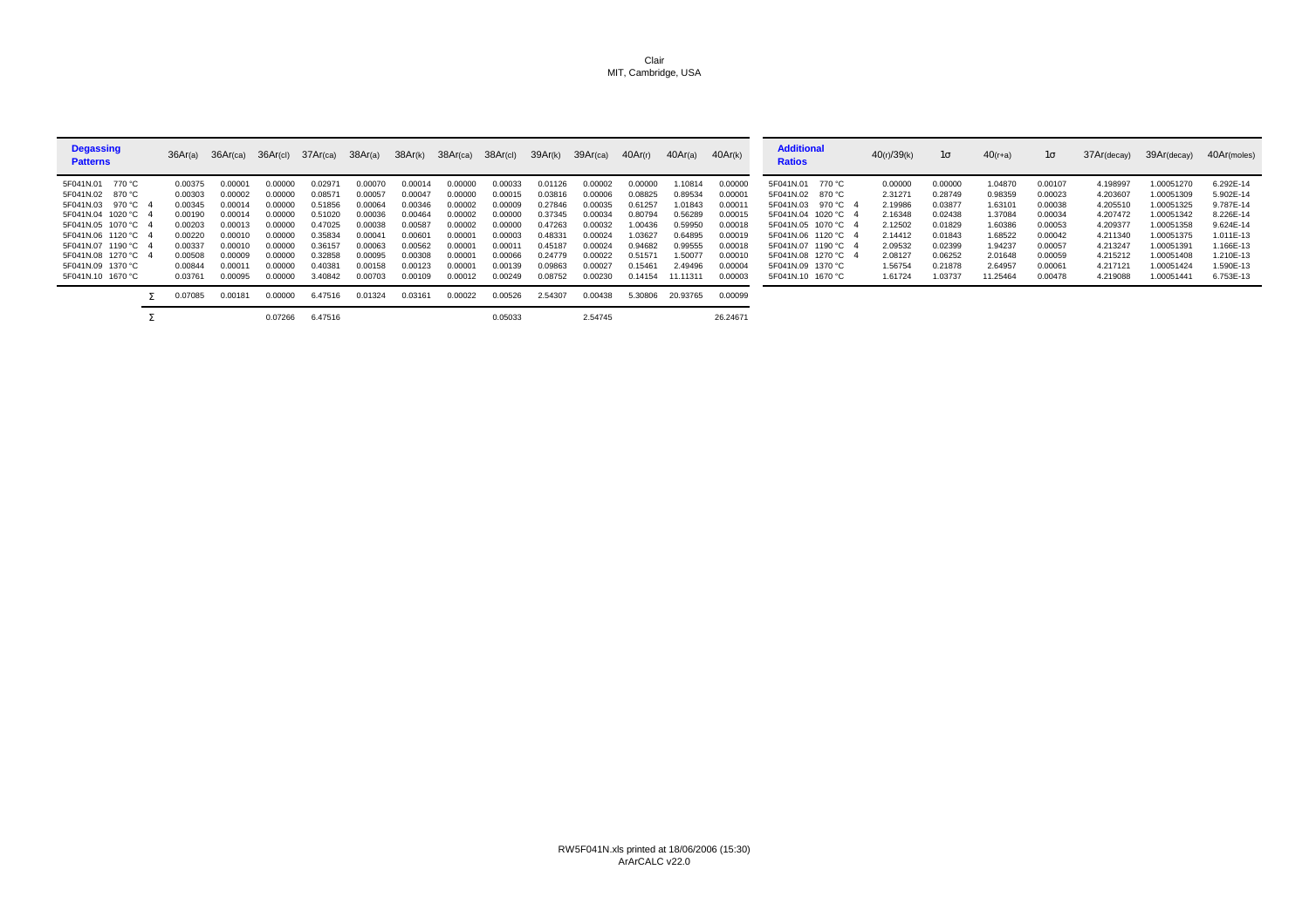Clair
MIT, Cambridge, USA

| Degassing Patterns | | 36Ar(a) | 36Ar(ca) | 36Ar(cl) | 37Ar(ca) | 38Ar(a) | 38Ar(k) | 38Ar(ca) | 38Ar(cl) | 39Ar(k) | 39Ar(ca) | 40Ar(r) | 40Ar(a) | 40Ar(k) |
|---|---|---|---|---|---|---|---|---|---|---|---|---|---|---|
| 5F041N.01 770 °C | | 0.00375 | 0.00001 | 0.00000 | 0.02971 | 0.00070 | 0.00014 | 0.00000 | 0.00033 | 0.01126 | 0.00002 | 0.00000 | 1.10814 | 0.00000 |
| 5F041N.02 870 °C | | 0.00303 | 0.00002 | 0.00000 | 0.08571 | 0.00057 | 0.00047 | 0.00000 | 0.00015 | 0.03816 | 0.00006 | 0.08825 | 0.89534 | 0.00001 |
| 5F041N.03 970 °C | 4 | 0.00345 | 0.00014 | 0.00000 | 0.51856 | 0.00064 | 0.00346 | 0.00002 | 0.00009 | 0.27846 | 0.00035 | 0.61257 | 1.01843 | 0.00011 |
| 5F041N.04 1020 °C | 4 | 0.00190 | 0.00014 | 0.00000 | 0.51020 | 0.00036 | 0.00464 | 0.00002 | 0.00000 | 0.37345 | 0.00034 | 0.80794 | 0.56289 | 0.00015 |
| 5F041N.05 1070 °C | 4 | 0.00203 | 0.00013 | 0.00000 | 0.47025 | 0.00038 | 0.00587 | 0.00002 | 0.00000 | 0.47263 | 0.00032 | 1.00436 | 0.59950 | 0.00018 |
| 5F041N.06 1120 °C | 4 | 0.00220 | 0.00010 | 0.00000 | 0.35834 | 0.00041 | 0.00601 | 0.00001 | 0.00003 | 0.48331 | 0.00024 | 1.03627 | 0.64895 | 0.00019 |
| 5F041N.07 1190 °C | 4 | 0.00337 | 0.00010 | 0.00000 | 0.36157 | 0.00063 | 0.00562 | 0.00001 | 0.00011 | 0.45187 | 0.00024 | 0.94682 | 0.99555 | 0.00018 |
| 5F041N.08 1270 °C | 4 | 0.00508 | 0.00009 | 0.00000 | 0.32858 | 0.00095 | 0.00308 | 0.00001 | 0.00066 | 0.24779 | 0.00022 | 0.51571 | 1.50077 | 0.00010 |
| 5F041N.09 1370 °C | | 0.00844 | 0.00011 | 0.00000 | 0.40381 | 0.00158 | 0.00123 | 0.00001 | 0.00139 | 0.09863 | 0.00027 | 0.15461 | 2.49496 | 0.00004 |
| 5F041N.10 1670 °C | | 0.03761 | 0.00095 | 0.00000 | 3.40842 | 0.00703 | 0.00109 | 0.00012 | 0.00249 | 0.08752 | 0.00230 | 0.14154 | 11.11311 | 0.00003 |
| | Σ | 0.07085 | 0.00181 | 0.00000 | 6.47516 | 0.01324 | 0.03161 | 0.00022 | 0.00526 | 2.54307 | 0.00438 | 5.30806 | 20.93765 | 0.00099 |
| | Σ | | | 0.07266 | 6.47516 | | | | 0.05033 | | 2.54745 | | | 26.24671 |

| Additional Ratios | | 40(r)/39(k) | 1σ | 40(r+a) | 1σ | 37Ar(decay) | 39Ar(decay) | 40Ar(moles) |
|---|---|---|---|---|---|---|---|---|
| 5F041N.01 770 °C | | 0.00000 | 0.00000 | 1.04870 | 0.00107 | 4.198997 | 1.00051270 | 6.292E-14 |
| 5F041N.02 870 °C | | 2.31271 | 0.28749 | 0.98359 | 0.00023 | 4.203607 | 1.00051309 | 5.902E-14 |
| 5F041N.03 970 °C | 4 | 2.19986 | 0.03877 | 1.63101 | 0.00038 | 4.205510 | 1.00051325 | 9.787E-14 |
| 5F041N.04 1020 °C | 4 | 2.16348 | 0.02438 | 1.37084 | 0.00034 | 4.207472 | 1.00051342 | 8.226E-14 |
| 5F041N.05 1070 °C | 4 | 2.12502 | 0.01829 | 1.60386 | 0.00053 | 4.209377 | 1.00051358 | 9.624E-14 |
| 5F041N.06 1120 °C | 4 | 2.14412 | 0.01843 | 1.68522 | 0.00042 | 4.211340 | 1.00051375 | 1.011E-13 |
| 5F041N.07 1190 °C | 4 | 2.09532 | 0.02399 | 1.94237 | 0.00057 | 4.213247 | 1.00051391 | 1.166E-13 |
| 5F041N.08 1270 °C | 4 | 2.08127 | 0.06252 | 2.01648 | 0.00059 | 4.215212 | 1.00051408 | 1.210E-13 |
| 5F041N.09 1370 °C | | 1.56754 | 0.21878 | 2.64957 | 0.00061 | 4.217121 | 1.00051424 | 1.590E-13 |
| 5F041N.10 1670 °C | | 1.61724 | 1.03737 | 11.25464 | 0.00478 | 4.219088 | 1.00051441 | 6.753E-13 |

RW5F041N.xls printed at 18/06/2006 (15:30)
ArArCALC v22.0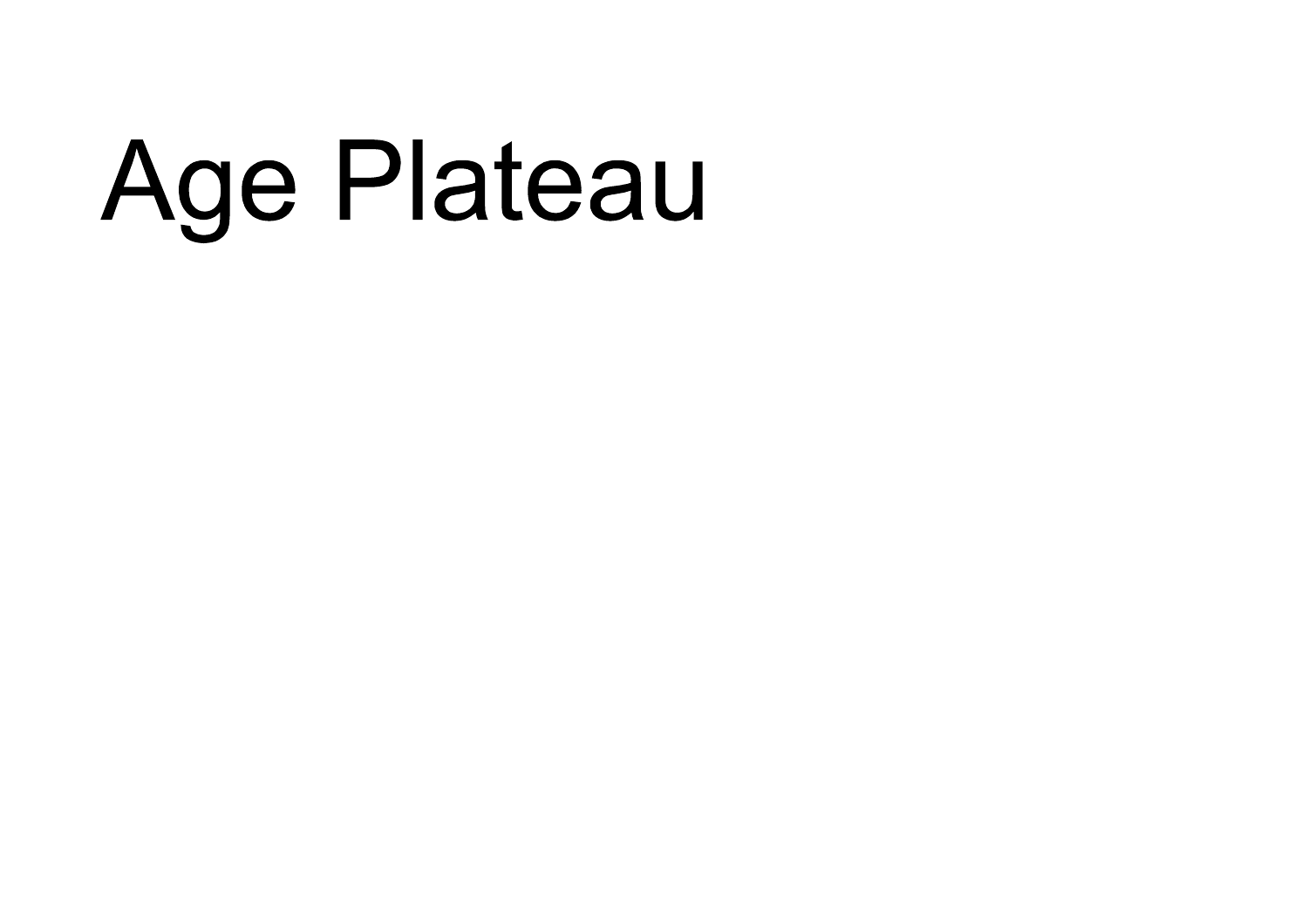# Age Plateau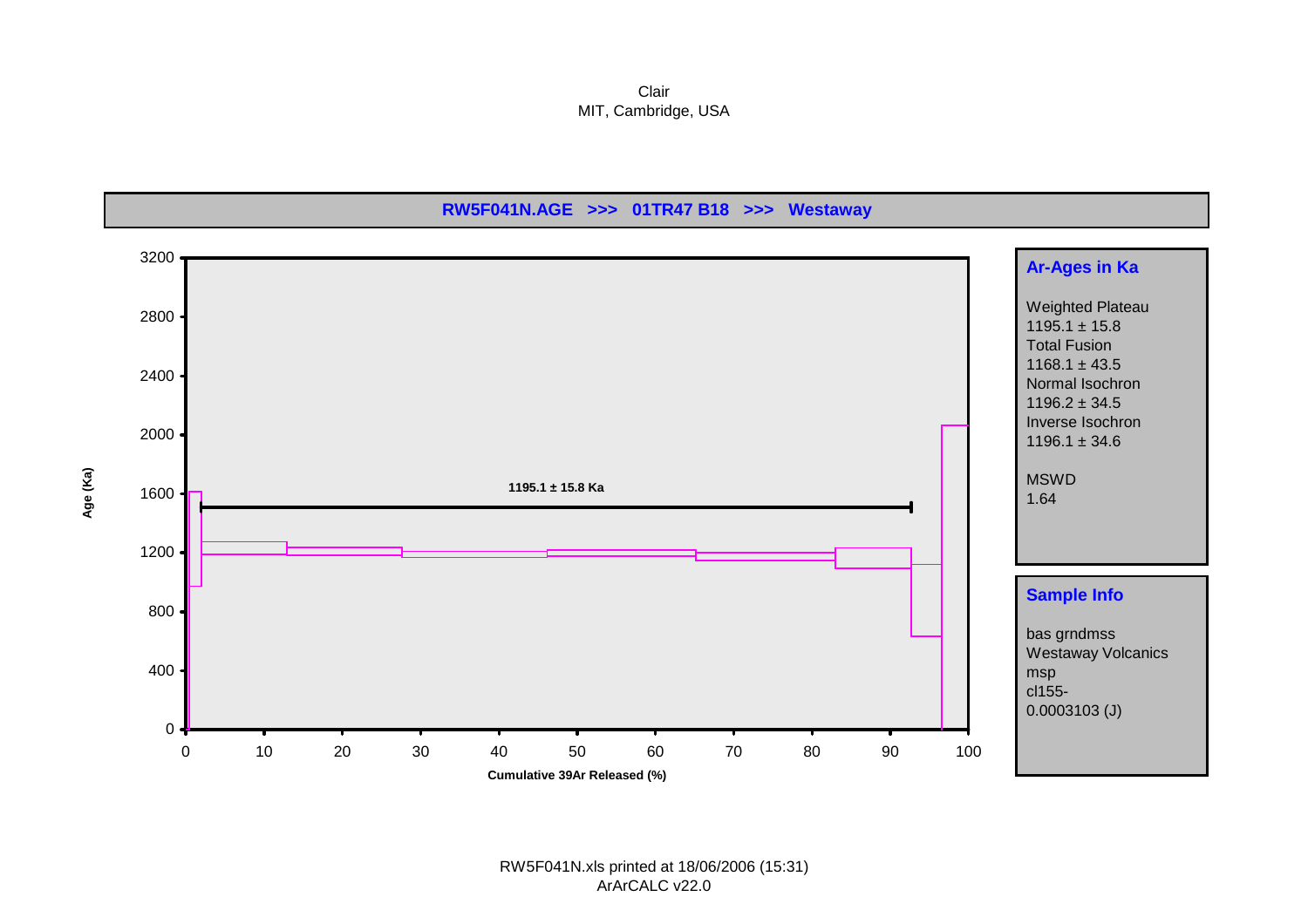Clair
MIT, Cambridge, USA

**RW5F041N.AGE >>> 01TR47 B18 >>> Westaway**

1195.1 ± 15.8 Ka

Age (Ka)

Cumulative 39Ar Released (%)

**Ar-Ages in Ka**

Weighted Plateau
1195.1 ± 15.8
Total Fusion
1168.1 ± 43.5
Normal Isochron
1196.2 ± 34.5
Inverse Isochron
1196.1 ± 34.6

MSWD
1.64

**Sample Info**

bas grndmss
Westaway Volcanics
msp
cl155-
0.0003103 (J)

RW5F041N.xls printed at 18/06/2006 (15:31)
ArArCALC v22.0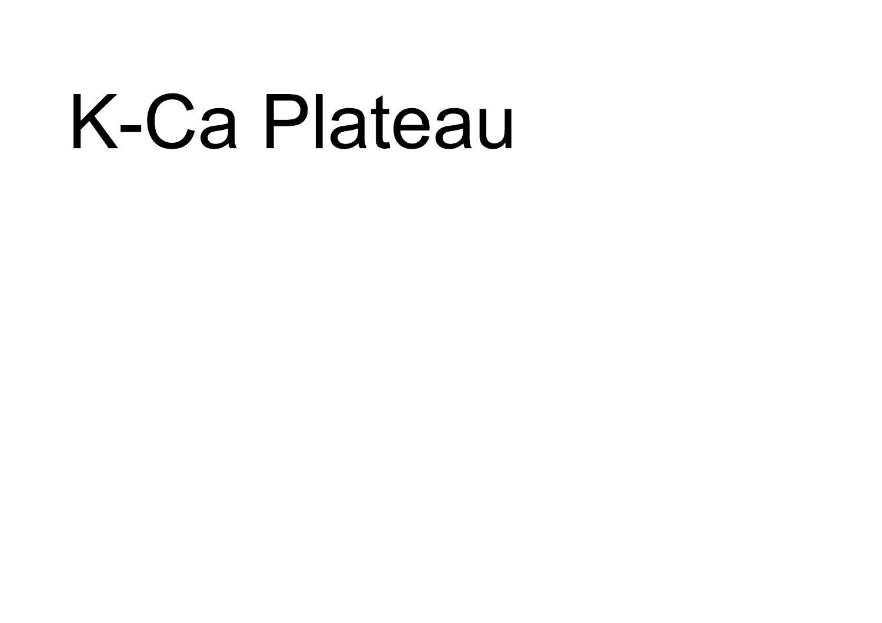# K-Ca Plateau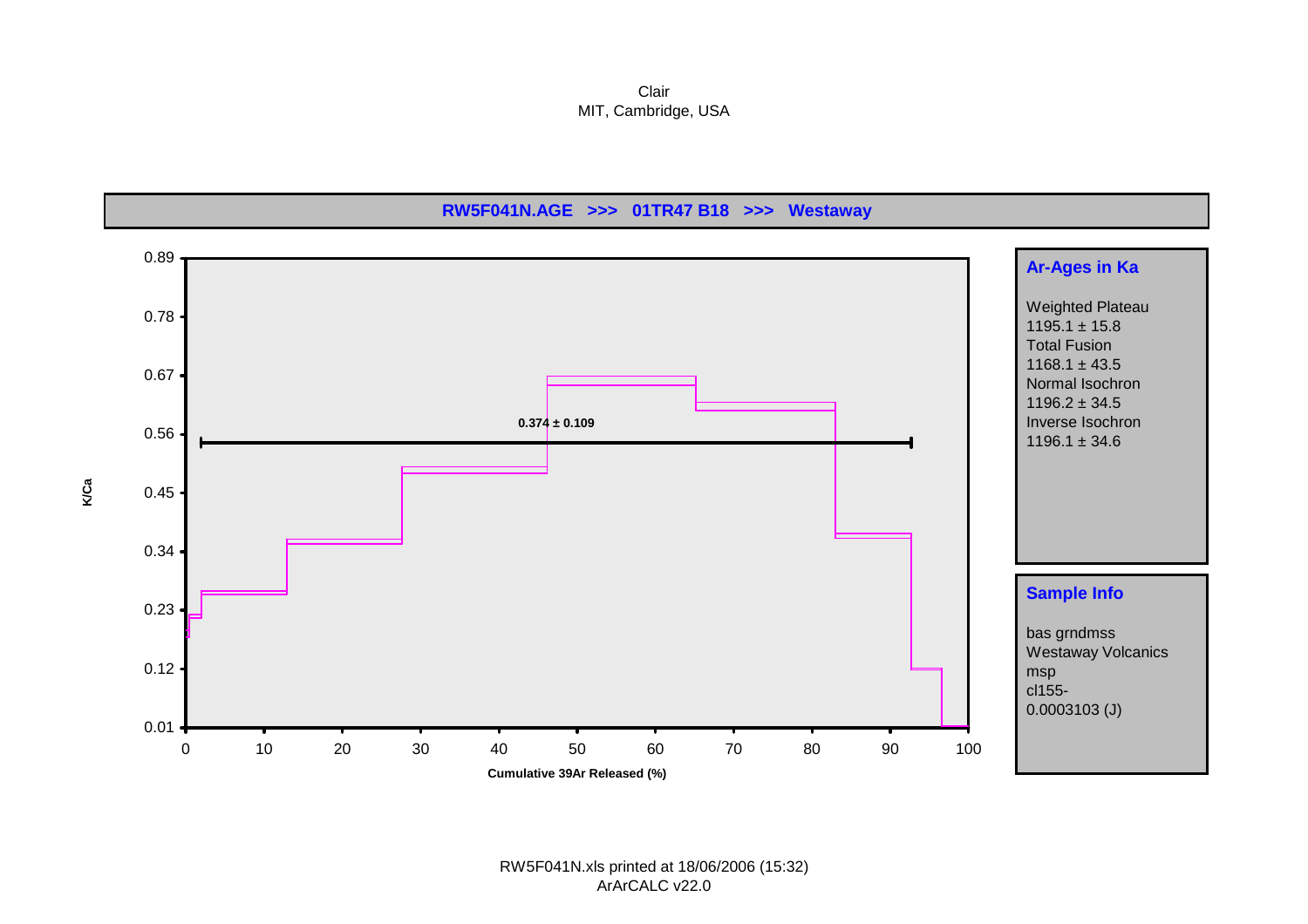Clair
MIT, Cambridge, USA

**RW5F041N.AGE >>> 01TR47 B18 >>> Westaway**

K/Ca

0.374 ± 0.109

Cumulative 39Ar Released (%)

**Ar-Ages in Ka**

Weighted Plateau
1195.1 ± 15.8
Total Fusion
1168.1 ± 43.5
Normal Isochron
1196.2 ± 34.5
Inverse Isochron
1196.1 ± 34.6

**Sample Info**

bas grndmss
Westaway Volcanics
msp
cl155-
0.0003103 (J)

RW5F041N.xls printed at 18/06/2006 (15:32)
ArArCALC v22.0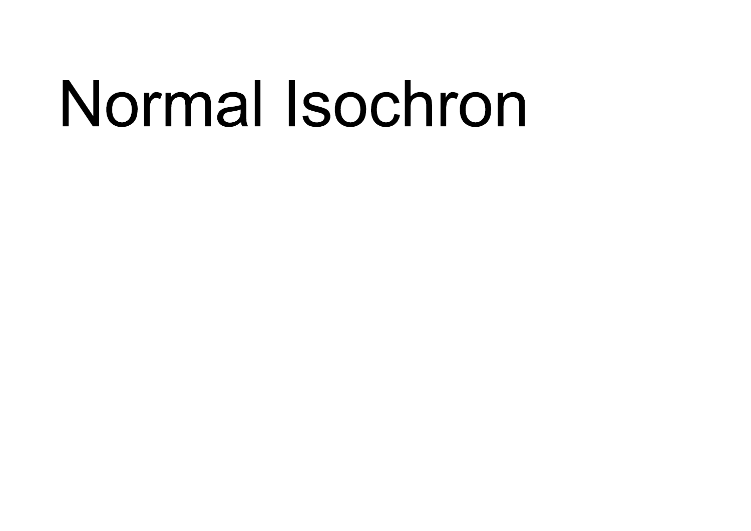# Normal Isochron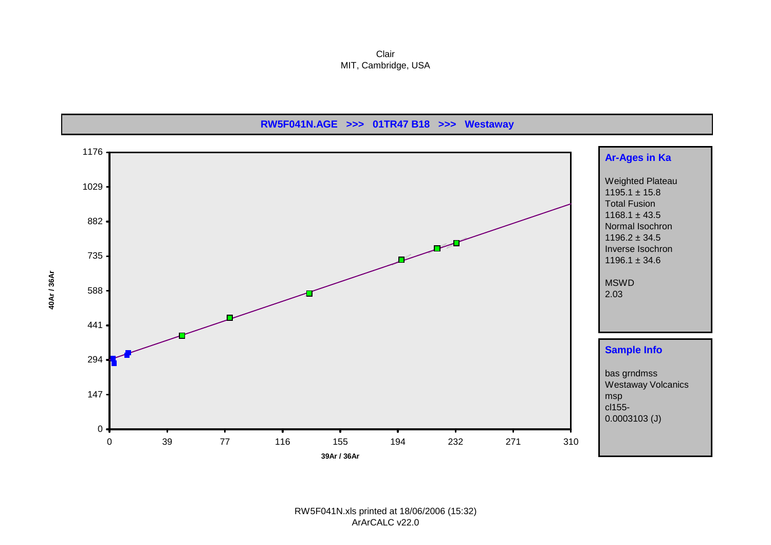Clair
MIT, Cambridge, USA

**RW5F041N.AGE >>> 01TR47 B18 >>> Westaway**

40Ar / 36Ar

1176, 1029, 882, 735, 588, 441, 294, 147, 0

0, 39, 77, 116, 155, 194, 232, 271, 310

39Ar / 36Ar

**Ar-Ages in Ka**

Weighted Plateau
1195.1 ± 15.8
Total Fusion
1168.1 ± 43.5
Normal Isochron
1196.2 ± 34.5
Inverse Isochron
1196.1 ± 34.6

MSWD
2.03

**Sample Info**

bas grndmss
Westaway Volcanics
msp
cl155-
0.0003103 (J)

RW5F041N.xls printed at 18/06/2006 (15:32)
ArArCALC v22.0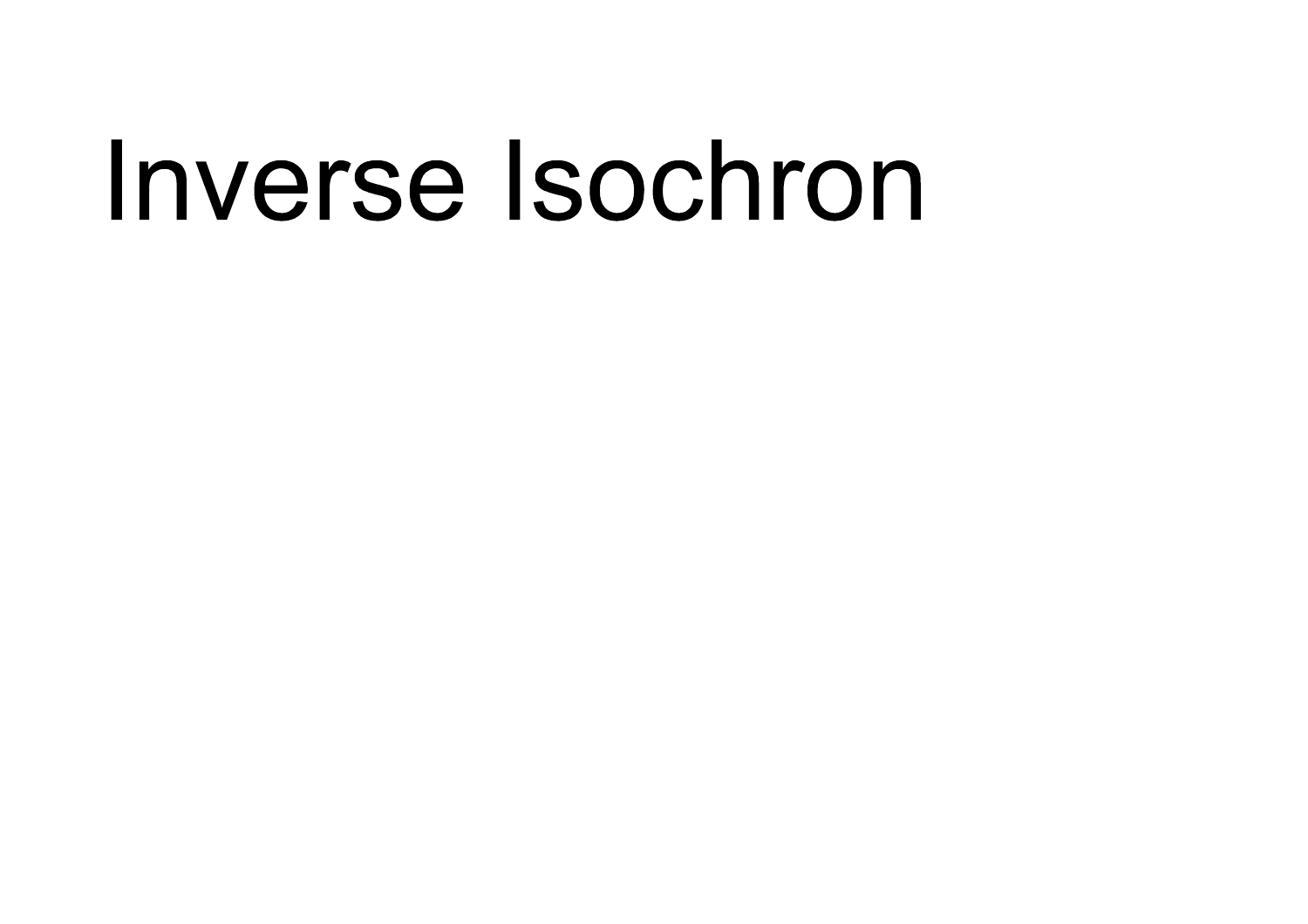# Inverse Isochron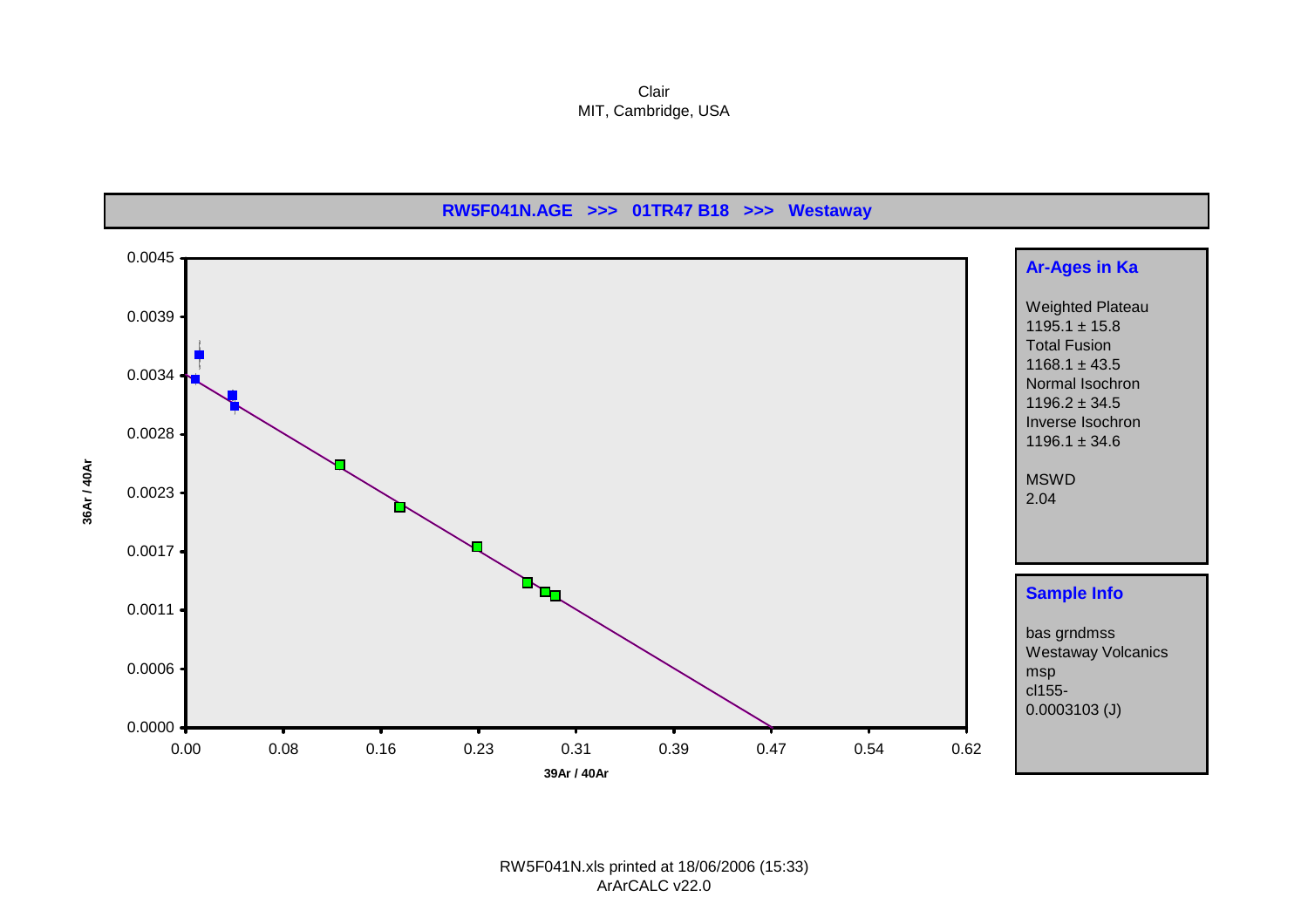Clair
MIT, Cambridge, USA

**RW5F041N.AGE >>> 01TR47 B18 >>> Westaway**

36Ar / 40Ar

0.0045
0.0039
0.0034
0.0028
0.0023
0.0017
0.0011
0.0006
0.0000

0.00 0.08 0.16 0.23 0.31 0.39 0.47 0.54 0.62

39Ar / 40Ar

**Ar-Ages in Ka**

Weighted Plateau
1195.1 ± 15.8
Total Fusion
1168.1 ± 43.5
Normal Isochron
1196.2 ± 34.5
Inverse Isochron
1196.1 ± 34.6

MSWD
2.04

**Sample Info**

bas grndmss
Westaway Volcanics
msp
cl155-
0.0003103 (J)

RW5F041N.xls printed at 18/06/2006 (15:33)
ArArCALC v22.0